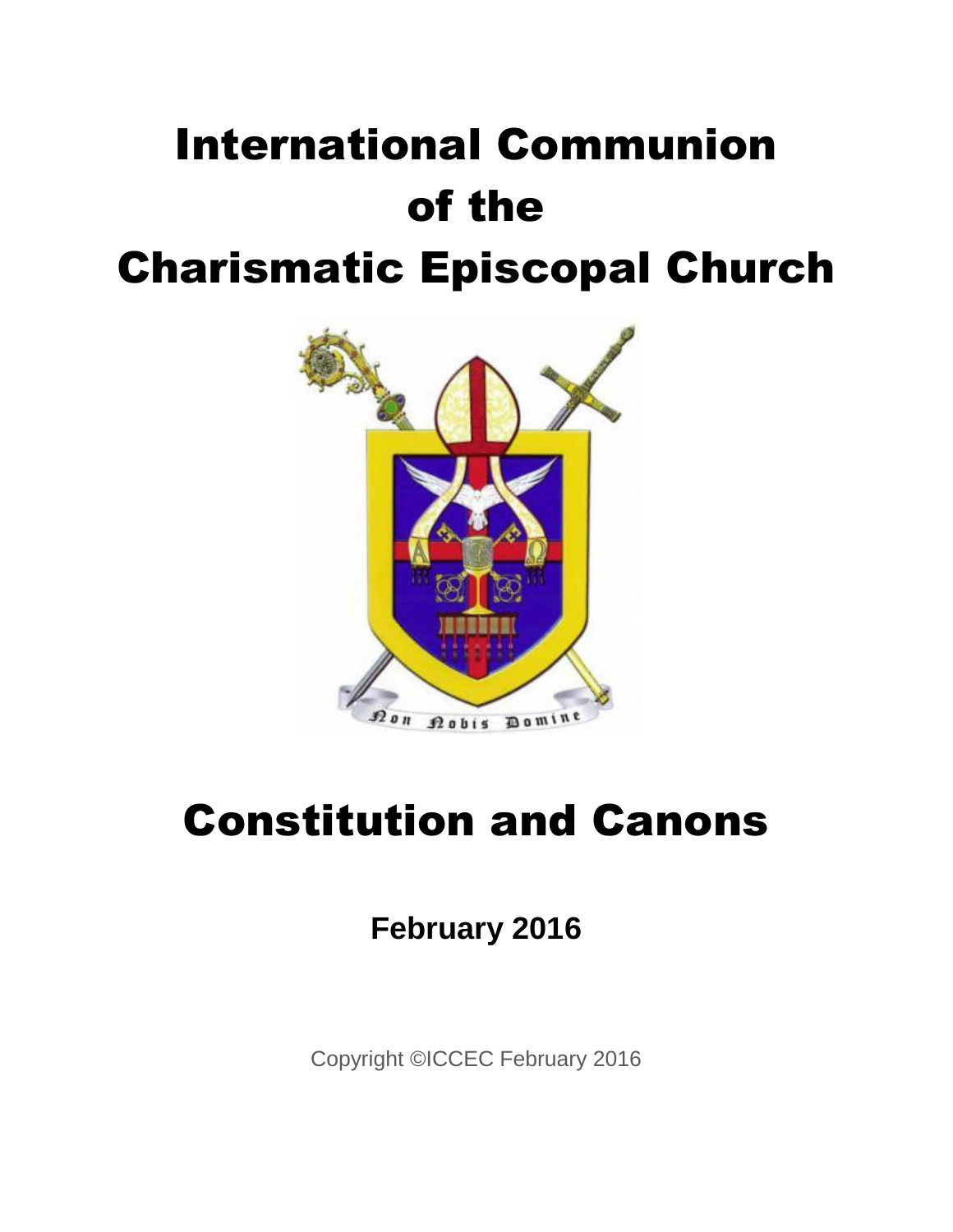# International Communion of the Charismatic Episcopal Church

# Constitution and Canons

**February 2016**

Copyright ©ICCEC February 2016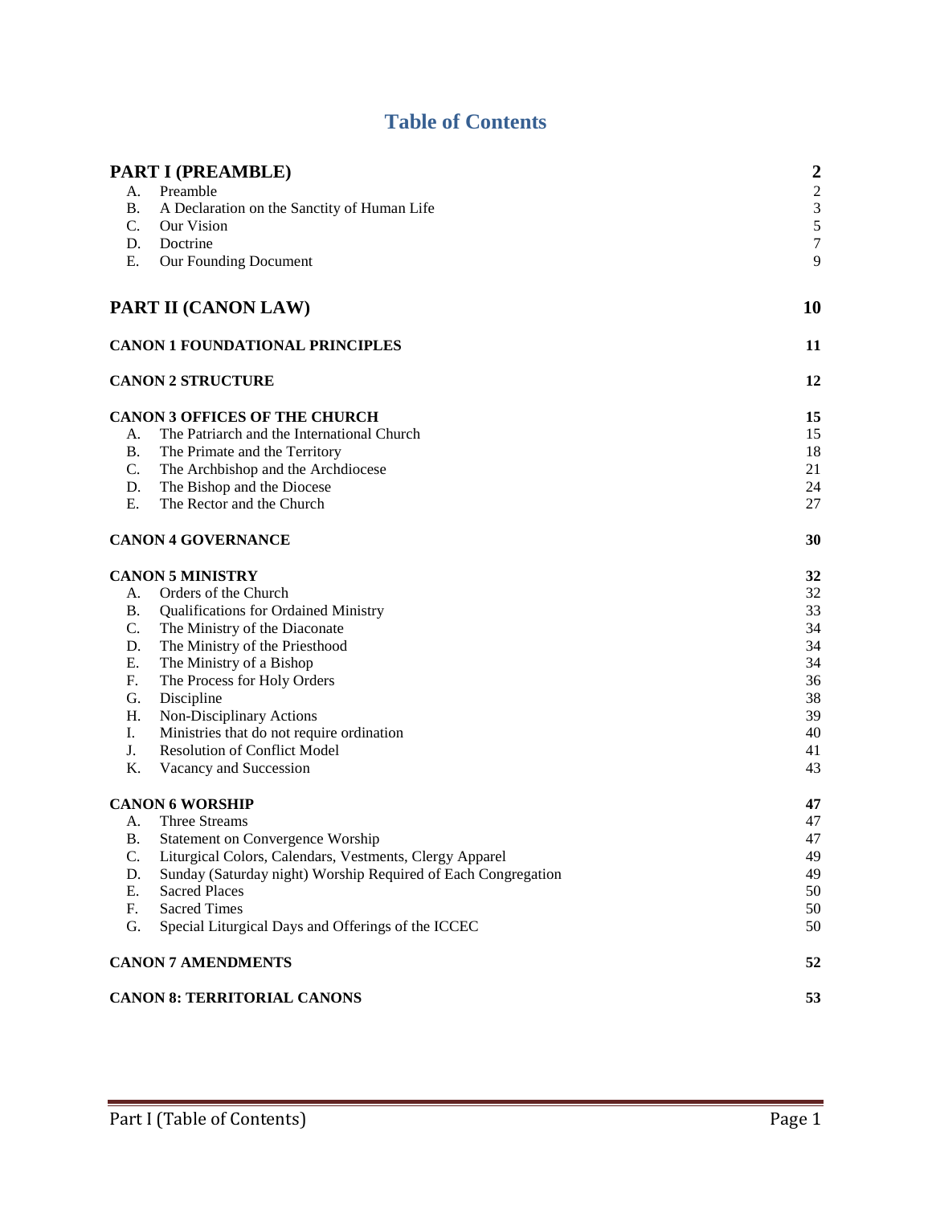# Table of Contents

| | | |
|---|---|---|
| **PART I (PREAMBLE)** | | **2** |
| A. | Preamble | 2 |
| B. | A Declaration on the Sanctity of Human Life | 3 |
| C. | Our Vision | 5 |
| D. | Doctrine | 7 |
| E. | Our Founding Document | 9 |
| **PART II (CANON LAW)** | | **10** |
| **CANON 1 FOUNDATIONAL PRINCIPLES** | | **11** |
| **CANON 2 STRUCTURE** | | **12** |
| **CANON 3 OFFICES OF THE CHURCH** | | **15** |
| A. | The Patriarch and the International Church | 15 |
| B. | The Primate and the Territory | 18 |
| C. | The Archbishop and the Archdiocese | 21 |
| D. | The Bishop and the Diocese | 24 |
| E. | The Rector and the Church | 27 |
| **CANON 4 GOVERNANCE** | | **30** |
| **CANON 5 MINISTRY** | | **32** |
| A. | Orders of the Church | 32 |
| B. | Qualifications for Ordained Ministry | 33 |
| C. | The Ministry of the Diaconate | 34 |
| D. | The Ministry of the Priesthood | 34 |
| E. | The Ministry of a Bishop | 34 |
| F. | The Process for Holy Orders | 36 |
| G. | Discipline | 38 |
| H. | Non-Disciplinary Actions | 39 |
| I. | Ministries that do not require ordination | 40 |
| J. | Resolution of Conflict Model | 41 |
| K. | Vacancy and Succession | 43 |
| **CANON 6 WORSHIP** | | **47** |
| A. | Three Streams | 47 |
| B. | Statement on Convergence Worship | 47 |
| C. | Liturgical Colors, Calendars, Vestments, Clergy Apparel | 49 |
| D. | Sunday (Saturday night) Worship Required of Each Congregation | 49 |
| E. | Sacred Places | 50 |
| F. | Sacred Times | 50 |
| G. | Special Liturgical Days and Offerings of the ICCEC | 50 |
| **CANON 7 AMENDMENTS** | | **52** |
| **CANON 8: TERRITORIAL CANONS** | | **53** |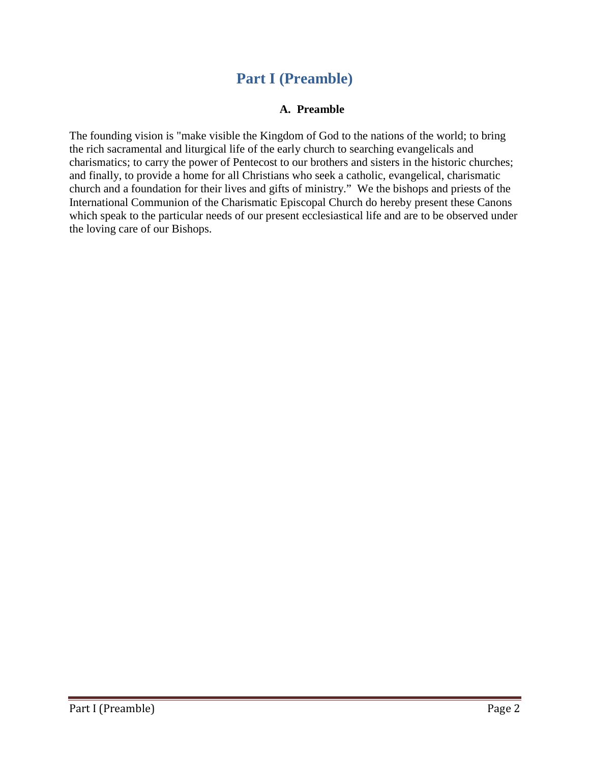# Part I (Preamble)

### A. Preamble

The founding vision is "make visible the Kingdom of God to the nations of the world; to bring the rich sacramental and liturgical life of the early church to searching evangelicals and charismatics; to carry the power of Pentecost to our brothers and sisters in the historic churches; and finally, to provide a home for all Christians who seek a catholic, evangelical, charismatic church and a foundation for their lives and gifts of ministry." We the bishops and priests of the International Communion of the Charismatic Episcopal Church do hereby present these Canons which speak to the particular needs of our present ecclesiastical life and are to be observed under the loving care of our Bishops.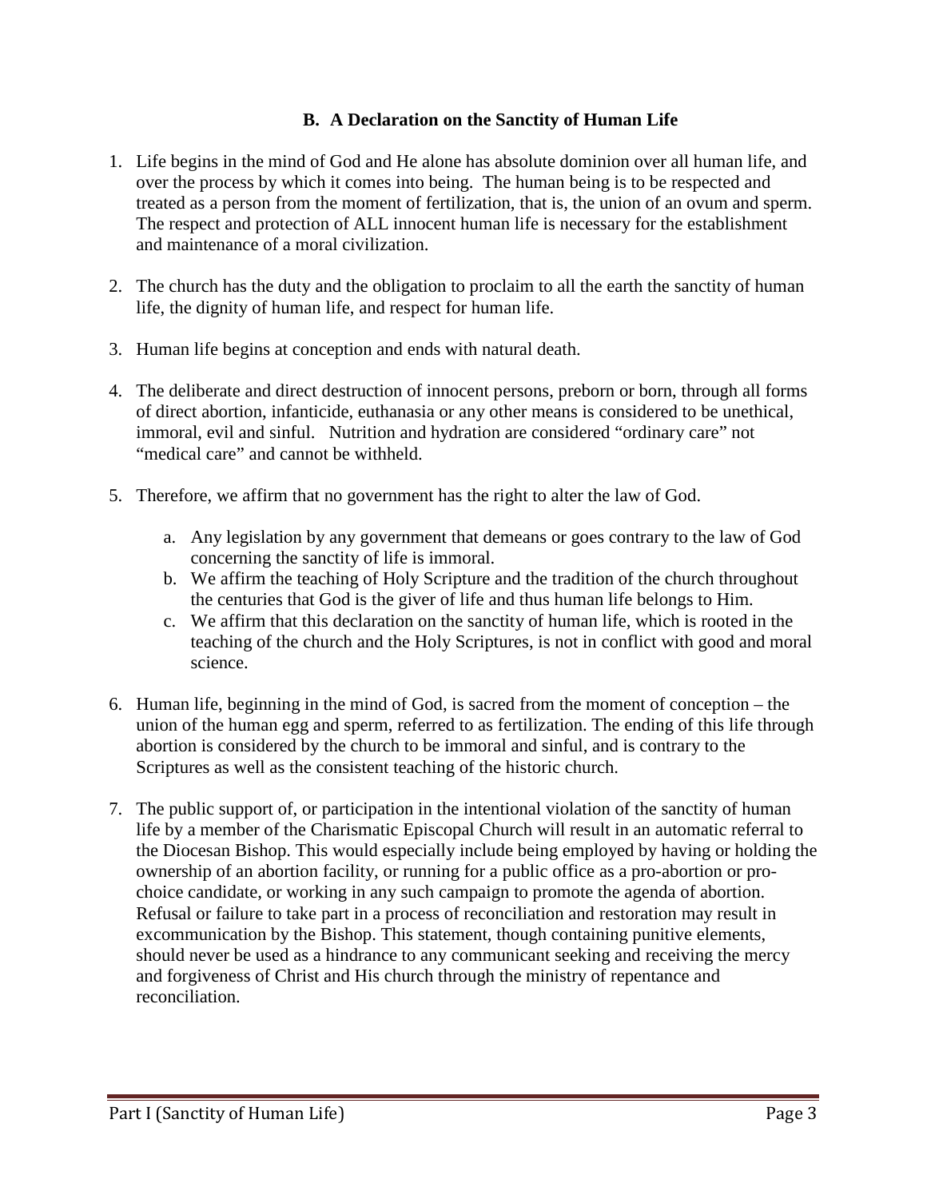### B. A Declaration on the Sanctity of Human Life

1. Life begins in the mind of God and He alone has absolute dominion over all human life, and over the process by which it comes into being. The human being is to be respected and treated as a person from the moment of fertilization, that is, the union of an ovum and sperm. The respect and protection of ALL innocent human life is necessary for the establishment and maintenance of a moral civilization.

2. The church has the duty and the obligation to proclaim to all the earth the sanctity of human life, the dignity of human life, and respect for human life.

3. Human life begins at conception and ends with natural death.

4. The deliberate and direct destruction of innocent persons, preborn or born, through all forms of direct abortion, infanticide, euthanasia or any other means is considered to be unethical, immoral, evil and sinful. Nutrition and hydration are considered "ordinary care" not "medical care" and cannot be withheld.

5. Therefore, we affirm that no government has the right to alter the law of God.

   a. Any legislation by any government that demeans or goes contrary to the law of God concerning the sanctity of life is immoral.
   b. We affirm the teaching of Holy Scripture and the tradition of the church throughout the centuries that God is the giver of life and thus human life belongs to Him.
   c. We affirm that this declaration on the sanctity of human life, which is rooted in the teaching of the church and the Holy Scriptures, is not in conflict with good and moral science.

6. Human life, beginning in the mind of God, is sacred from the moment of conception – the union of the human egg and sperm, referred to as fertilization. The ending of this life through abortion is considered by the church to be immoral and sinful, and is contrary to the Scriptures as well as the consistent teaching of the historic church.

7. The public support of, or participation in the intentional violation of the sanctity of human life by a member of the Charismatic Episcopal Church will result in an automatic referral to the Diocesan Bishop. This would especially include being employed by having or holding the ownership of an abortion facility, or running for a public office as a pro-abortion or pro-choice candidate, or working in any such campaign to promote the agenda of abortion. Refusal or failure to take part in a process of reconciliation and restoration may result in excommunication by the Bishop. This statement, though containing punitive elements, should never be used as a hindrance to any communicant seeking and receiving the mercy and forgiveness of Christ and His church through the ministry of repentance and reconciliation.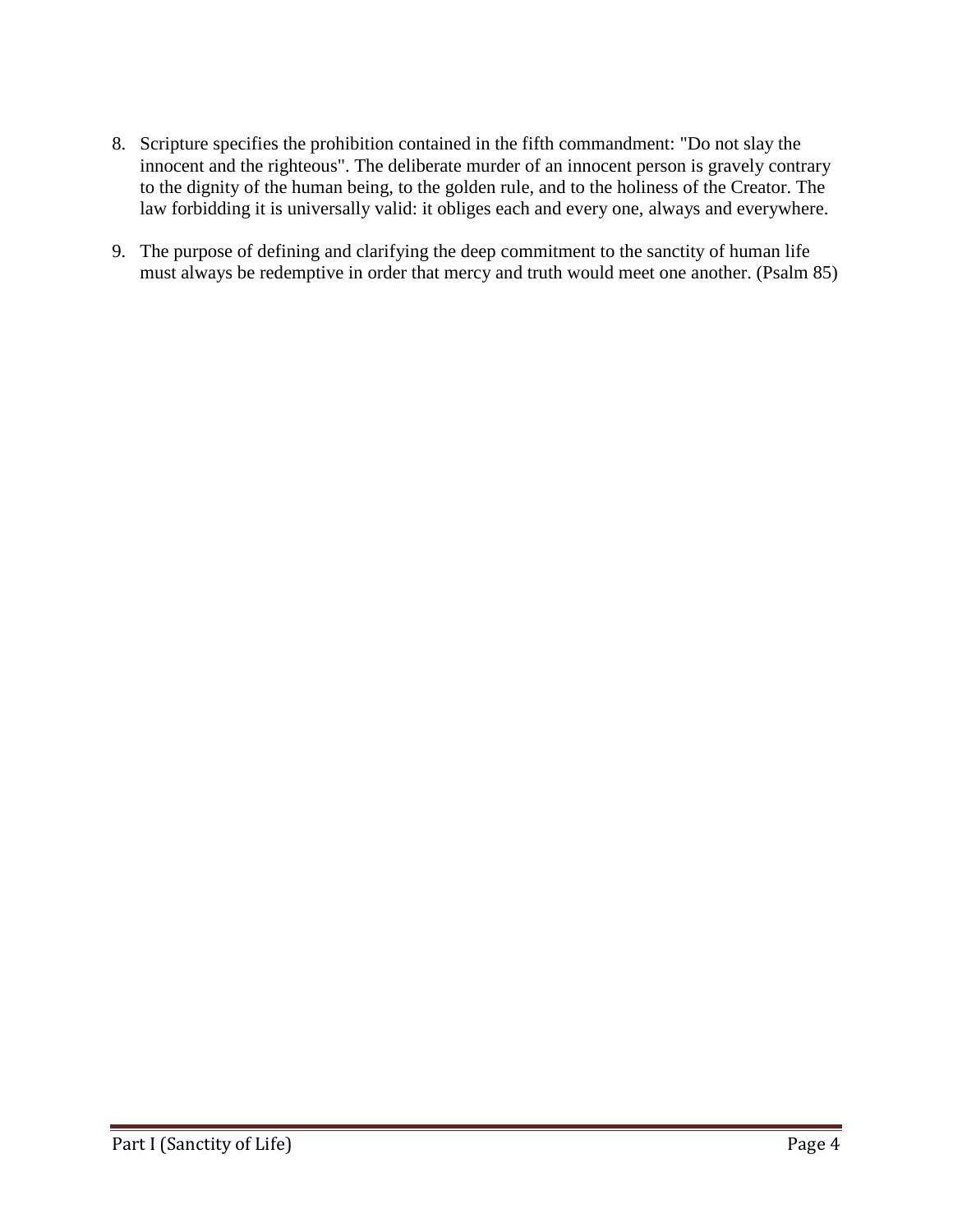8. Scripture specifies the prohibition contained in the fifth commandment: "Do not slay the innocent and the righteous". The deliberate murder of an innocent person is gravely contrary to the dignity of the human being, to the golden rule, and to the holiness of the Creator. The law forbidding it is universally valid: it obliges each and every one, always and everywhere.

9. The purpose of defining and clarifying the deep commitment to the sanctity of human life must always be redemptive in order that mercy and truth would meet one another. (Psalm 85)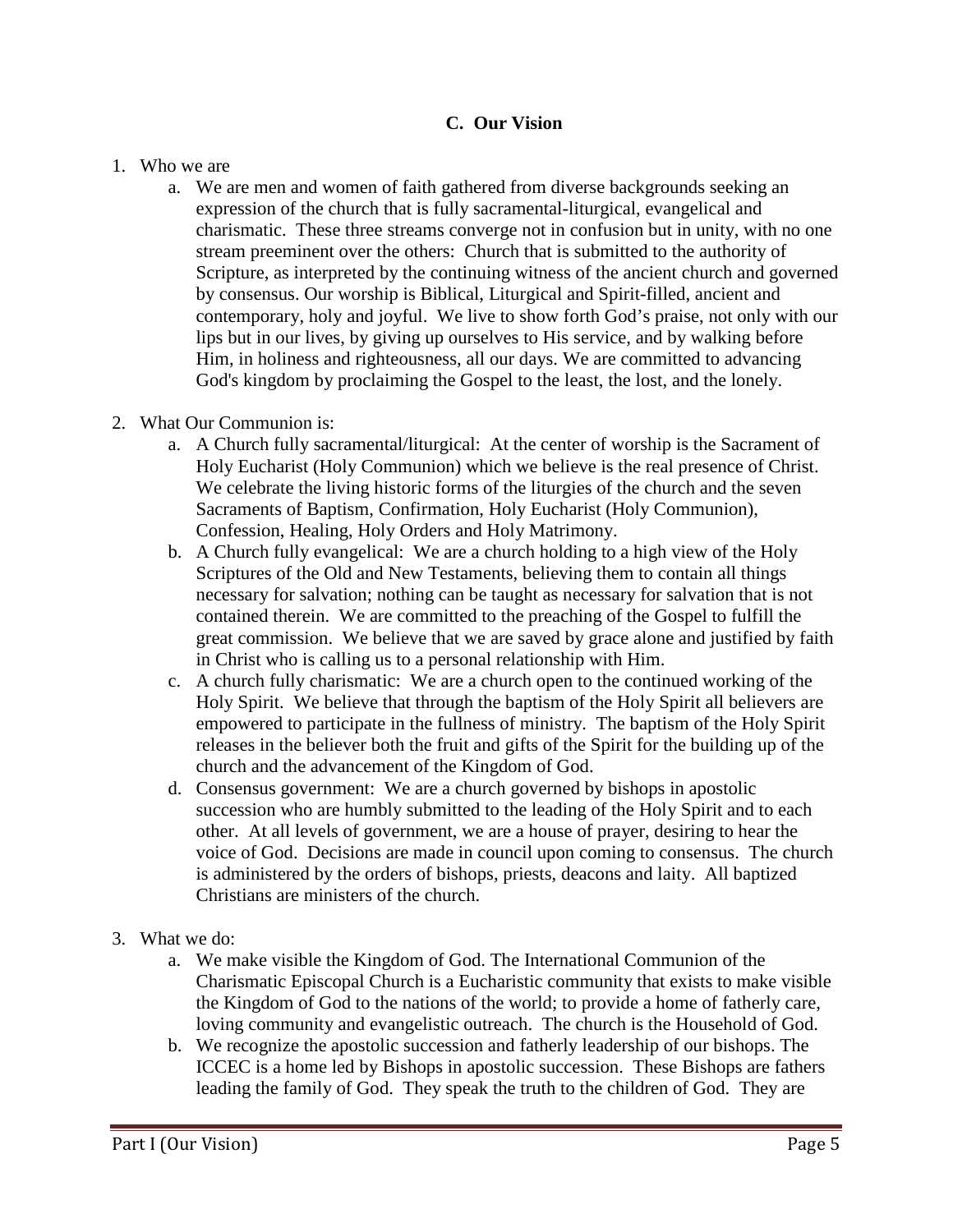## C. Our Vision

1. Who we are
    a. We are men and women of faith gathered from diverse backgrounds seeking an expression of the church that is fully sacramental-liturgical, evangelical and charismatic. These three streams converge not in confusion but in unity, with no one stream preeminent over the others: Church that is submitted to the authority of Scripture, as interpreted by the continuing witness of the ancient church and governed by consensus. Our worship is Biblical, Liturgical and Spirit-filled, ancient and contemporary, holy and joyful. We live to show forth God's praise, not only with our lips but in our lives, by giving up ourselves to His service, and by walking before Him, in holiness and righteousness, all our days. We are committed to advancing God's kingdom by proclaiming the Gospel to the least, the lost, and the lonely.

2. What Our Communion is:
    a. A Church fully sacramental/liturgical: At the center of worship is the Sacrament of Holy Eucharist (Holy Communion) which we believe is the real presence of Christ. We celebrate the living historic forms of the liturgies of the church and the seven Sacraments of Baptism, Confirmation, Holy Eucharist (Holy Communion), Confession, Healing, Holy Orders and Holy Matrimony.
    b. A Church fully evangelical: We are a church holding to a high view of the Holy Scriptures of the Old and New Testaments, believing them to contain all things necessary for salvation; nothing can be taught as necessary for salvation that is not contained therein. We are committed to the preaching of the Gospel to fulfill the great commission. We believe that we are saved by grace alone and justified by faith in Christ who is calling us to a personal relationship with Him.
    c. A church fully charismatic: We are a church open to the continued working of the Holy Spirit. We believe that through the baptism of the Holy Spirit all believers are empowered to participate in the fullness of ministry. The baptism of the Holy Spirit releases in the believer both the fruit and gifts of the Spirit for the building up of the church and the advancement of the Kingdom of God.
    d. Consensus government: We are a church governed by bishops in apostolic succession who are humbly submitted to the leading of the Holy Spirit and to each other. At all levels of government, we are a house of prayer, desiring to hear the voice of God. Decisions are made in council upon coming to consensus. The church is administered by the orders of bishops, priests, deacons and laity. All baptized Christians are ministers of the church.

3. What we do:
    a. We make visible the Kingdom of God. The International Communion of the Charismatic Episcopal Church is a Eucharistic community that exists to make visible the Kingdom of God to the nations of the world; to provide a home of fatherly care, loving community and evangelistic outreach. The church is the Household of God.
    b. We recognize the apostolic succession and fatherly leadership of our bishops. The ICCEC is a home led by Bishops in apostolic succession. These Bishops are fathers leading the family of God. They speak the truth to the children of God. They are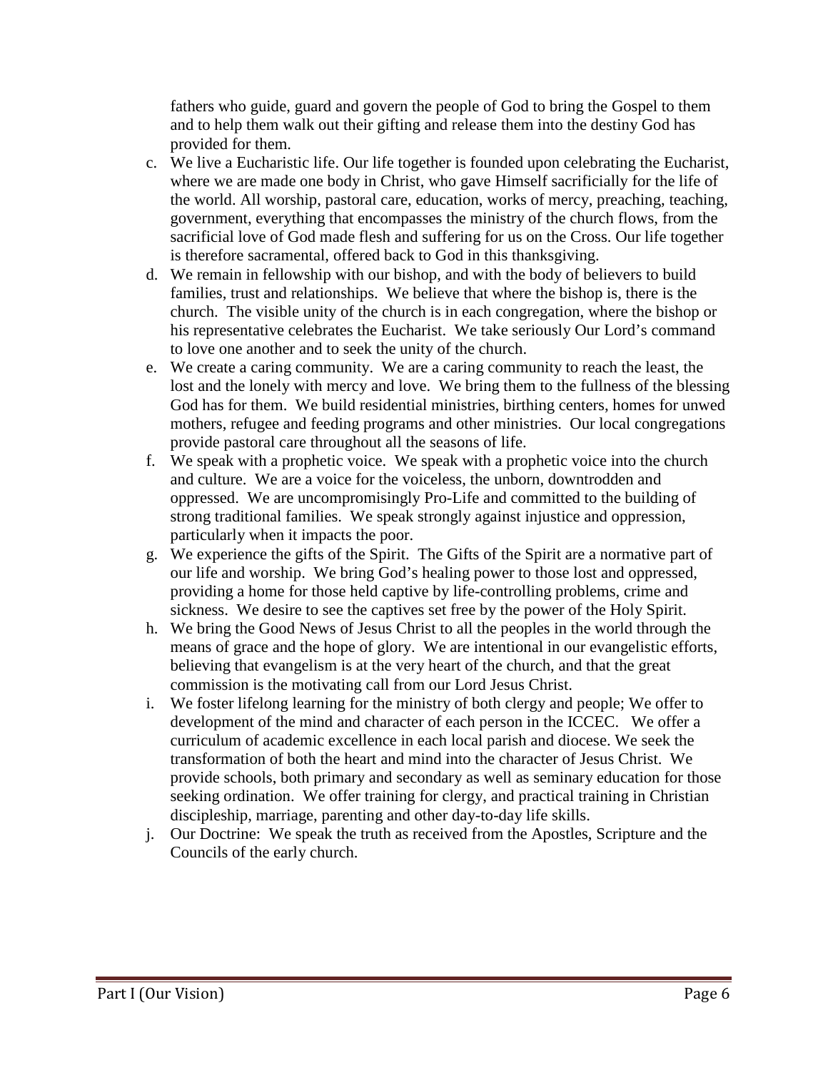fathers who guide, guard and govern the people of God to bring the Gospel to them and to help them walk out their gifting and release them into the destiny God has provided for them.

c. We live a Eucharistic life. Our life together is founded upon celebrating the Eucharist, where we are made one body in Christ, who gave Himself sacrificially for the life of the world. All worship, pastoral care, education, works of mercy, preaching, teaching, government, everything that encompasses the ministry of the church flows, from the sacrificial love of God made flesh and suffering for us on the Cross. Our life together is therefore sacramental, offered back to God in this thanksgiving.

d. We remain in fellowship with our bishop, and with the body of believers to build families, trust and relationships. We believe that where the bishop is, there is the church. The visible unity of the church is in each congregation, where the bishop or his representative celebrates the Eucharist. We take seriously Our Lord's command to love one another and to seek the unity of the church.

e. We create a caring community. We are a caring community to reach the least, the lost and the lonely with mercy and love. We bring them to the fullness of the blessing God has for them. We build residential ministries, birthing centers, homes for unwed mothers, refugee and feeding programs and other ministries. Our local congregations provide pastoral care throughout all the seasons of life.

f. We speak with a prophetic voice. We speak with a prophetic voice into the church and culture. We are a voice for the voiceless, the unborn, downtrodden and oppressed. We are uncompromisingly Pro-Life and committed to the building of strong traditional families. We speak strongly against injustice and oppression, particularly when it impacts the poor.

g. We experience the gifts of the Spirit. The Gifts of the Spirit are a normative part of our life and worship. We bring God's healing power to those lost and oppressed, providing a home for those held captive by life-controlling problems, crime and sickness. We desire to see the captives set free by the power of the Holy Spirit.

h. We bring the Good News of Jesus Christ to all the peoples in the world through the means of grace and the hope of glory. We are intentional in our evangelistic efforts, believing that evangelism is at the very heart of the church, and that the great commission is the motivating call from our Lord Jesus Christ.

i. We foster lifelong learning for the ministry of both clergy and people; We offer to development of the mind and character of each person in the ICCEC. We offer a curriculum of academic excellence in each local parish and diocese. We seek the transformation of both the heart and mind into the character of Jesus Christ. We provide schools, both primary and secondary as well as seminary education for those seeking ordination. We offer training for clergy, and practical training in Christian discipleship, marriage, parenting and other day-to-day life skills.

j. Our Doctrine: We speak the truth as received from the Apostles, Scripture and the Councils of the early church.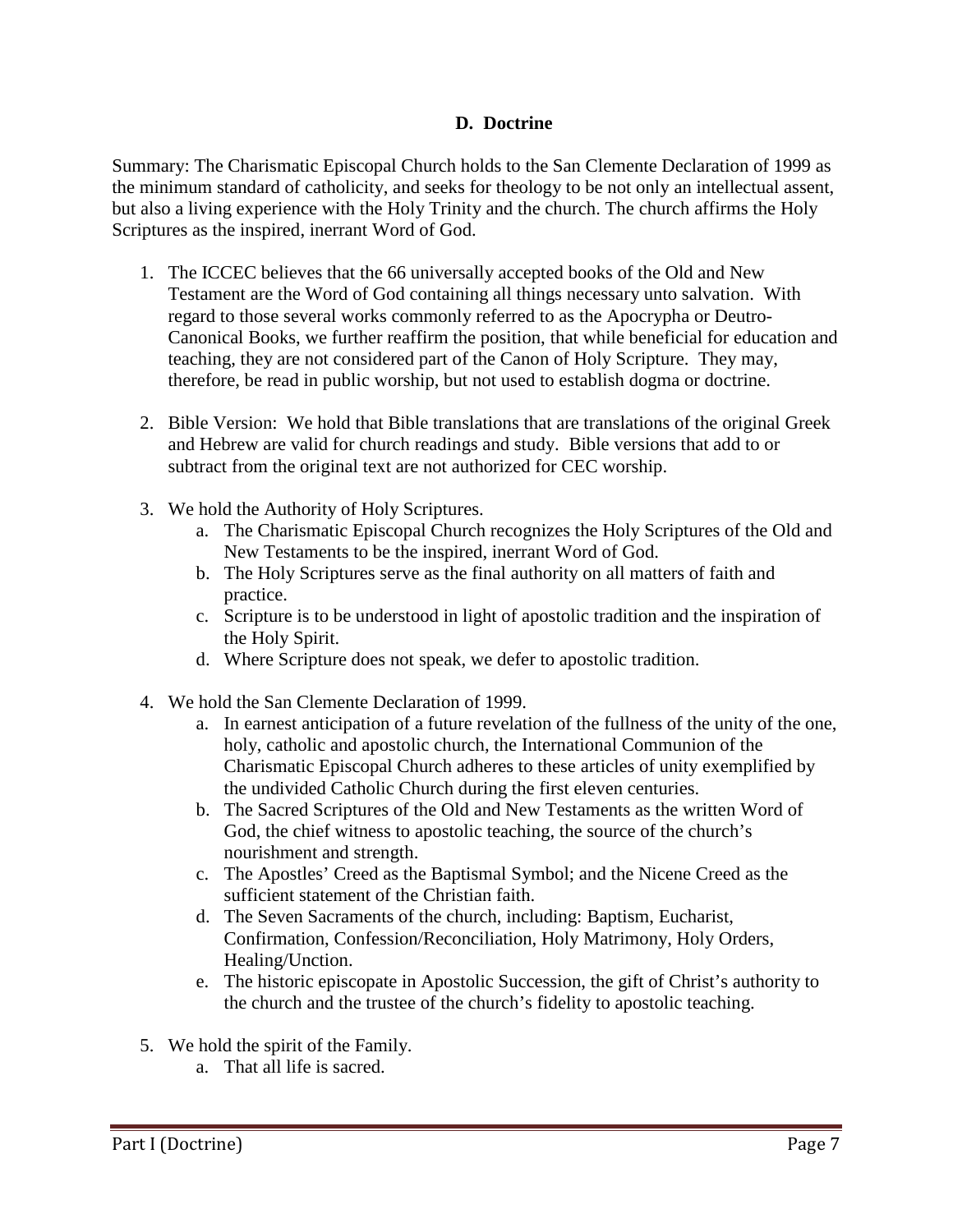### D. Doctrine

Summary: The Charismatic Episcopal Church holds to the San Clemente Declaration of 1999 as the minimum standard of catholicity, and seeks for theology to be not only an intellectual assent, but also a living experience with the Holy Trinity and the church. The church affirms the Holy Scriptures as the inspired, inerrant Word of God.

1. The ICCEC believes that the 66 universally accepted books of the Old and New Testament are the Word of God containing all things necessary unto salvation. With regard to those several works commonly referred to as the Apocrypha or Deutro-Canonical Books, we further reaffirm the position, that while beneficial for education and teaching, they are not considered part of the Canon of Holy Scripture. They may, therefore, be read in public worship, but not used to establish dogma or doctrine.

2. Bible Version: We hold that Bible translations that are translations of the original Greek and Hebrew are valid for church readings and study. Bible versions that add to or subtract from the original text are not authorized for CEC worship.

3. We hold the Authority of Holy Scriptures.
   a. The Charismatic Episcopal Church recognizes the Holy Scriptures of the Old and New Testaments to be the inspired, inerrant Word of God.
   b. The Holy Scriptures serve as the final authority on all matters of faith and practice.
   c. Scripture is to be understood in light of apostolic tradition and the inspiration of the Holy Spirit.
   d. Where Scripture does not speak, we defer to apostolic tradition.

4. We hold the San Clemente Declaration of 1999.
   a. In earnest anticipation of a future revelation of the fullness of the unity of the one, holy, catholic and apostolic church, the International Communion of the Charismatic Episcopal Church adheres to these articles of unity exemplified by the undivided Catholic Church during the first eleven centuries.
   b. The Sacred Scriptures of the Old and New Testaments as the written Word of God, the chief witness to apostolic teaching, the source of the church's nourishment and strength.
   c. The Apostles' Creed as the Baptismal Symbol; and the Nicene Creed as the sufficient statement of the Christian faith.
   d. The Seven Sacraments of the church, including: Baptism, Eucharist, Confirmation, Confession/Reconciliation, Holy Matrimony, Holy Orders, Healing/Unction.
   e. The historic episcopate in Apostolic Succession, the gift of Christ's authority to the church and the trustee of the church's fidelity to apostolic teaching.

5. We hold the spirit of the Family.
   a. That all life is sacred.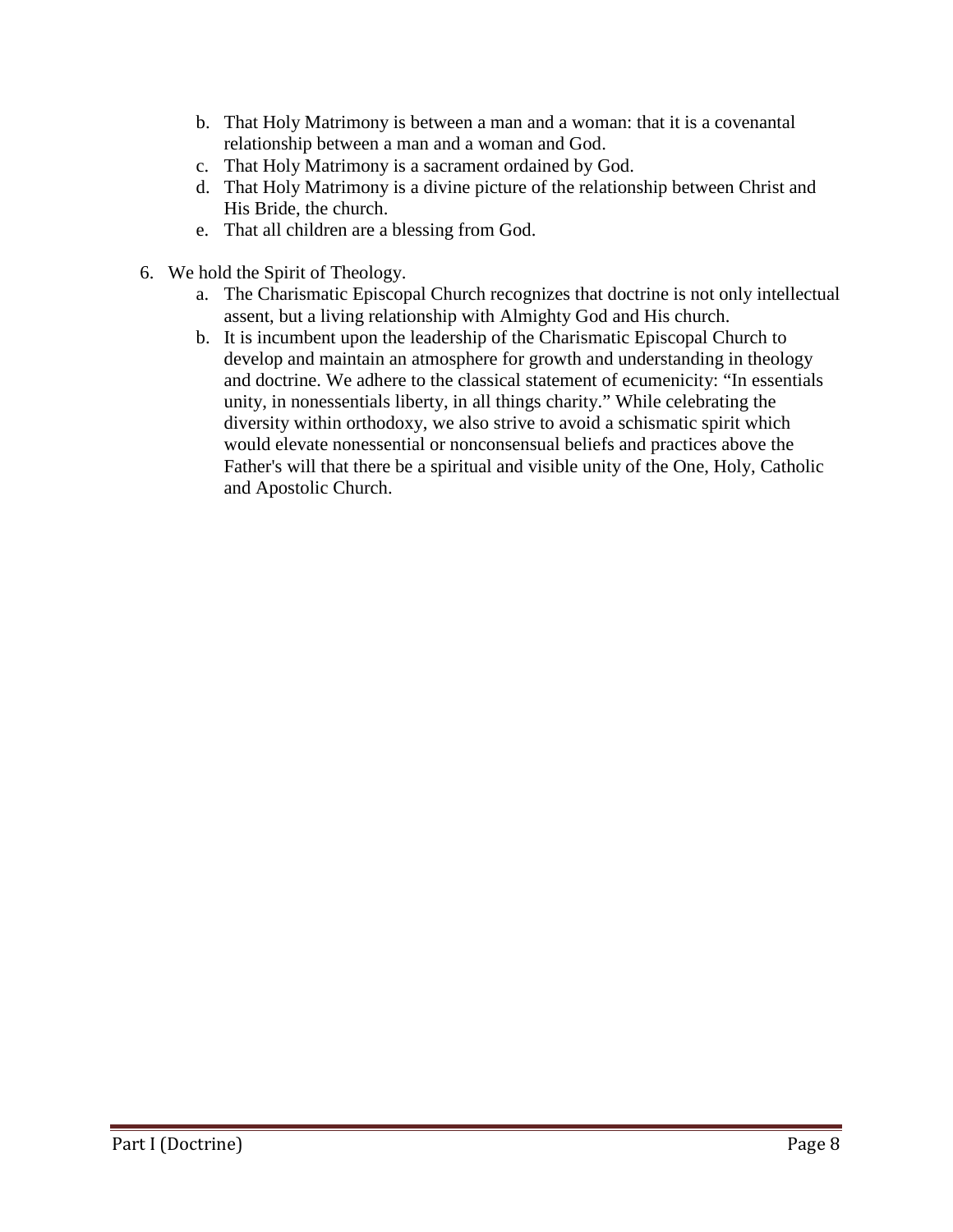b. That Holy Matrimony is between a man and a woman: that it is a covenantal relationship between a man and a woman and God.
c. That Holy Matrimony is a sacrament ordained by God.
d. That Holy Matrimony is a divine picture of the relationship between Christ and His Bride, the church.
e. That all children are a blessing from God.

6. We hold the Spirit of Theology.
   a. The Charismatic Episcopal Church recognizes that doctrine is not only intellectual assent, but a living relationship with Almighty God and His church.
   b. It is incumbent upon the leadership of the Charismatic Episcopal Church to develop and maintain an atmosphere for growth and understanding in theology and doctrine. We adhere to the classical statement of ecumenicity: "In essentials unity, in nonessentials liberty, in all things charity." While celebrating the diversity within orthodoxy, we also strive to avoid a schismatic spirit which would elevate nonessential or nonconsensual beliefs and practices above the Father's will that there be a spiritual and visible unity of the One, Holy, Catholic and Apostolic Church.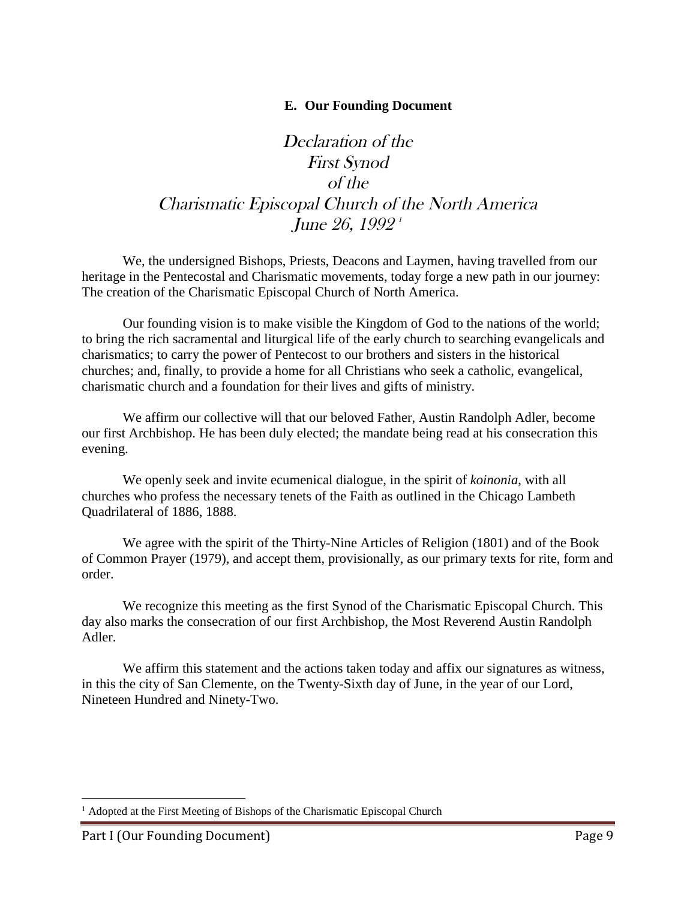### E. Our Founding Document

## Declaration of the First Synod of the Charismatic Episcopal Church of the North America June 26, 1992[1]

We, the undersigned Bishops, Priests, Deacons and Laymen, having travelled from our heritage in the Pentecostal and Charismatic movements, today forge a new path in our journey: The creation of the Charismatic Episcopal Church of North America.

Our founding vision is to make visible the Kingdom of God to the nations of the world; to bring the rich sacramental and liturgical life of the early church to searching evangelicals and charismatics; to carry the power of Pentecost to our brothers and sisters in the historical churches; and, finally, to provide a home for all Christians who seek a catholic, evangelical, charismatic church and a foundation for their lives and gifts of ministry.

We affirm our collective will that our beloved Father, Austin Randolph Adler, become our first Archbishop. He has been duly elected; the mandate being read at his consecration this evening.

We openly seek and invite ecumenical dialogue, in the spirit of *koinonia,* with all churches who profess the necessary tenets of the Faith as outlined in the Chicago Lambeth Quadrilateral of 1886, 1888.

We agree with the spirit of the Thirty-Nine Articles of Religion (1801) and of the Book of Common Prayer (1979), and accept them, provisionally, as our primary texts for rite, form and order.

We recognize this meeting as the first Synod of the Charismatic Episcopal Church. This day also marks the consecration of our first Archbishop, the Most Reverend Austin Randolph Adler.

We affirm this statement and the actions taken today and affix our signatures as witness, in this the city of San Clemente, on the Twenty-Sixth day of June, in the year of our Lord, Nineteen Hundred and Ninety-Two.

[1] Adopted at the First Meeting of Bishops of the Charismatic Episcopal Church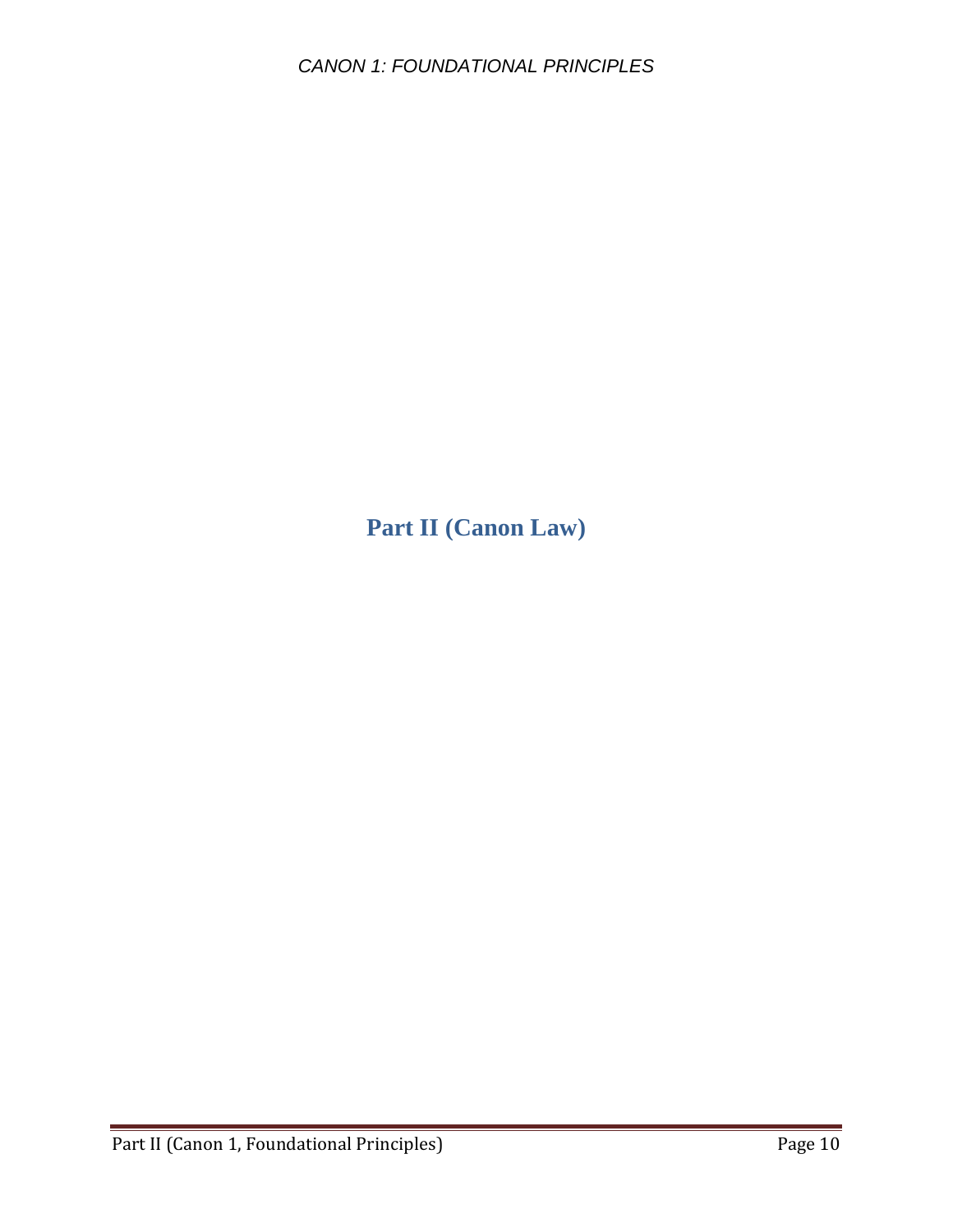# Part II (Canon Law)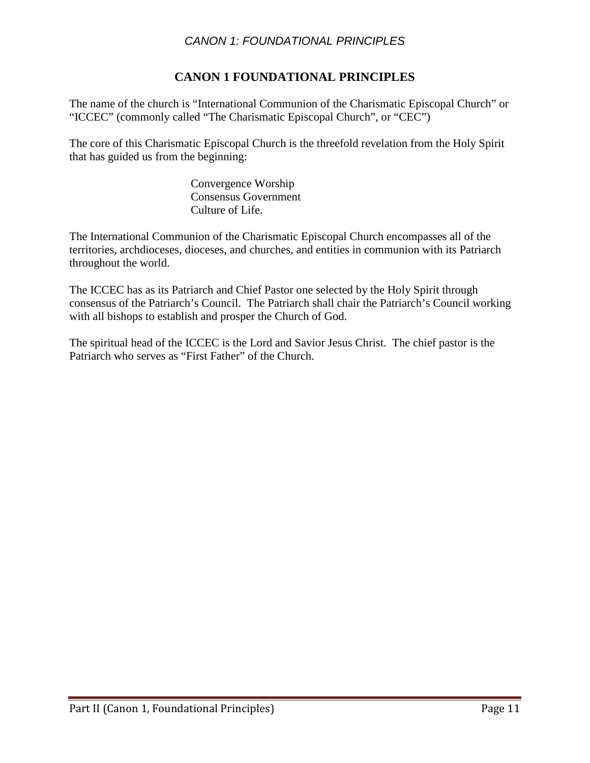# CANON 1 FOUNDATIONAL PRINCIPLES

The name of the church is "International Communion of the Charismatic Episcopal Church" or "ICCEC" (commonly called "The Charismatic Episcopal Church", or "CEC")

The core of this Charismatic Episcopal Church is the threefold revelation from the Holy Spirit that has guided us from the beginning:

> Convergence Worship
> Consensus Government
> Culture of Life.

The International Communion of the Charismatic Episcopal Church encompasses all of the territories, archdioceses, dioceses, and churches, and entities in communion with its Patriarch throughout the world.

The ICCEC has as its Patriarch and Chief Pastor one selected by the Holy Spirit through consensus of the Patriarch's Council. The Patriarch shall chair the Patriarch's Council working with all bishops to establish and prosper the Church of God.

The spiritual head of the ICCEC is the Lord and Savior Jesus Christ. The chief pastor is the Patriarch who serves as "First Father" of the Church.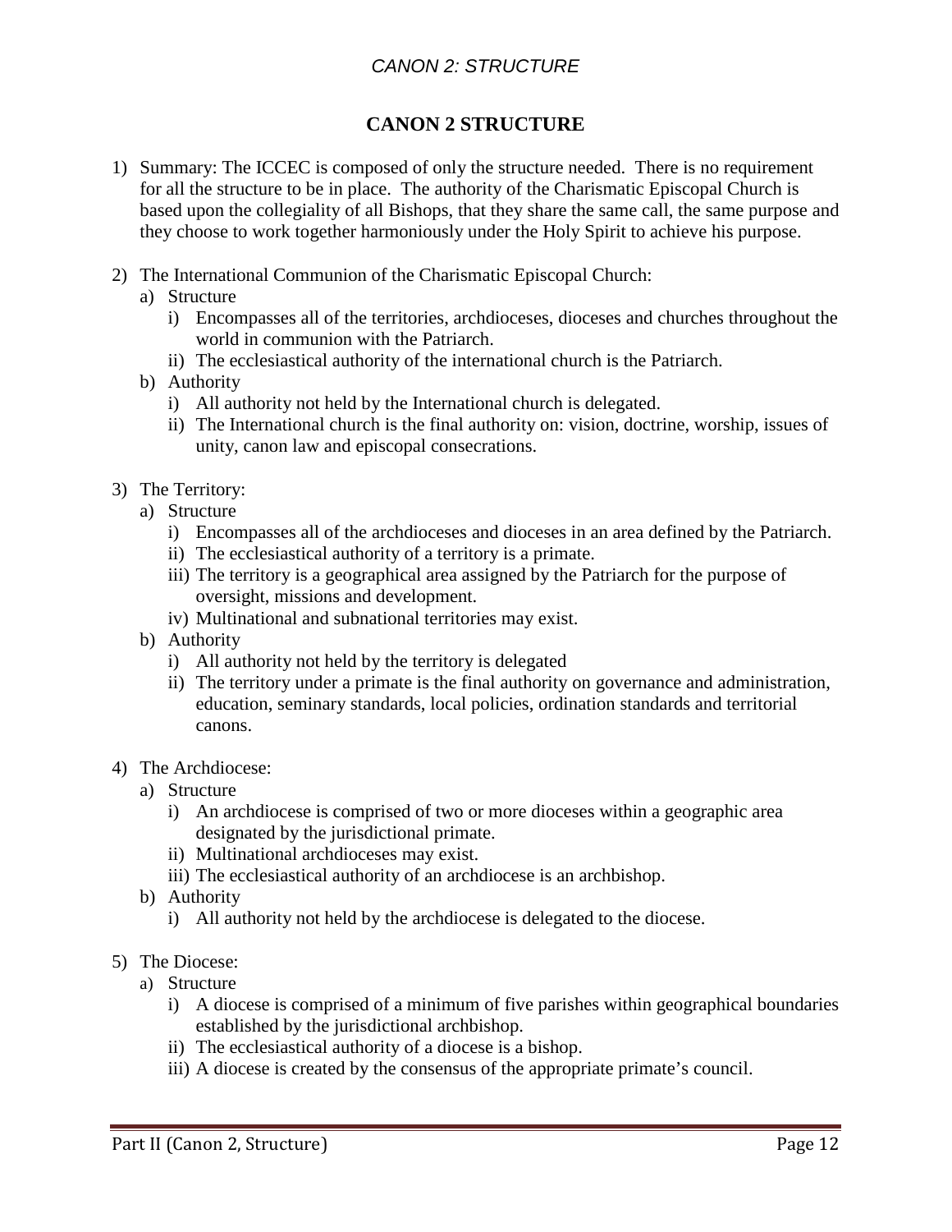# CANON 2 STRUCTURE

1) Summary: The ICCEC is composed of only the structure needed. There is no requirement for all the structure to be in place. The authority of the Charismatic Episcopal Church is based upon the collegiality of all Bishops, that they share the same call, the same purpose and they choose to work together harmoniously under the Holy Spirit to achieve his purpose.

2) The International Communion of the Charismatic Episcopal Church:
   a) Structure
      i) Encompasses all of the territories, archdioceses, dioceses and churches throughout the world in communion with the Patriarch.
      ii) The ecclesiastical authority of the international church is the Patriarch.
   b) Authority
      i) All authority not held by the International church is delegated.
      ii) The International church is the final authority on: vision, doctrine, worship, issues of unity, canon law and episcopal consecrations.

3) The Territory:
   a) Structure
      i) Encompasses all of the archdioceses and dioceses in an area defined by the Patriarch.
      ii) The ecclesiastical authority of a territory is a primate.
      iii) The territory is a geographical area assigned by the Patriarch for the purpose of oversight, missions and development.
      iv) Multinational and subnational territories may exist.
   b) Authority
      i) All authority not held by the territory is delegated
      ii) The territory under a primate is the final authority on governance and administration, education, seminary standards, local policies, ordination standards and territorial canons.

4) The Archdiocese:
   a) Structure
      i) An archdiocese is comprised of two or more dioceses within a geographic area designated by the jurisdictional primate.
      ii) Multinational archdioceses may exist.
      iii) The ecclesiastical authority of an archdiocese is an archbishop.
   b) Authority
      i) All authority not held by the archdiocese is delegated to the diocese.

5) The Diocese:
   a) Structure
      i) A diocese is comprised of a minimum of five parishes within geographical boundaries established by the jurisdictional archbishop.
      ii) The ecclesiastical authority of a diocese is a bishop.
      iii) A diocese is created by the consensus of the appropriate primate's council.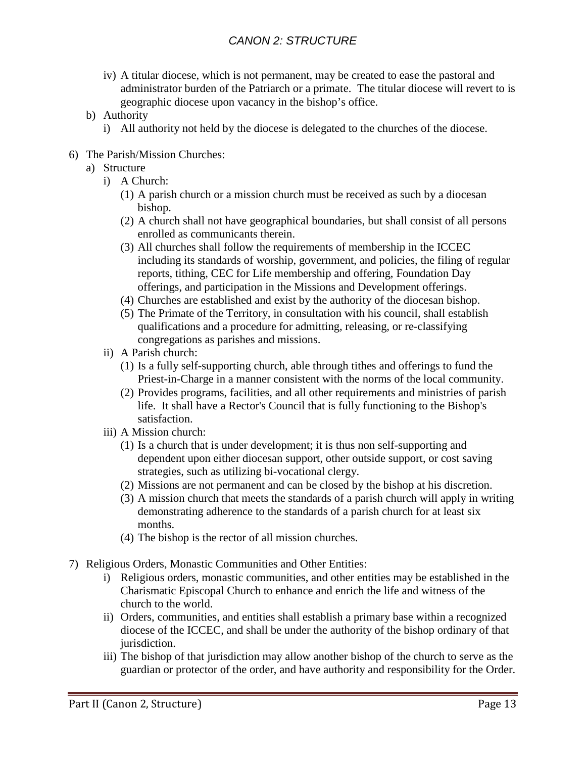iv) A titular diocese, which is not permanent, may be created to ease the pastoral and administrator burden of the Patriarch or a primate. The titular diocese will revert to is geographic diocese upon vacancy in the bishop's office.

b) Authority

i) All authority not held by the diocese is delegated to the churches of the diocese.

6) The Parish/Mission Churches:

a) Structure

i) A Church:

(1) A parish church or a mission church must be received as such by a diocesan bishop.

(2) A church shall not have geographical boundaries, but shall consist of all persons enrolled as communicants therein.

(3) All churches shall follow the requirements of membership in the ICCEC including its standards of worship, government, and policies, the filing of regular reports, tithing, CEC for Life membership and offering, Foundation Day offerings, and participation in the Missions and Development offerings.

(4) Churches are established and exist by the authority of the diocesan bishop.

(5) The Primate of the Territory, in consultation with his council, shall establish qualifications and a procedure for admitting, releasing, or re-classifying congregations as parishes and missions.

ii) A Parish church:

(1) Is a fully self-supporting church, able through tithes and offerings to fund the Priest-in-Charge in a manner consistent with the norms of the local community.

(2) Provides programs, facilities, and all other requirements and ministries of parish life. It shall have a Rector's Council that is fully functioning to the Bishop's satisfaction.

iii) A Mission church:

(1) Is a church that is under development; it is thus non self-supporting and dependent upon either diocesan support, other outside support, or cost saving strategies, such as utilizing bi-vocational clergy.

(2) Missions are not permanent and can be closed by the bishop at his discretion.

(3) A mission church that meets the standards of a parish church will apply in writing demonstrating adherence to the standards of a parish church for at least six months.

(4) The bishop is the rector of all mission churches.

7) Religious Orders, Monastic Communities and Other Entities:

i) Religious orders, monastic communities, and other entities may be established in the Charismatic Episcopal Church to enhance and enrich the life and witness of the church to the world.

ii) Orders, communities, and entities shall establish a primary base within a recognized diocese of the ICCEC, and shall be under the authority of the bishop ordinary of that jurisdiction.

iii) The bishop of that jurisdiction may allow another bishop of the church to serve as the guardian or protector of the order, and have authority and responsibility for the Order.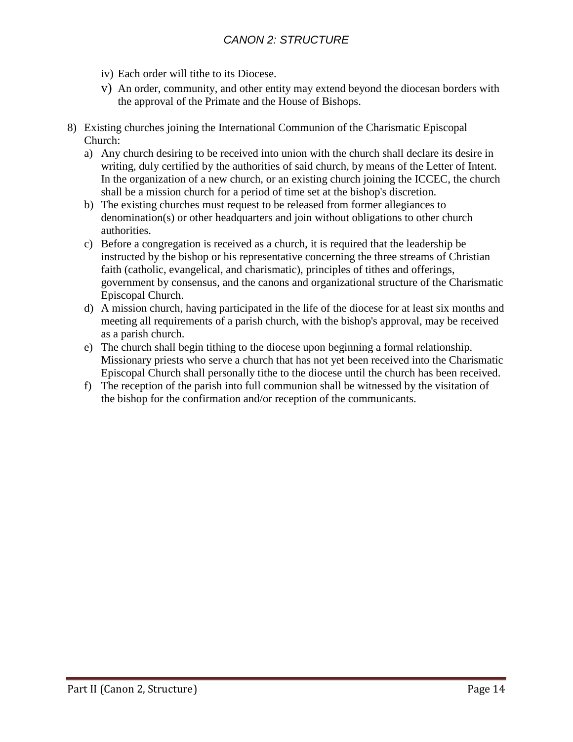iv) Each order will tithe to its Diocese.

v) An order, community, and other entity may extend beyond the diocesan borders with the approval of the Primate and the House of Bishops.

8) Existing churches joining the International Communion of the Charismatic Episcopal Church:

   a) Any church desiring to be received into union with the church shall declare its desire in writing, duly certified by the authorities of said church, by means of the Letter of Intent. In the organization of a new church, or an existing church joining the ICCEC, the church shall be a mission church for a period of time set at the bishop's discretion.

   b) The existing churches must request to be released from former allegiances to denomination(s) or other headquarters and join without obligations to other church authorities.

   c) Before a congregation is received as a church, it is required that the leadership be instructed by the bishop or his representative concerning the three streams of Christian faith (catholic, evangelical, and charismatic), principles of tithes and offerings, government by consensus, and the canons and organizational structure of the Charismatic Episcopal Church.

   d) A mission church, having participated in the life of the diocese for at least six months and meeting all requirements of a parish church, with the bishop's approval, may be received as a parish church.

   e) The church shall begin tithing to the diocese upon beginning a formal relationship. Missionary priests who serve a church that has not yet been received into the Charismatic Episcopal Church shall personally tithe to the diocese until the church has been received.

   f) The reception of the parish into full communion shall be witnessed by the visitation of the bishop for the confirmation and/or reception of the communicants.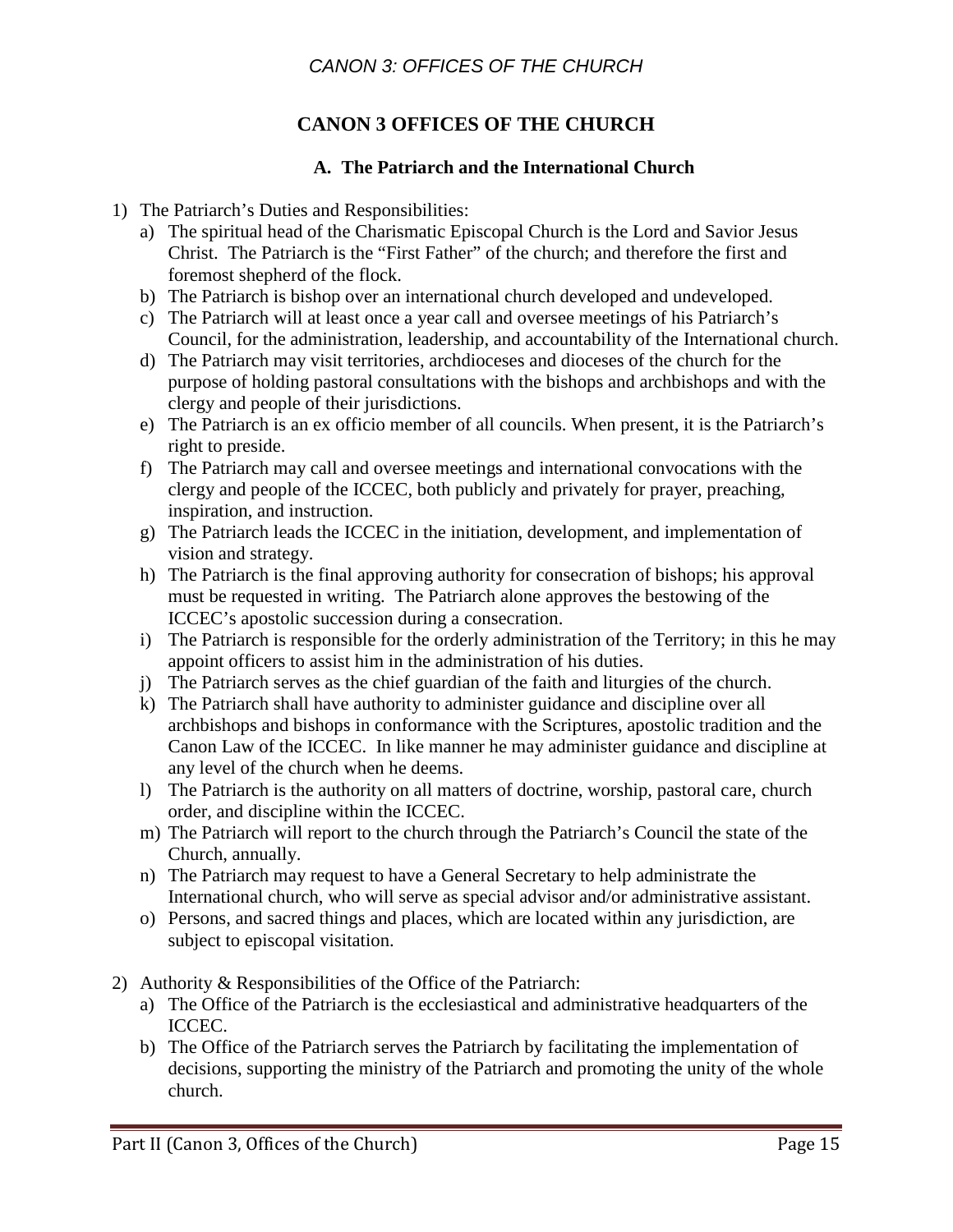# CANON 3 OFFICES OF THE CHURCH

## A. The Patriarch and the International Church

1) The Patriarch's Duties and Responsibilities:
   a) The spiritual head of the Charismatic Episcopal Church is the Lord and Savior Jesus Christ. The Patriarch is the "First Father" of the church; and therefore the first and foremost shepherd of the flock.
   b) The Patriarch is bishop over an international church developed and undeveloped.
   c) The Patriarch will at least once a year call and oversee meetings of his Patriarch's Council, for the administration, leadership, and accountability of the International church.
   d) The Patriarch may visit territories, archdioceses and dioceses of the church for the purpose of holding pastoral consultations with the bishops and archbishops and with the clergy and people of their jurisdictions.
   e) The Patriarch is an ex officio member of all councils. When present, it is the Patriarch's right to preside.
   f) The Patriarch may call and oversee meetings and international convocations with the clergy and people of the ICCEC, both publicly and privately for prayer, preaching, inspiration, and instruction.
   g) The Patriarch leads the ICCEC in the initiation, development, and implementation of vision and strategy.
   h) The Patriarch is the final approving authority for consecration of bishops; his approval must be requested in writing. The Patriarch alone approves the bestowing of the ICCEC's apostolic succession during a consecration.
   i) The Patriarch is responsible for the orderly administration of the Territory; in this he may appoint officers to assist him in the administration of his duties.
   j) The Patriarch serves as the chief guardian of the faith and liturgies of the church.
   k) The Patriarch shall have authority to administer guidance and discipline over all archbishops and bishops in conformance with the Scriptures, apostolic tradition and the Canon Law of the ICCEC. In like manner he may administer guidance and discipline at any level of the church when he deems.
   l) The Patriarch is the authority on all matters of doctrine, worship, pastoral care, church order, and discipline within the ICCEC.
   m) The Patriarch will report to the church through the Patriarch's Council the state of the Church, annually.
   n) The Patriarch may request to have a General Secretary to help administrate the International church, who will serve as special advisor and/or administrative assistant.
   o) Persons, and sacred things and places, which are located within any jurisdiction, are subject to episcopal visitation.

2) Authority & Responsibilities of the Office of the Patriarch:
   a) The Office of the Patriarch is the ecclesiastical and administrative headquarters of the ICCEC.
   b) The Office of the Patriarch serves the Patriarch by facilitating the implementation of decisions, supporting the ministry of the Patriarch and promoting the unity of the whole church.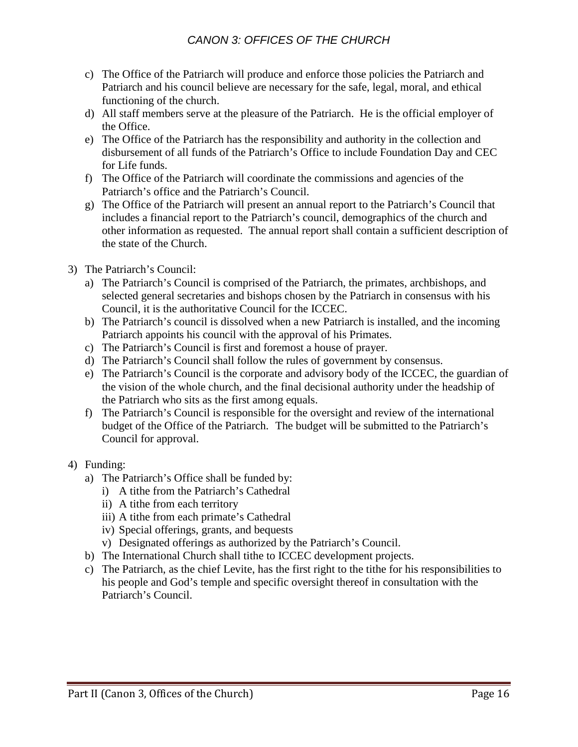c) The Office of the Patriarch will produce and enforce those policies the Patriarch and Patriarch and his council believe are necessary for the safe, legal, moral, and ethical functioning of the church.
d) All staff members serve at the pleasure of the Patriarch. He is the official employer of the Office.
e) The Office of the Patriarch has the responsibility and authority in the collection and disbursement of all funds of the Patriarch's Office to include Foundation Day and CEC for Life funds.
f) The Office of the Patriarch will coordinate the commissions and agencies of the Patriarch's office and the Patriarch's Council.
g) The Office of the Patriarch will present an annual report to the Patriarch's Council that includes a financial report to the Patriarch's council, demographics of the church and other information as requested. The annual report shall contain a sufficient description of the state of the Church.

3) The Patriarch's Council:
   a) The Patriarch's Council is comprised of the Patriarch, the primates, archbishops, and selected general secretaries and bishops chosen by the Patriarch in consensus with his Council, it is the authoritative Council for the ICCEC.
   b) The Patriarch's council is dissolved when a new Patriarch is installed, and the incoming Patriarch appoints his council with the approval of his Primates.
   c) The Patriarch's Council is first and foremost a house of prayer.
   d) The Patriarch's Council shall follow the rules of government by consensus.
   e) The Patriarch's Council is the corporate and advisory body of the ICCEC, the guardian of the vision of the whole church, and the final decisional authority under the headship of the Patriarch who sits as the first among equals.
   f) The Patriarch's Council is responsible for the oversight and review of the international budget of the Office of the Patriarch. The budget will be submitted to the Patriarch's Council for approval.

4) Funding:
   a) The Patriarch's Office shall be funded by:
      i) A tithe from the Patriarch's Cathedral
      ii) A tithe from each territory
      iii) A tithe from each primate's Cathedral
      iv) Special offerings, grants, and bequests
      v) Designated offerings as authorized by the Patriarch's Council.
   b) The International Church shall tithe to ICCEC development projects.
   c) The Patriarch, as the chief Levite, has the first right to the tithe for his responsibilities to his people and God's temple and specific oversight thereof in consultation with the Patriarch's Council.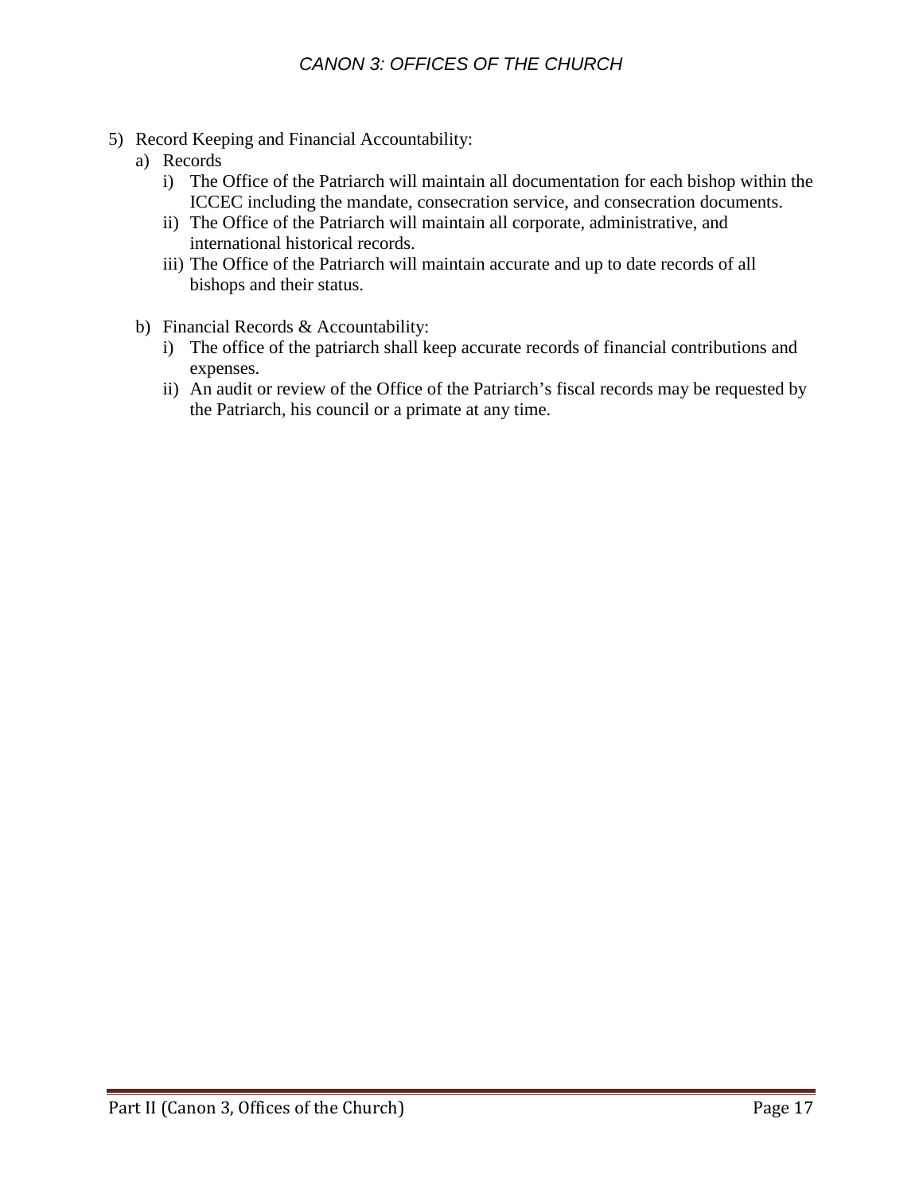5) Record Keeping and Financial Accountability:
   a) Records
      i) The Office of the Patriarch will maintain all documentation for each bishop within the ICCEC including the mandate, consecration service, and consecration documents.
      ii) The Office of the Patriarch will maintain all corporate, administrative, and international historical records.
      iii) The Office of the Patriarch will maintain accurate and up to date records of all bishops and their status.

   b) Financial Records & Accountability:
      i) The office of the patriarch shall keep accurate records of financial contributions and expenses.
      ii) An audit or review of the Office of the Patriarch's fiscal records may be requested by the Patriarch, his council or a primate at any time.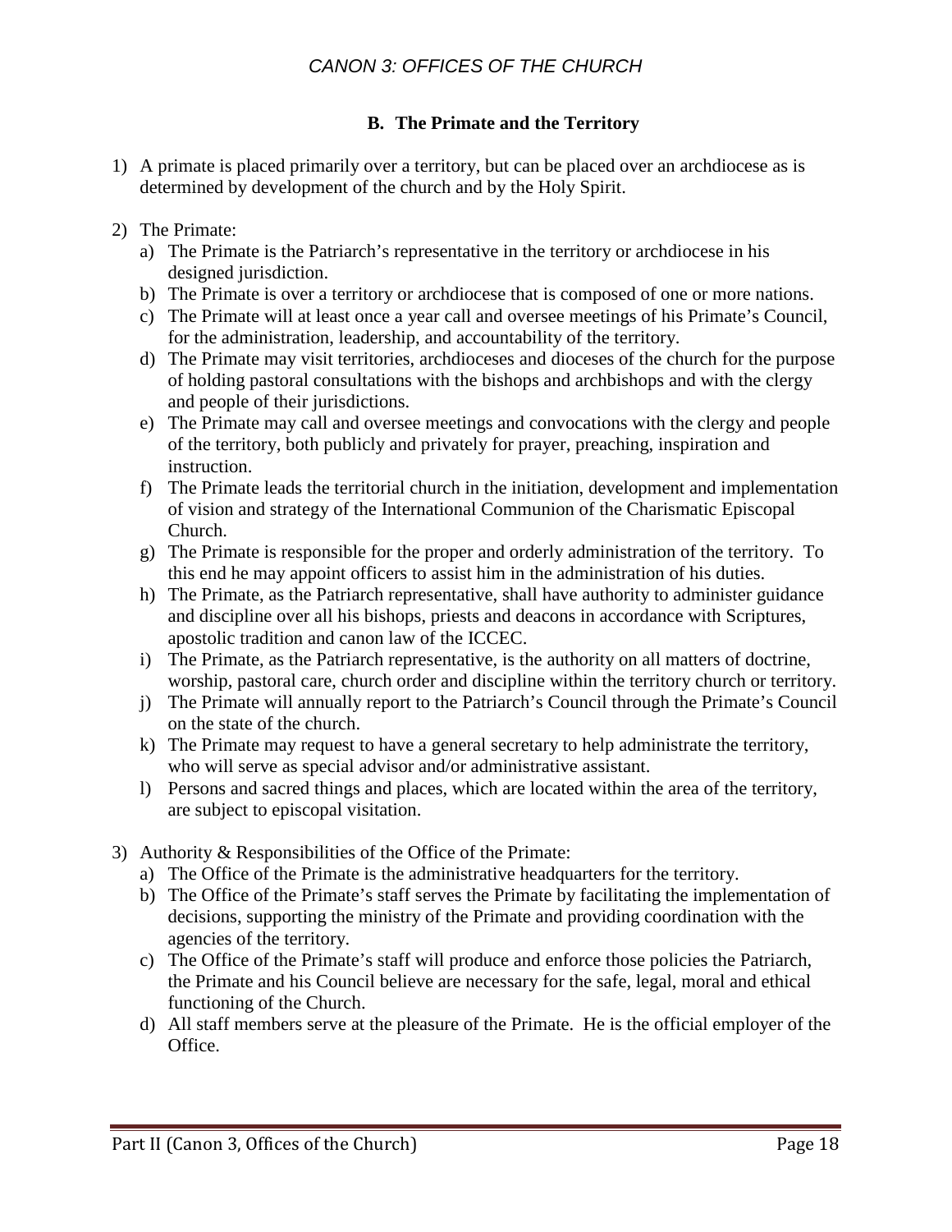*CANON 3: OFFICES OF THE CHURCH*

### B. The Primate and the Territory

1) A primate is placed primarily over a territory, but can be placed over an archdiocese as is determined by development of the church and by the Holy Spirit.

2) The Primate:
   a) The Primate is the Patriarch's representative in the territory or archdiocese in his designed jurisdiction.
   b) The Primate is over a territory or archdiocese that is composed of one or more nations.
   c) The Primate will at least once a year call and oversee meetings of his Primate's Council, for the administration, leadership, and accountability of the territory.
   d) The Primate may visit territories, archdioceses and dioceses of the church for the purpose of holding pastoral consultations with the bishops and archbishops and with the clergy and people of their jurisdictions.
   e) The Primate may call and oversee meetings and convocations with the clergy and people of the territory, both publicly and privately for prayer, preaching, inspiration and instruction.
   f) The Primate leads the territorial church in the initiation, development and implementation of vision and strategy of the International Communion of the Charismatic Episcopal Church.
   g) The Primate is responsible for the proper and orderly administration of the territory. To this end he may appoint officers to assist him in the administration of his duties.
   h) The Primate, as the Patriarch representative, shall have authority to administer guidance and discipline over all his bishops, priests and deacons in accordance with Scriptures, apostolic tradition and canon law of the ICCEC.
   i) The Primate, as the Patriarch representative, is the authority on all matters of doctrine, worship, pastoral care, church order and discipline within the territory church or territory.
   j) The Primate will annually report to the Patriarch's Council through the Primate's Council on the state of the church.
   k) The Primate may request to have a general secretary to help administrate the territory, who will serve as special advisor and/or administrative assistant.
   l) Persons and sacred things and places, which are located within the area of the territory, are subject to episcopal visitation.

3) Authority & Responsibilities of the Office of the Primate:
   a) The Office of the Primate is the administrative headquarters for the territory.
   b) The Office of the Primate's staff serves the Primate by facilitating the implementation of decisions, supporting the ministry of the Primate and providing coordination with the agencies of the territory.
   c) The Office of the Primate's staff will produce and enforce those policies the Patriarch, the Primate and his Council believe are necessary for the safe, legal, moral and ethical functioning of the Church.
   d) All staff members serve at the pleasure of the Primate. He is the official employer of the Office.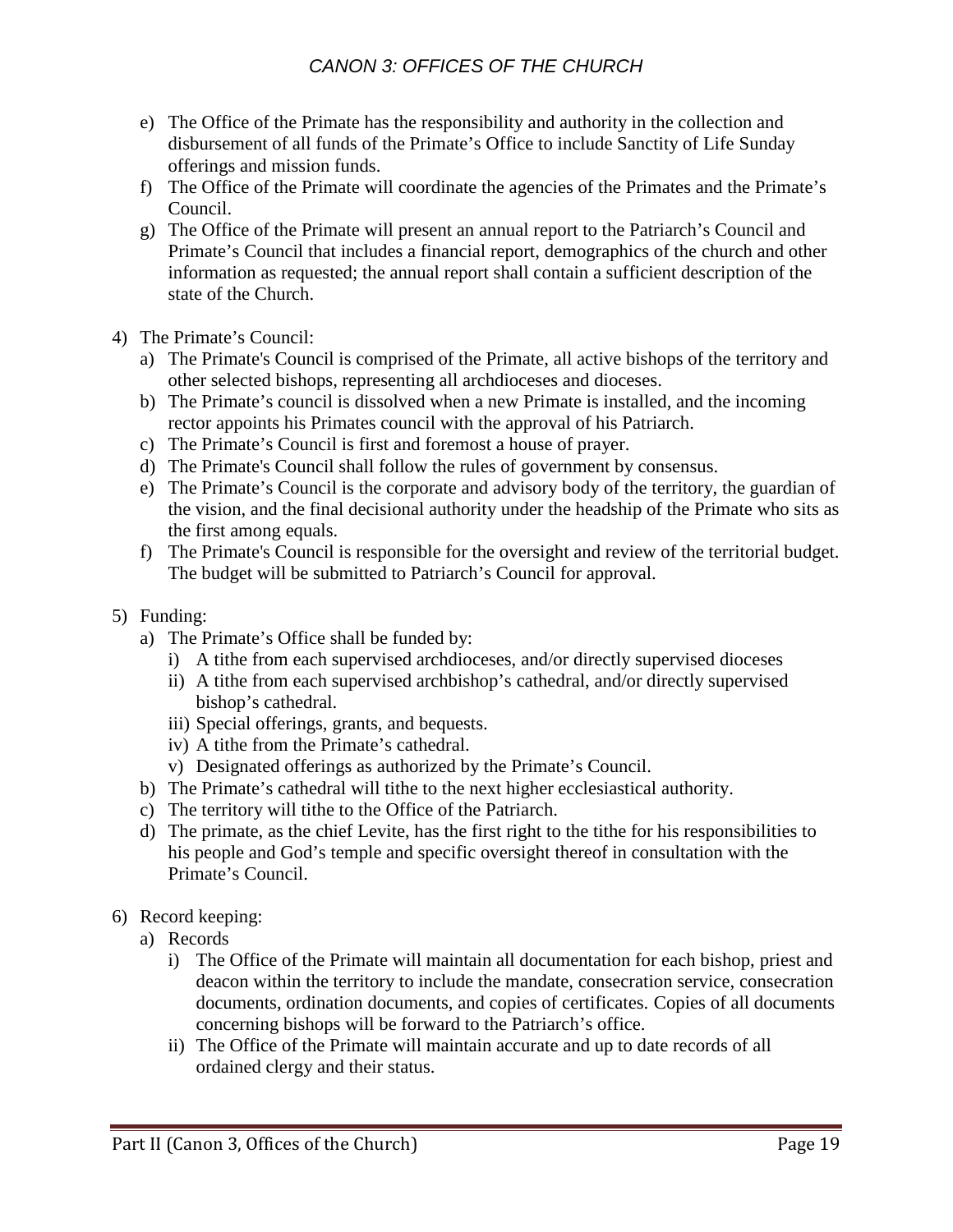e) The Office of the Primate has the responsibility and authority in the collection and disbursement of all funds of the Primate's Office to include Sanctity of Life Sunday offerings and mission funds.
f) The Office of the Primate will coordinate the agencies of the Primates and the Primate's Council.
g) The Office of the Primate will present an annual report to the Patriarch's Council and Primate's Council that includes a financial report, demographics of the church and other information as requested; the annual report shall contain a sufficient description of the state of the Church.

4) The Primate's Council:
   a) The Primate's Council is comprised of the Primate, all active bishops of the territory and other selected bishops, representing all archdioceses and dioceses.
   b) The Primate's council is dissolved when a new Primate is installed, and the incoming rector appoints his Primates council with the approval of his Patriarch.
   c) The Primate's Council is first and foremost a house of prayer.
   d) The Primate's Council shall follow the rules of government by consensus.
   e) The Primate's Council is the corporate and advisory body of the territory, the guardian of the vision, and the final decisional authority under the headship of the Primate who sits as the first among equals.
   f) The Primate's Council is responsible for the oversight and review of the territorial budget. The budget will be submitted to Patriarch's Council for approval.

5) Funding:
   a) The Primate's Office shall be funded by:
      i) A tithe from each supervised archdioceses, and/or directly supervised dioceses
      ii) A tithe from each supervised archbishop's cathedral, and/or directly supervised bishop's cathedral.
      iii) Special offerings, grants, and bequests.
      iv) A tithe from the Primate's cathedral.
      v) Designated offerings as authorized by the Primate's Council.
   b) The Primate's cathedral will tithe to the next higher ecclesiastical authority.
   c) The territory will tithe to the Office of the Patriarch.
   d) The primate, as the chief Levite, has the first right to the tithe for his responsibilities to his people and God's temple and specific oversight thereof in consultation with the Primate's Council.

6) Record keeping:
   a) Records
      i) The Office of the Primate will maintain all documentation for each bishop, priest and deacon within the territory to include the mandate, consecration service, consecration documents, ordination documents, and copies of certificates. Copies of all documents concerning bishops will be forward to the Patriarch's office.
      ii) The Office of the Primate will maintain accurate and up to date records of all ordained clergy and their status.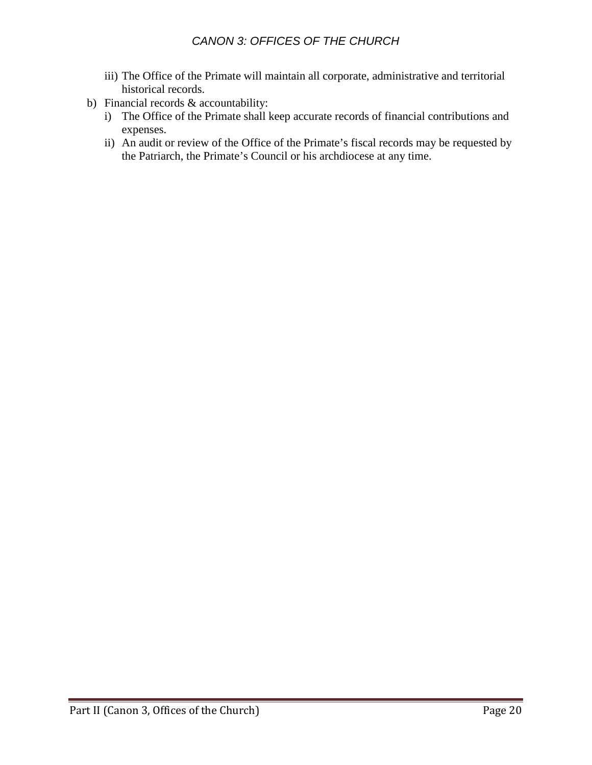iii) The Office of the Primate will maintain all corporate, administrative and territorial historical records.

b) Financial records & accountability:
   i) The Office of the Primate shall keep accurate records of financial contributions and expenses.
   ii) An audit or review of the Office of the Primate's fiscal records may be requested by the Patriarch, the Primate's Council or his archdiocese at any time.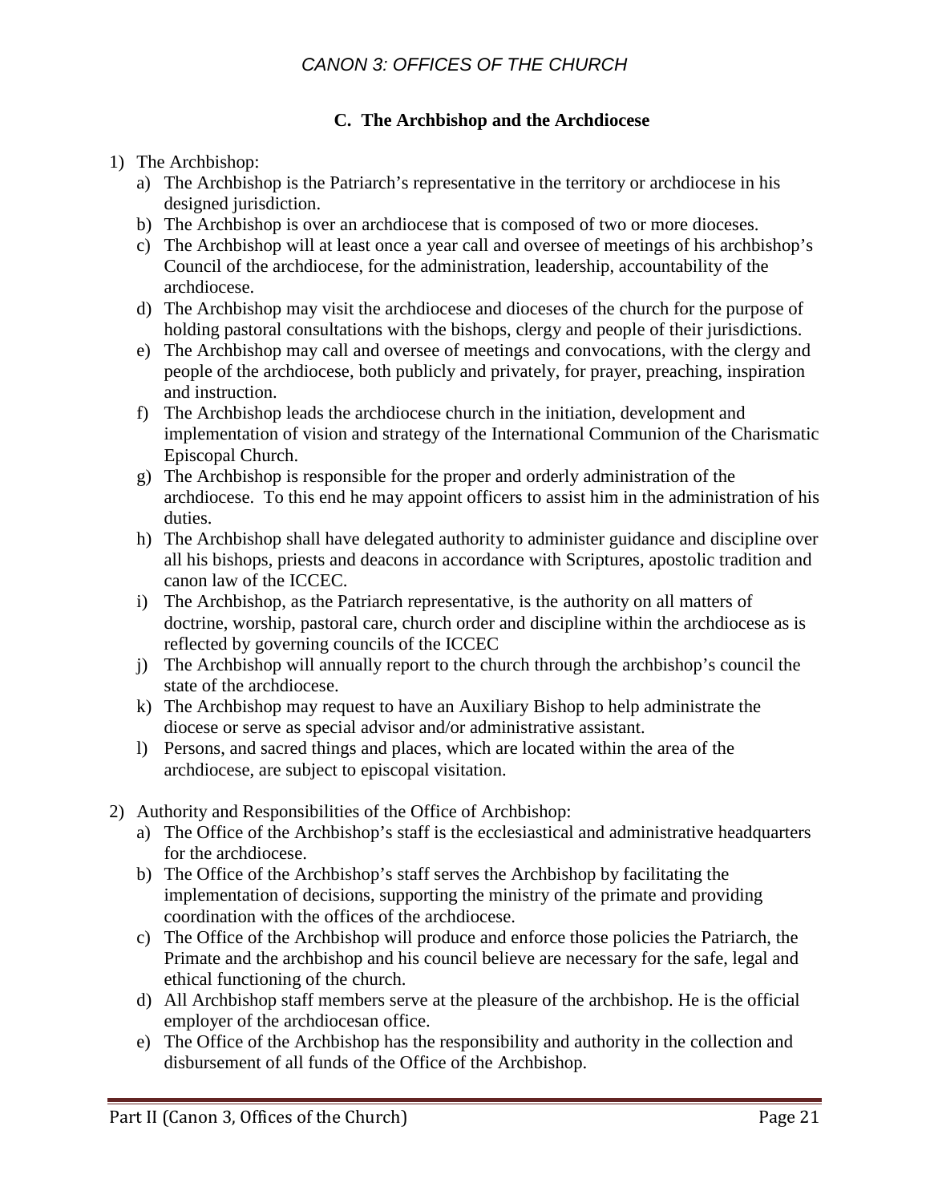*CANON 3: OFFICES OF THE CHURCH*

### C. The Archbishop and the Archdiocese

1) The Archbishop:
   a) The Archbishop is the Patriarch's representative in the territory or archdiocese in his designed jurisdiction.
   b) The Archbishop is over an archdiocese that is composed of two or more dioceses.
   c) The Archbishop will at least once a year call and oversee of meetings of his archbishop's Council of the archdiocese, for the administration, leadership, accountability of the archdiocese.
   d) The Archbishop may visit the archdiocese and dioceses of the church for the purpose of holding pastoral consultations with the bishops, clergy and people of their jurisdictions.
   e) The Archbishop may call and oversee of meetings and convocations, with the clergy and people of the archdiocese, both publicly and privately, for prayer, preaching, inspiration and instruction.
   f) The Archbishop leads the archdiocese church in the initiation, development and implementation of vision and strategy of the International Communion of the Charismatic Episcopal Church.
   g) The Archbishop is responsible for the proper and orderly administration of the archdiocese. To this end he may appoint officers to assist him in the administration of his duties.
   h) The Archbishop shall have delegated authority to administer guidance and discipline over all his bishops, priests and deacons in accordance with Scriptures, apostolic tradition and canon law of the ICCEC.
   i) The Archbishop, as the Patriarch representative, is the authority on all matters of doctrine, worship, pastoral care, church order and discipline within the archdiocese as is reflected by governing councils of the ICCEC
   j) The Archbishop will annually report to the church through the archbishop's council the state of the archdiocese.
   k) The Archbishop may request to have an Auxiliary Bishop to help administrate the diocese or serve as special advisor and/or administrative assistant.
   l) Persons, and sacred things and places, which are located within the area of the archdiocese, are subject to episcopal visitation.

2) Authority and Responsibilities of the Office of Archbishop:
   a) The Office of the Archbishop's staff is the ecclesiastical and administrative headquarters for the archdiocese.
   b) The Office of the Archbishop's staff serves the Archbishop by facilitating the implementation of decisions, supporting the ministry of the primate and providing coordination with the offices of the archdiocese.
   c) The Office of the Archbishop will produce and enforce those policies the Patriarch, the Primate and the archbishop and his council believe are necessary for the safe, legal and ethical functioning of the church.
   d) All Archbishop staff members serve at the pleasure of the archbishop. He is the official employer of the archdiocesan office.
   e) The Office of the Archbishop has the responsibility and authority in the collection and disbursement of all funds of the Office of the Archbishop.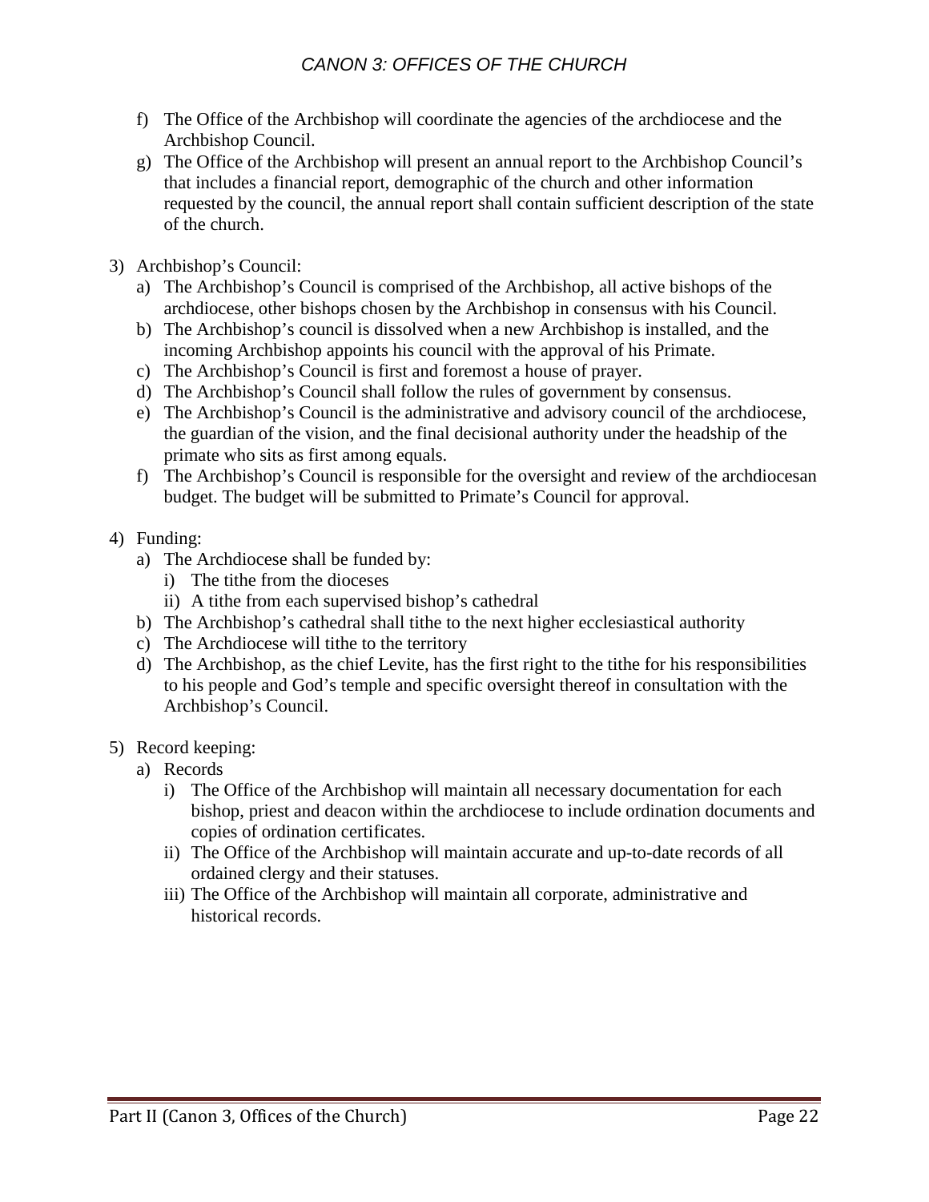f) The Office of the Archbishop will coordinate the agencies of the archdiocese and the Archbishop Council.
g) The Office of the Archbishop will present an annual report to the Archbishop Council's that includes a financial report, demographic of the church and other information requested by the council, the annual report shall contain sufficient description of the state of the church.

3) Archbishop's Council:
   a) The Archbishop's Council is comprised of the Archbishop, all active bishops of the archdiocese, other bishops chosen by the Archbishop in consensus with his Council.
   b) The Archbishop's council is dissolved when a new Archbishop is installed, and the incoming Archbishop appoints his council with the approval of his Primate.
   c) The Archbishop's Council is first and foremost a house of prayer.
   d) The Archbishop's Council shall follow the rules of government by consensus.
   e) The Archbishop's Council is the administrative and advisory council of the archdiocese, the guardian of the vision, and the final decisional authority under the headship of the primate who sits as first among equals.
   f) The Archbishop's Council is responsible for the oversight and review of the archdiocesan budget. The budget will be submitted to Primate's Council for approval.

4) Funding:
   a) The Archdiocese shall be funded by:
      i) The tithe from the dioceses
      ii) A tithe from each supervised bishop's cathedral
   b) The Archbishop's cathedral shall tithe to the next higher ecclesiastical authority
   c) The Archdiocese will tithe to the territory
   d) The Archbishop, as the chief Levite, has the first right to the tithe for his responsibilities to his people and God's temple and specific oversight thereof in consultation with the Archbishop's Council.

5) Record keeping:
   a) Records
      i) The Office of the Archbishop will maintain all necessary documentation for each bishop, priest and deacon within the archdiocese to include ordination documents and copies of ordination certificates.
      ii) The Office of the Archbishop will maintain accurate and up-to-date records of all ordained clergy and their statuses.
      iii) The Office of the Archbishop will maintain all corporate, administrative and historical records.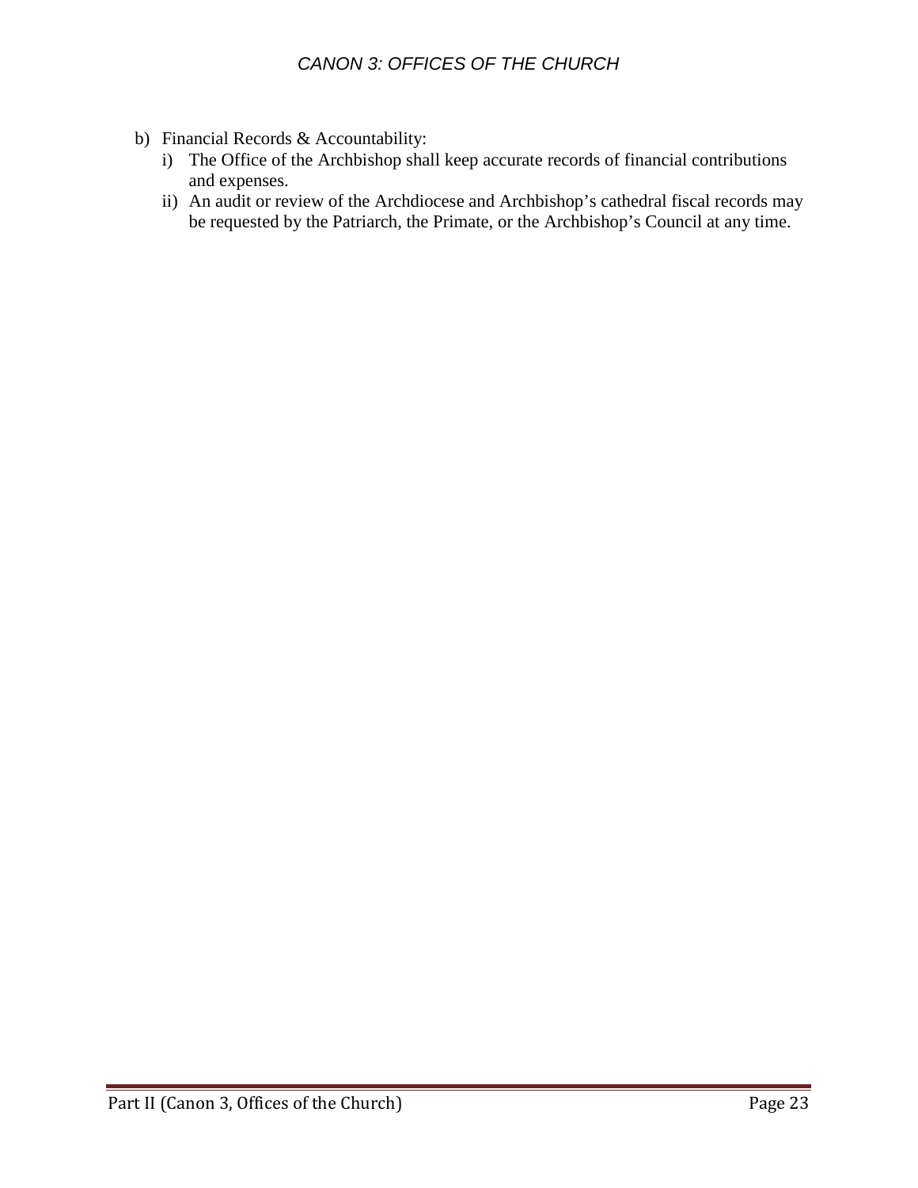b) Financial Records & Accountability:
   i) The Office of the Archbishop shall keep accurate records of financial contributions and expenses.
   ii) An audit or review of the Archdiocese and Archbishop's cathedral fiscal records may be requested by the Patriarch, the Primate, or the Archbishop's Council at any time.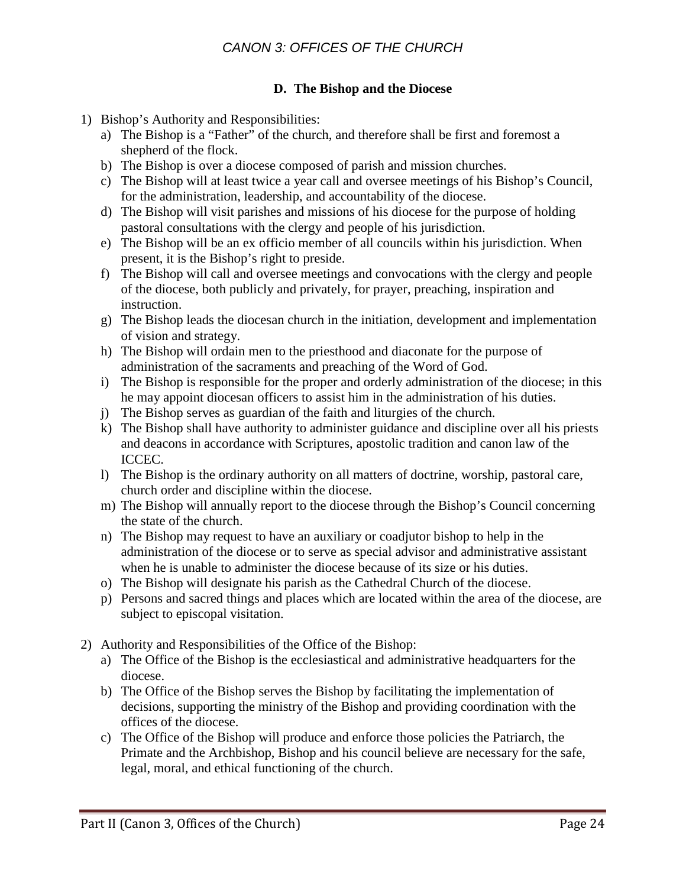### D. The Bishop and the Diocese

1) Bishop's Authority and Responsibilities:
   a) The Bishop is a "Father" of the church, and therefore shall be first and foremost a shepherd of the flock.
   b) The Bishop is over a diocese composed of parish and mission churches.
   c) The Bishop will at least twice a year call and oversee meetings of his Bishop's Council, for the administration, leadership, and accountability of the diocese.
   d) The Bishop will visit parishes and missions of his diocese for the purpose of holding pastoral consultations with the clergy and people of his jurisdiction.
   e) The Bishop will be an ex officio member of all councils within his jurisdiction. When present, it is the Bishop's right to preside.
   f) The Bishop will call and oversee meetings and convocations with the clergy and people of the diocese, both publicly and privately, for prayer, preaching, inspiration and instruction.
   g) The Bishop leads the diocesan church in the initiation, development and implementation of vision and strategy.
   h) The Bishop will ordain men to the priesthood and diaconate for the purpose of administration of the sacraments and preaching of the Word of God.
   i) The Bishop is responsible for the proper and orderly administration of the diocese; in this he may appoint diocesan officers to assist him in the administration of his duties.
   j) The Bishop serves as guardian of the faith and liturgies of the church.
   k) The Bishop shall have authority to administer guidance and discipline over all his priests and deacons in accordance with Scriptures, apostolic tradition and canon law of the ICCEC.
   l) The Bishop is the ordinary authority on all matters of doctrine, worship, pastoral care, church order and discipline within the diocese.
   m) The Bishop will annually report to the diocese through the Bishop's Council concerning the state of the church.
   n) The Bishop may request to have an auxiliary or coadjutor bishop to help in the administration of the diocese or to serve as special advisor and administrative assistant when he is unable to administer the diocese because of its size or his duties.
   o) The Bishop will designate his parish as the Cathedral Church of the diocese.
   p) Persons and sacred things and places which are located within the area of the diocese, are subject to episcopal visitation.

2) Authority and Responsibilities of the Office of the Bishop:
   a) The Office of the Bishop is the ecclesiastical and administrative headquarters for the diocese.
   b) The Office of the Bishop serves the Bishop by facilitating the implementation of decisions, supporting the ministry of the Bishop and providing coordination with the offices of the diocese.
   c) The Office of the Bishop will produce and enforce those policies the Patriarch, the Primate and the Archbishop, Bishop and his council believe are necessary for the safe, legal, moral, and ethical functioning of the church.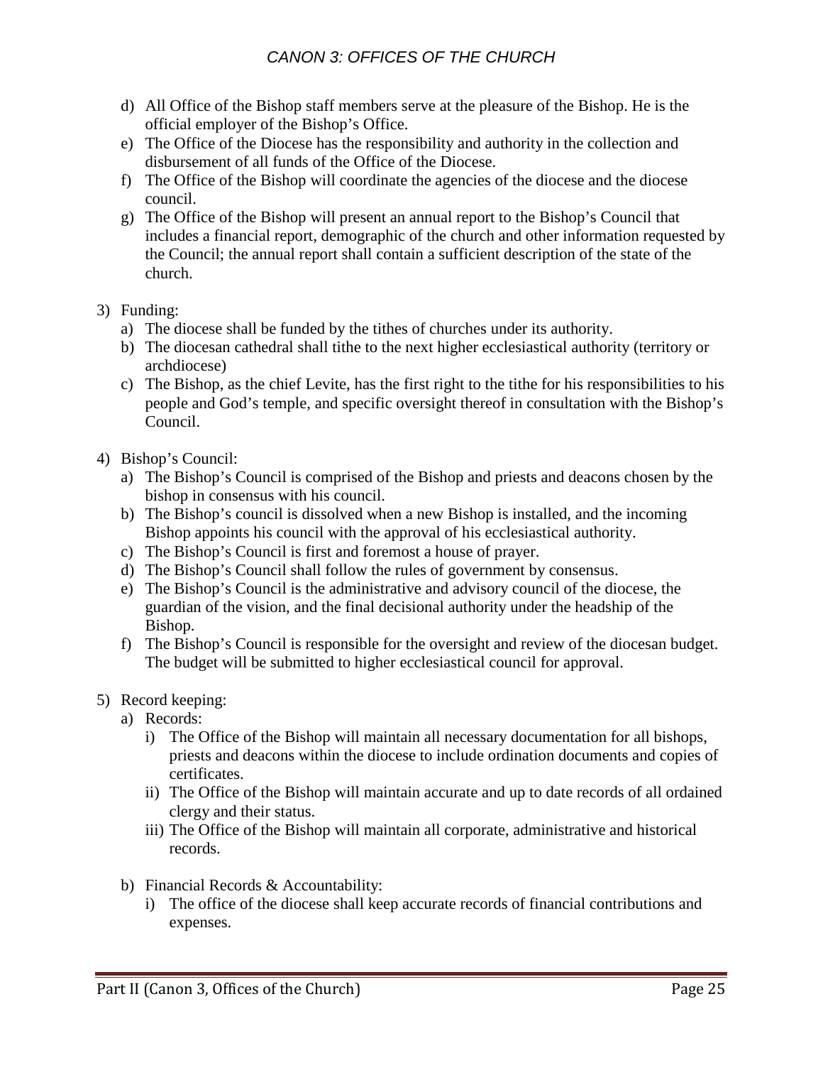d) All Office of the Bishop staff members serve at the pleasure of the Bishop. He is the official employer of the Bishop's Office.
e) The Office of the Diocese has the responsibility and authority in the collection and disbursement of all funds of the Office of the Diocese.
f) The Office of the Bishop will coordinate the agencies of the diocese and the diocese council.
g) The Office of the Bishop will present an annual report to the Bishop's Council that includes a financial report, demographic of the church and other information requested by the Council; the annual report shall contain a sufficient description of the state of the church.

3) Funding:
   a) The diocese shall be funded by the tithes of churches under its authority.
   b) The diocesan cathedral shall tithe to the next higher ecclesiastical authority (territory or archdiocese)
   c) The Bishop, as the chief Levite, has the first right to the tithe for his responsibilities to his people and God's temple, and specific oversight thereof in consultation with the Bishop's Council.

4) Bishop's Council:
   a) The Bishop's Council is comprised of the Bishop and priests and deacons chosen by the bishop in consensus with his council.
   b) The Bishop's council is dissolved when a new Bishop is installed, and the incoming Bishop appoints his council with the approval of his ecclesiastical authority.
   c) The Bishop's Council is first and foremost a house of prayer.
   d) The Bishop's Council shall follow the rules of government by consensus.
   e) The Bishop's Council is the administrative and advisory council of the diocese, the guardian of the vision, and the final decisional authority under the headship of the Bishop.
   f) The Bishop's Council is responsible for the oversight and review of the diocesan budget. The budget will be submitted to higher ecclesiastical council for approval.

5) Record keeping:
   a) Records:
      i) The Office of the Bishop will maintain all necessary documentation for all bishops, priests and deacons within the diocese to include ordination documents and copies of certificates.
      ii) The Office of the Bishop will maintain accurate and up to date records of all ordained clergy and their status.
      iii) The Office of the Bishop will maintain all corporate, administrative and historical records.

   b) Financial Records & Accountability:
      i) The office of the diocese shall keep accurate records of financial contributions and expenses.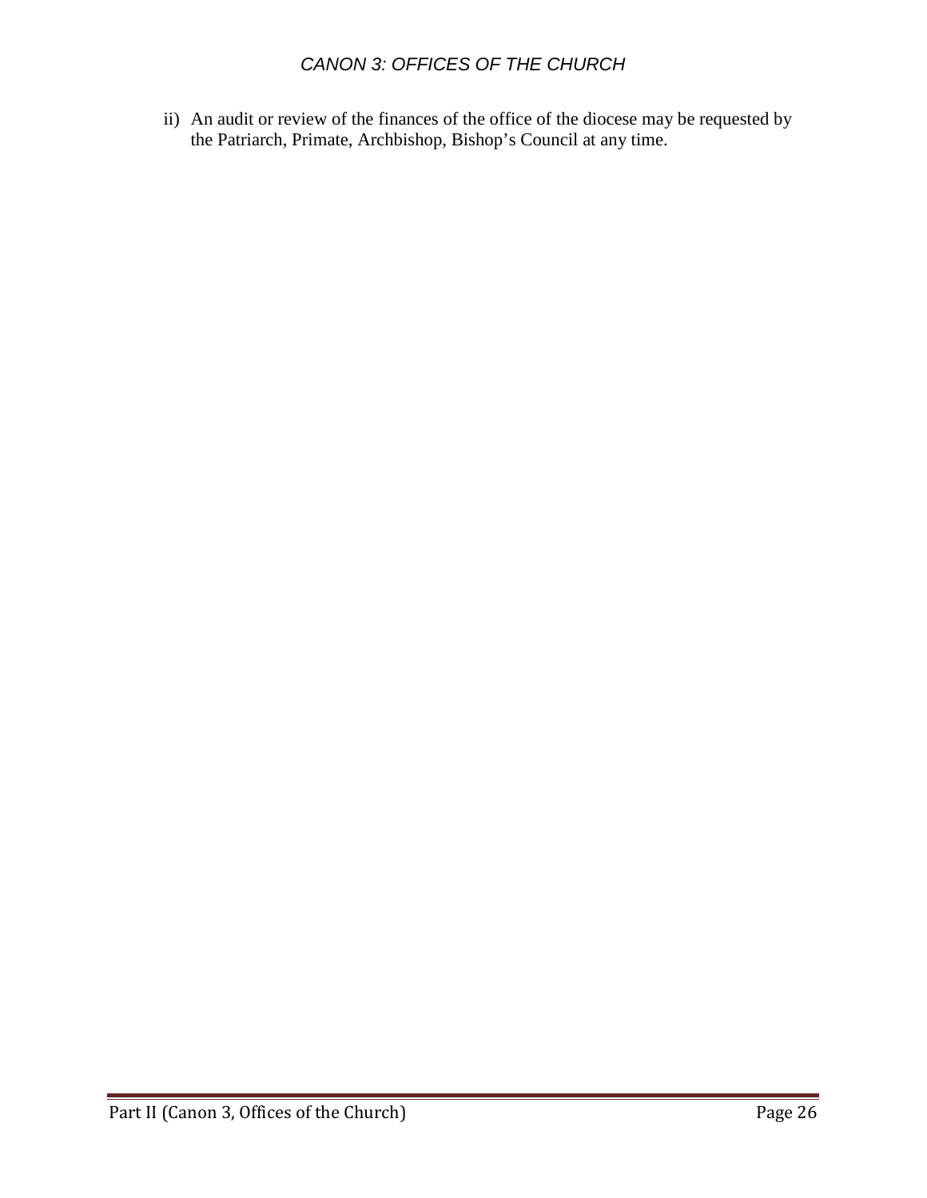ii) An audit or review of the finances of the office of the diocese may be requested by the Patriarch, Primate, Archbishop, Bishop's Council at any time.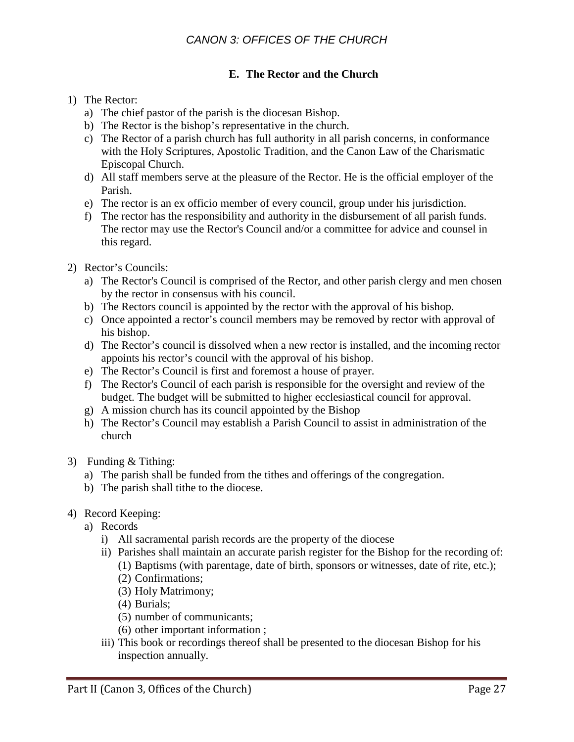## E. The Rector and the Church

1) The Rector:
   a) The chief pastor of the parish is the diocesan Bishop.
   b) The Rector is the bishop's representative in the church.
   c) The Rector of a parish church has full authority in all parish concerns, in conformance with the Holy Scriptures, Apostolic Tradition, and the Canon Law of the Charismatic Episcopal Church.
   d) All staff members serve at the pleasure of the Rector. He is the official employer of the Parish.
   e) The rector is an ex officio member of every council, group under his jurisdiction.
   f) The rector has the responsibility and authority in the disbursement of all parish funds. The rector may use the Rector's Council and/or a committee for advice and counsel in this regard.

2) Rector's Councils:
   a) The Rector's Council is comprised of the Rector, and other parish clergy and men chosen by the rector in consensus with his council.
   b) The Rectors council is appointed by the rector with the approval of his bishop.
   c) Once appointed a rector's council members may be removed by rector with approval of his bishop.
   d) The Rector's council is dissolved when a new rector is installed, and the incoming rector appoints his rector's council with the approval of his bishop.
   e) The Rector's Council is first and foremost a house of prayer.
   f) The Rector's Council of each parish is responsible for the oversight and review of the budget. The budget will be submitted to higher ecclesiastical council for approval.
   g) A mission church has its council appointed by the Bishop
   h) The Rector's Council may establish a Parish Council to assist in administration of the church

3) Funding & Tithing:
   a) The parish shall be funded from the tithes and offerings of the congregation.
   b) The parish shall tithe to the diocese.

4) Record Keeping:
   a) Records
      i) All sacramental parish records are the property of the diocese
      ii) Parishes shall maintain an accurate parish register for the Bishop for the recording of:
         (1) Baptisms (with parentage, date of birth, sponsors or witnesses, date of rite, etc.);
         (2) Confirmations;
         (3) Holy Matrimony;
         (4) Burials;
         (5) number of communicants;
         (6) other important information ;
      iii) This book or recordings thereof shall be presented to the diocesan Bishop for his inspection annually.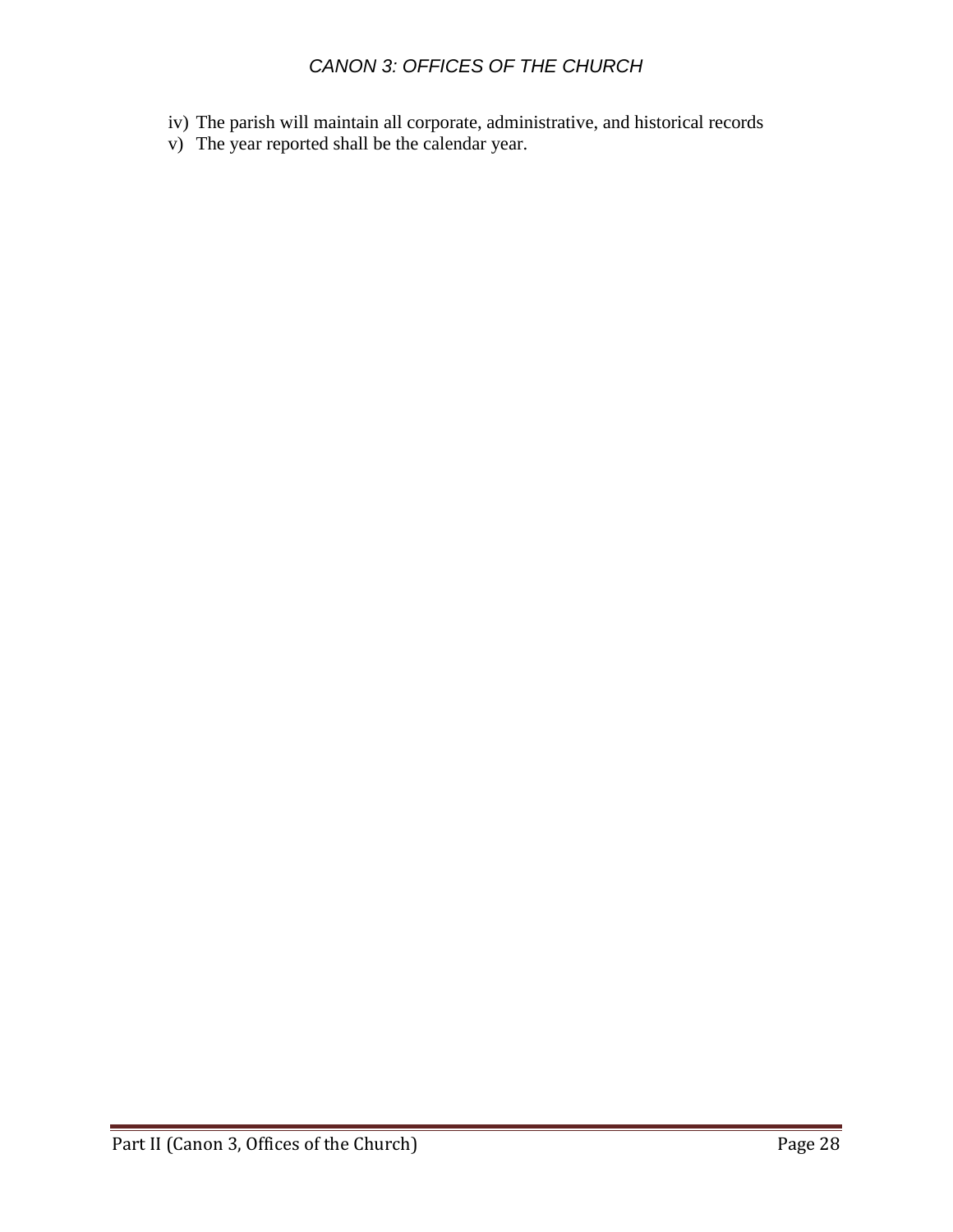iv) The parish will maintain all corporate, administrative, and historical records
v) The year reported shall be the calendar year.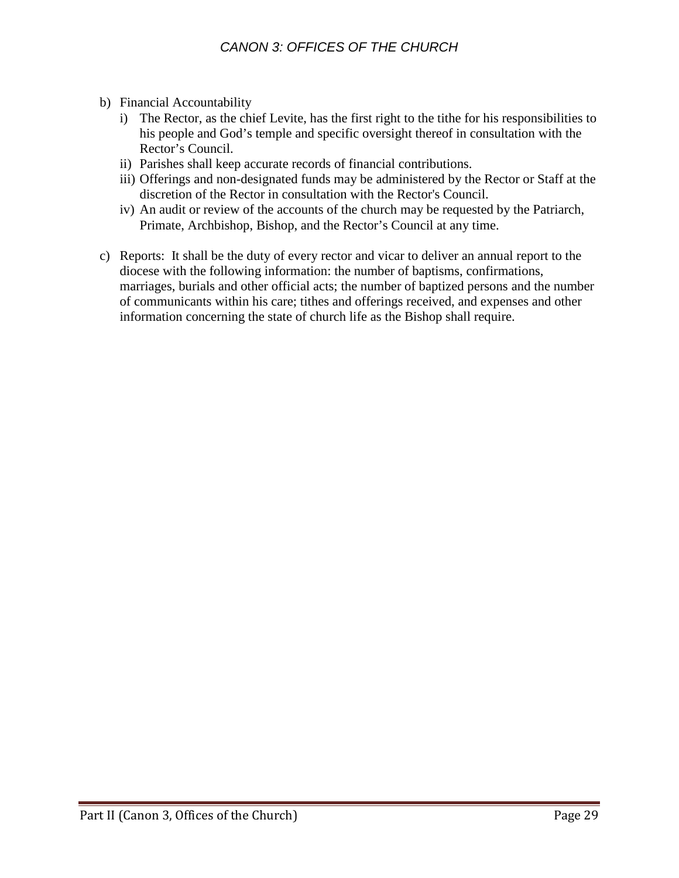b) Financial Accountability
   i) The Rector, as the chief Levite, has the first right to the tithe for his responsibilities to his people and God's temple and specific oversight thereof in consultation with the Rector's Council.
   ii) Parishes shall keep accurate records of financial contributions.
   iii) Offerings and non-designated funds may be administered by the Rector or Staff at the discretion of the Rector in consultation with the Rector's Council.
   iv) An audit or review of the accounts of the church may be requested by the Patriarch, Primate, Archbishop, Bishop, and the Rector's Council at any time.

c) Reports: It shall be the duty of every rector and vicar to deliver an annual report to the diocese with the following information: the number of baptisms, confirmations, marriages, burials and other official acts; the number of baptized persons and the number of communicants within his care; tithes and offerings received, and expenses and other information concerning the state of church life as the Bishop shall require.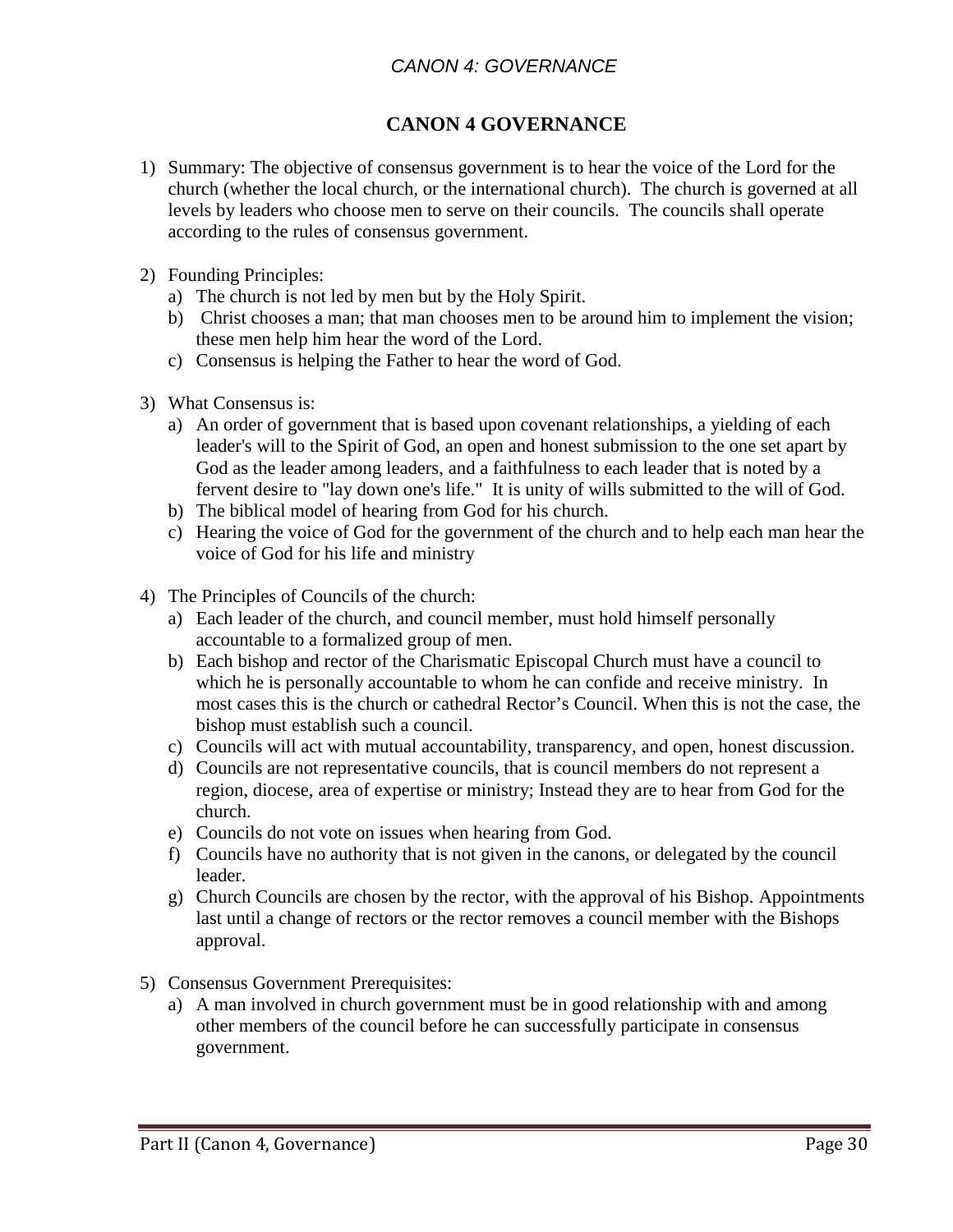# CANON 4 GOVERNANCE

1) Summary: The objective of consensus government is to hear the voice of the Lord for the church (whether the local church, or the international church). The church is governed at all levels by leaders who choose men to serve on their councils. The councils shall operate according to the rules of consensus government.

2) Founding Principles:
   a) The church is not led by men but by the Holy Spirit.
   b) Christ chooses a man; that man chooses men to be around him to implement the vision; these men help him hear the word of the Lord.
   c) Consensus is helping the Father to hear the word of God.

3) What Consensus is:
   a) An order of government that is based upon covenant relationships, a yielding of each leader's will to the Spirit of God, an open and honest submission to the one set apart by God as the leader among leaders, and a faithfulness to each leader that is noted by a fervent desire to "lay down one's life." It is unity of wills submitted to the will of God.
   b) The biblical model of hearing from God for his church.
   c) Hearing the voice of God for the government of the church and to help each man hear the voice of God for his life and ministry

4) The Principles of Councils of the church:
   a) Each leader of the church, and council member, must hold himself personally accountable to a formalized group of men.
   b) Each bishop and rector of the Charismatic Episcopal Church must have a council to which he is personally accountable to whom he can confide and receive ministry. In most cases this is the church or cathedral Rector's Council. When this is not the case, the bishop must establish such a council.
   c) Councils will act with mutual accountability, transparency, and open, honest discussion.
   d) Councils are not representative councils, that is council members do not represent a region, diocese, area of expertise or ministry; Instead they are to hear from God for the church.
   e) Councils do not vote on issues when hearing from God.
   f) Councils have no authority that is not given in the canons, or delegated by the council leader.
   g) Church Councils are chosen by the rector, with the approval of his Bishop. Appointments last until a change of rectors or the rector removes a council member with the Bishops approval.

5) Consensus Government Prerequisites:
   a) A man involved in church government must be in good relationship with and among other members of the council before he can successfully participate in consensus government.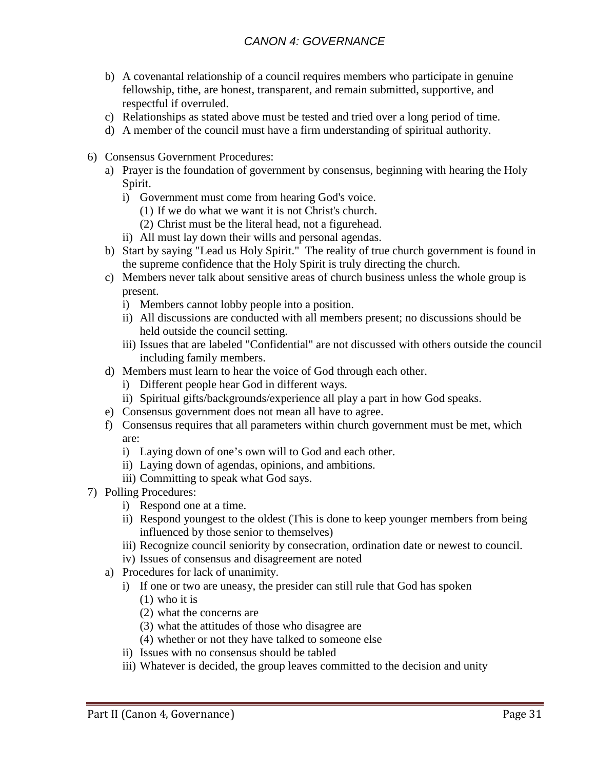b) A covenantal relationship of a council requires members who participate in genuine fellowship, tithe, are honest, transparent, and remain submitted, supportive, and respectful if overruled.
c) Relationships as stated above must be tested and tried over a long period of time.
d) A member of the council must have a firm understanding of spiritual authority.

6) Consensus Government Procedures:
   a) Prayer is the foundation of government by consensus, beginning with hearing the Holy Spirit.
      i) Government must come from hearing God's voice.
         (1) If we do what we want it is not Christ's church.
         (2) Christ must be the literal head, not a figurehead.
      ii) All must lay down their wills and personal agendas.
   b) Start by saying "Lead us Holy Spirit." The reality of true church government is found in the supreme confidence that the Holy Spirit is truly directing the church.
   c) Members never talk about sensitive areas of church business unless the whole group is present.
      i) Members cannot lobby people into a position.
      ii) All discussions are conducted with all members present; no discussions should be held outside the council setting.
      iii) Issues that are labeled "Confidential" are not discussed with others outside the council including family members.
   d) Members must learn to hear the voice of God through each other.
      i) Different people hear God in different ways.
      ii) Spiritual gifts/backgrounds/experience all play a part in how God speaks.
   e) Consensus government does not mean all have to agree.
   f) Consensus requires that all parameters within church government must be met, which are:
      i) Laying down of one's own will to God and each other.
      ii) Laying down of agendas, opinions, and ambitions.
      iii) Committing to speak what God says.

7) Polling Procedures:
      i) Respond one at a time.
      ii) Respond youngest to the oldest (This is done to keep younger members from being influenced by those senior to themselves)
      iii) Recognize council seniority by consecration, ordination date or newest to council.
      iv) Issues of consensus and disagreement are noted
   a) Procedures for lack of unanimity.
      i) If one or two are uneasy, the presider can still rule that God has spoken
         (1) who it is
         (2) what the concerns are
         (3) what the attitudes of those who disagree are
         (4) whether or not they have talked to someone else
      ii) Issues with no consensus should be tabled
      iii) Whatever is decided, the group leaves committed to the decision and unity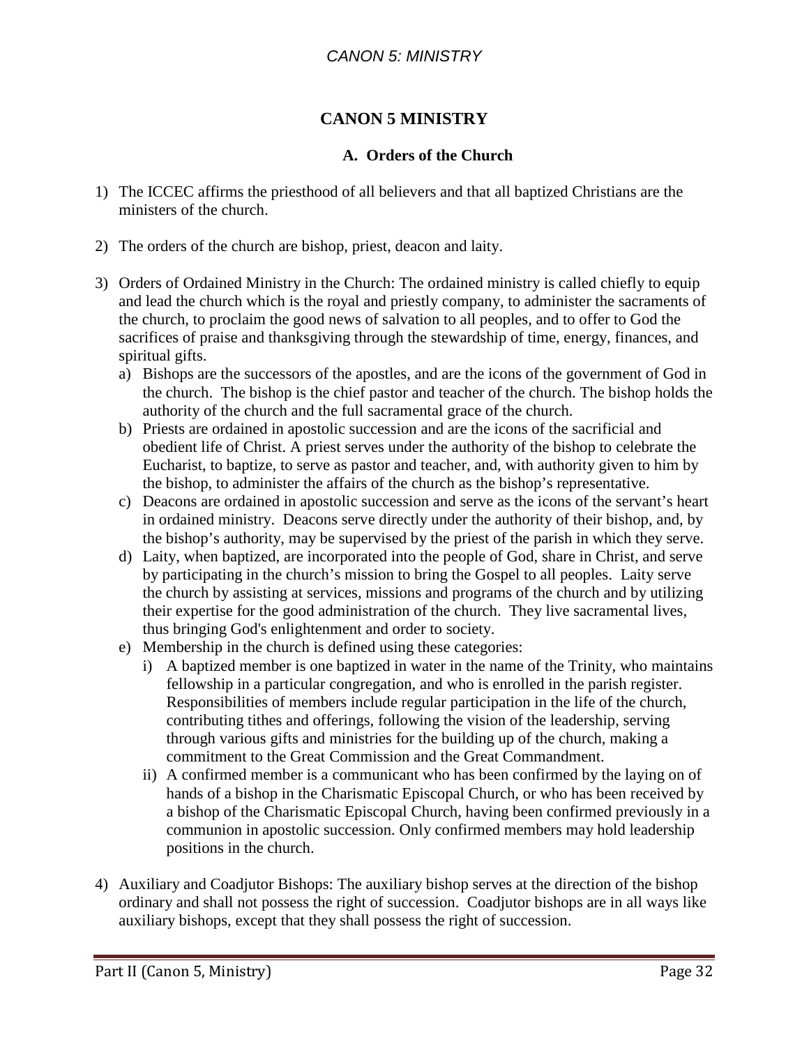# CANON 5 MINISTRY

## A. Orders of the Church

1) The ICCEC affirms the priesthood of all believers and that all baptized Christians are the ministers of the church.

2) The orders of the church are bishop, priest, deacon and laity.

3) Orders of Ordained Ministry in the Church: The ordained ministry is called chiefly to equip and lead the church which is the royal and priestly company, to administer the sacraments of the church, to proclaim the good news of salvation to all peoples, and to offer to God the sacrifices of praise and thanksgiving through the stewardship of time, energy, finances, and spiritual gifts.
   a) Bishops are the successors of the apostles, and are the icons of the government of God in the church. The bishop is the chief pastor and teacher of the church. The bishop holds the authority of the church and the full sacramental grace of the church.
   b) Priests are ordained in apostolic succession and are the icons of the sacrificial and obedient life of Christ. A priest serves under the authority of the bishop to celebrate the Eucharist, to baptize, to serve as pastor and teacher, and, with authority given to him by the bishop, to administer the affairs of the church as the bishop's representative.
   c) Deacons are ordained in apostolic succession and serve as the icons of the servant's heart in ordained ministry. Deacons serve directly under the authority of their bishop, and, by the bishop's authority, may be supervised by the priest of the parish in which they serve.
   d) Laity, when baptized, are incorporated into the people of God, share in Christ, and serve by participating in the church's mission to bring the Gospel to all peoples. Laity serve the church by assisting at services, missions and programs of the church and by utilizing their expertise for the good administration of the church. They live sacramental lives, thus bringing God's enlightenment and order to society.
   e) Membership in the church is defined using these categories:
      i) A baptized member is one baptized in water in the name of the Trinity, who maintains fellowship in a particular congregation, and who is enrolled in the parish register. Responsibilities of members include regular participation in the life of the church, contributing tithes and offerings, following the vision of the leadership, serving through various gifts and ministries for the building up of the church, making a commitment to the Great Commission and the Great Commandment.
      ii) A confirmed member is a communicant who has been confirmed by the laying on of hands of a bishop in the Charismatic Episcopal Church, or who has been received by a bishop of the Charismatic Episcopal Church, having been confirmed previously in a communion in apostolic succession. Only confirmed members may hold leadership positions in the church.

4) Auxiliary and Coadjutor Bishops: The auxiliary bishop serves at the direction of the bishop ordinary and shall not possess the right of succession. Coadjutor bishops are in all ways like auxiliary bishops, except that they shall possess the right of succession.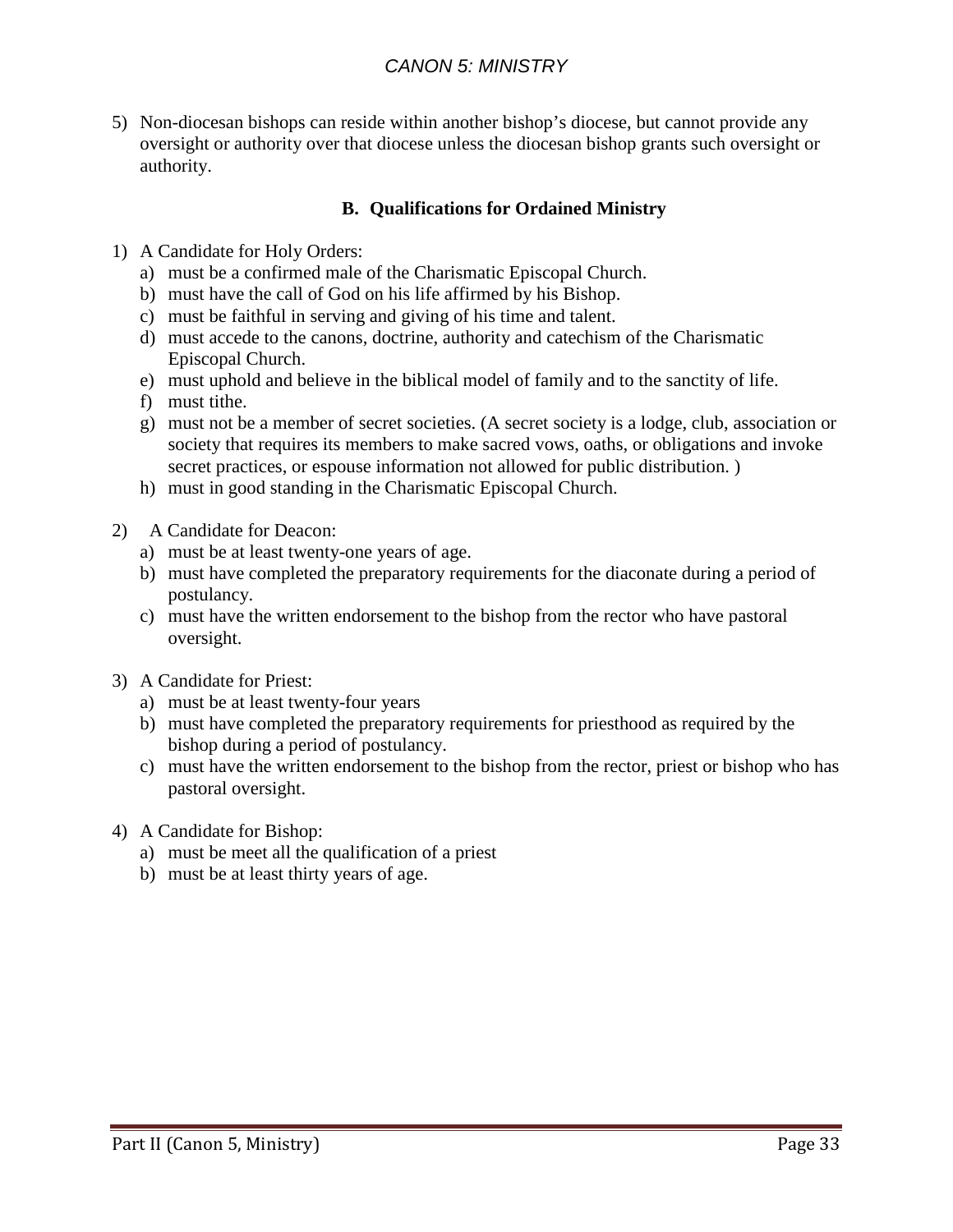5) Non-diocesan bishops can reside within another bishop's diocese, but cannot provide any oversight or authority over that diocese unless the diocesan bishop grants such oversight or authority.

### B. Qualifications for Ordained Ministry

1) A Candidate for Holy Orders:
   a) must be a confirmed male of the Charismatic Episcopal Church.
   b) must have the call of God on his life affirmed by his Bishop.
   c) must be faithful in serving and giving of his time and talent.
   d) must accede to the canons, doctrine, authority and catechism of the Charismatic Episcopal Church.
   e) must uphold and believe in the biblical model of family and to the sanctity of life.
   f) must tithe.
   g) must not be a member of secret societies. (A secret society is a lodge, club, association or society that requires its members to make sacred vows, oaths, or obligations and invoke secret practices, or espouse information not allowed for public distribution. )
   h) must in good standing in the Charismatic Episcopal Church.

2) A Candidate for Deacon:
   a) must be at least twenty-one years of age.
   b) must have completed the preparatory requirements for the diaconate during a period of postulancy.
   c) must have the written endorsement to the bishop from the rector who have pastoral oversight.

3) A Candidate for Priest:
   a) must be at least twenty-four years
   b) must have completed the preparatory requirements for priesthood as required by the bishop during a period of postulancy.
   c) must have the written endorsement to the bishop from the rector, priest or bishop who has pastoral oversight.

4) A Candidate for Bishop:
   a) must be meet all the qualification of a priest
   b) must be at least thirty years of age.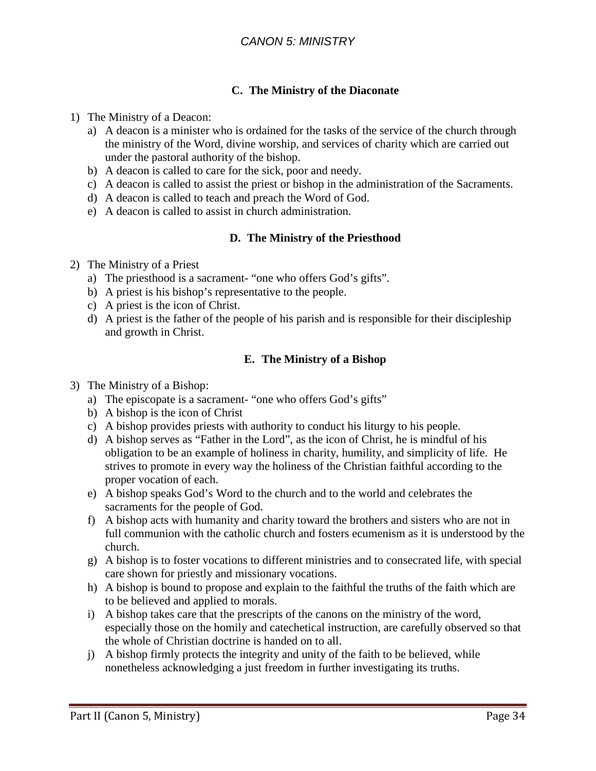### C. The Ministry of the Diaconate

1) The Ministry of a Deacon:
   a) A deacon is a minister who is ordained for the tasks of the service of the church through the ministry of the Word, divine worship, and services of charity which are carried out under the pastoral authority of the bishop.
   b) A deacon is called to care for the sick, poor and needy.
   c) A deacon is called to assist the priest or bishop in the administration of the Sacraments.
   d) A deacon is called to teach and preach the Word of God.
   e) A deacon is called to assist in church administration.

### D. The Ministry of the Priesthood

2) The Ministry of a Priest
   a) The priesthood is a sacrament- "one who offers God's gifts".
   b) A priest is his bishop's representative to the people.
   c) A priest is the icon of Christ.
   d) A priest is the father of the people of his parish and is responsible for their discipleship and growth in Christ.

### E. The Ministry of a Bishop

3) The Ministry of a Bishop:
   a) The episcopate is a sacrament- "one who offers God's gifts"
   b) A bishop is the icon of Christ
   c) A bishop provides priests with authority to conduct his liturgy to his people.
   d) A bishop serves as "Father in the Lord", as the icon of Christ, he is mindful of his obligation to be an example of holiness in charity, humility, and simplicity of life. He strives to promote in every way the holiness of the Christian faithful according to the proper vocation of each.
   e) A bishop speaks God's Word to the church and to the world and celebrates the sacraments for the people of God.
   f) A bishop acts with humanity and charity toward the brothers and sisters who are not in full communion with the catholic church and fosters ecumenism as it is understood by the church.
   g) A bishop is to foster vocations to different ministries and to consecrated life, with special care shown for priestly and missionary vocations.
   h) A bishop is bound to propose and explain to the faithful the truths of the faith which are to be believed and applied to morals.
   i) A bishop takes care that the prescripts of the canons on the ministry of the word, especially those on the homily and catechetical instruction, are carefully observed so that the whole of Christian doctrine is handed on to all.
   j) A bishop firmly protects the integrity and unity of the faith to be believed, while nonetheless acknowledging a just freedom in further investigating its truths.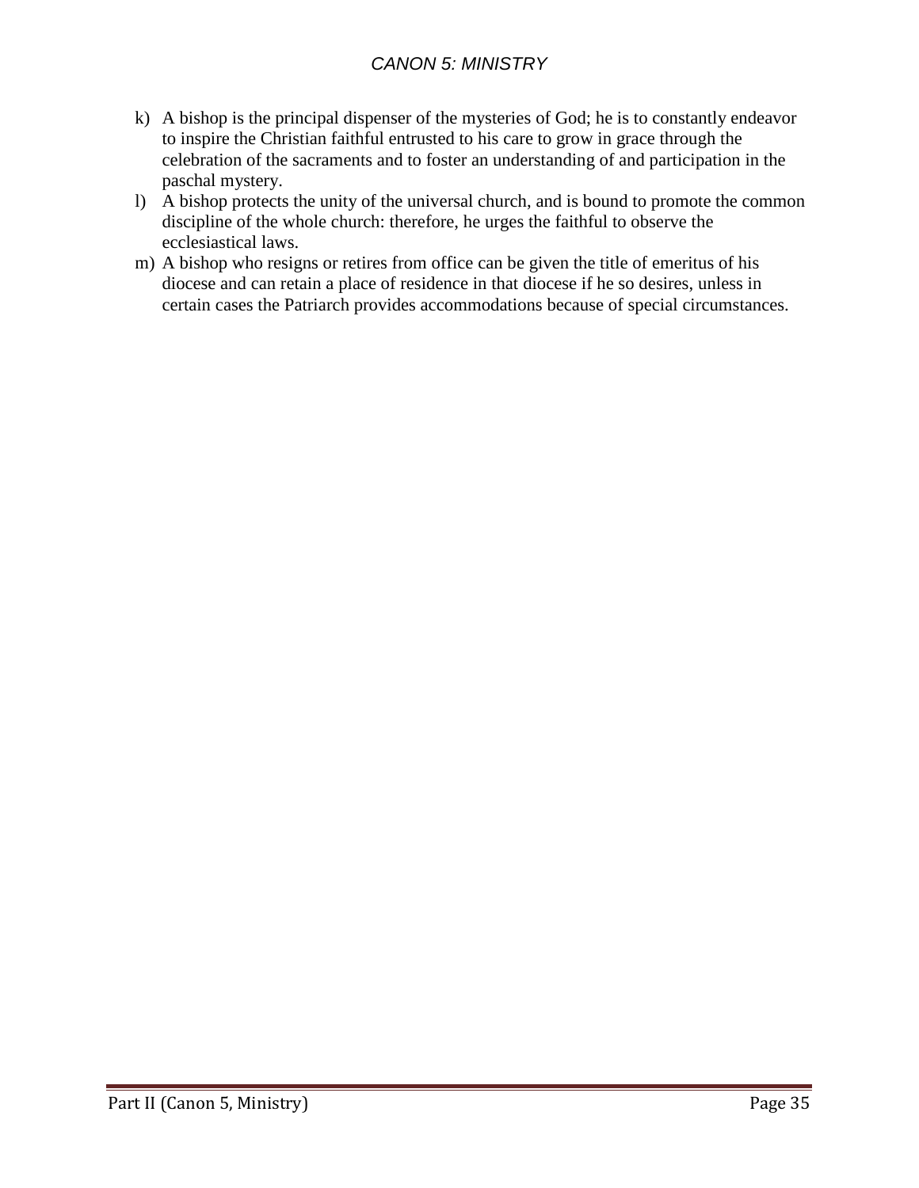k) A bishop is the principal dispenser of the mysteries of God; he is to constantly endeavor to inspire the Christian faithful entrusted to his care to grow in grace through the celebration of the sacraments and to foster an understanding of and participation in the paschal mystery.
l) A bishop protects the unity of the universal church, and is bound to promote the common discipline of the whole church: therefore, he urges the faithful to observe the ecclesiastical laws.
m) A bishop who resigns or retires from office can be given the title of emeritus of his diocese and can retain a place of residence in that diocese if he so desires, unless in certain cases the Patriarch provides accommodations because of special circumstances.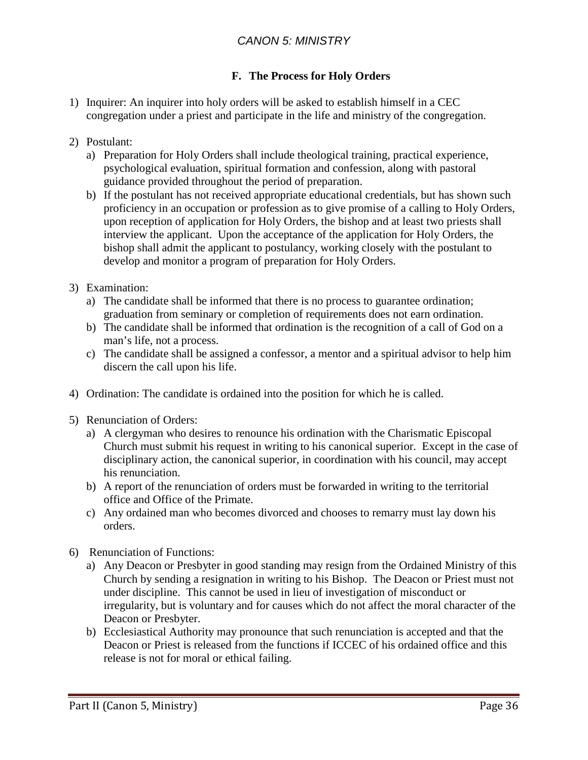### F. The Process for Holy Orders

1) Inquirer: An inquirer into holy orders will be asked to establish himself in a CEC congregation under a priest and participate in the life and ministry of the congregation.

2) Postulant:
   a) Preparation for Holy Orders shall include theological training, practical experience, psychological evaluation, spiritual formation and confession, along with pastoral guidance provided throughout the period of preparation.
   b) If the postulant has not received appropriate educational credentials, but has shown such proficiency in an occupation or profession as to give promise of a calling to Holy Orders, upon reception of application for Holy Orders, the bishop and at least two priests shall interview the applicant. Upon the acceptance of the application for Holy Orders, the bishop shall admit the applicant to postulancy, working closely with the postulant to develop and monitor a program of preparation for Holy Orders.

3) Examination:
   a) The candidate shall be informed that there is no process to guarantee ordination; graduation from seminary or completion of requirements does not earn ordination.
   b) The candidate shall be informed that ordination is the recognition of a call of God on a man's life, not a process.
   c) The candidate shall be assigned a confessor, a mentor and a spiritual advisor to help him discern the call upon his life.

4) Ordination: The candidate is ordained into the position for which he is called.

5) Renunciation of Orders:
   a) A clergyman who desires to renounce his ordination with the Charismatic Episcopal Church must submit his request in writing to his canonical superior. Except in the case of disciplinary action, the canonical superior, in coordination with his council, may accept his renunciation.
   b) A report of the renunciation of orders must be forwarded in writing to the territorial office and Office of the Primate.
   c) Any ordained man who becomes divorced and chooses to remarry must lay down his orders.

6) Renunciation of Functions:
   a) Any Deacon or Presbyter in good standing may resign from the Ordained Ministry of this Church by sending a resignation in writing to his Bishop. The Deacon or Priest must not under discipline. This cannot be used in lieu of investigation of misconduct or irregularity, but is voluntary and for causes which do not affect the moral character of the Deacon or Presbyter.
   b) Ecclesiastical Authority may pronounce that such renunciation is accepted and that the Deacon or Priest is released from the functions if ICCEC of his ordained office and this release is not for moral or ethical failing.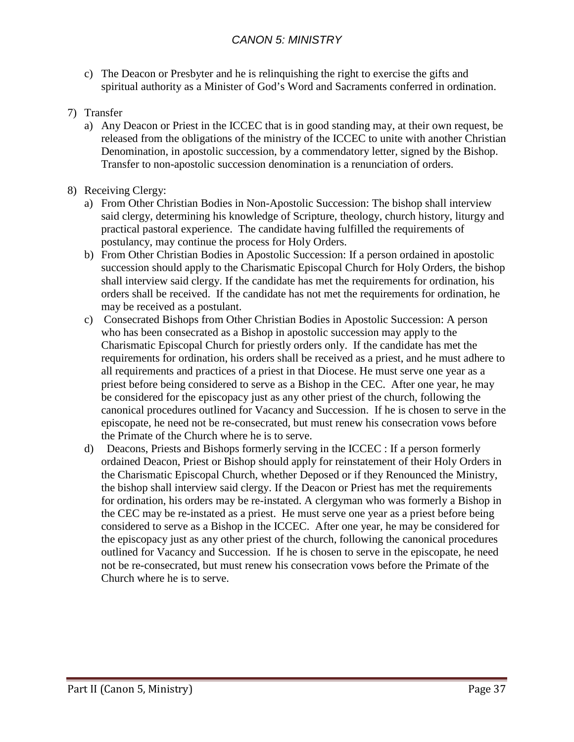c) The Deacon or Presbyter and he is relinquishing the right to exercise the gifts and spiritual authority as a Minister of God's Word and Sacraments conferred in ordination.

7) Transfer
   a) Any Deacon or Priest in the ICCEC that is in good standing may, at their own request, be released from the obligations of the ministry of the ICCEC to unite with another Christian Denomination, in apostolic succession, by a commendatory letter, signed by the Bishop. Transfer to non-apostolic succession denomination is a renunciation of orders.

8) Receiving Clergy:
   a) From Other Christian Bodies in Non-Apostolic Succession: The bishop shall interview said clergy, determining his knowledge of Scripture, theology, church history, liturgy and practical pastoral experience. The candidate having fulfilled the requirements of postulancy, may continue the process for Holy Orders.
   b) From Other Christian Bodies in Apostolic Succession: If a person ordained in apostolic succession should apply to the Charismatic Episcopal Church for Holy Orders, the bishop shall interview said clergy. If the candidate has met the requirements for ordination, his orders shall be received. If the candidate has not met the requirements for ordination, he may be received as a postulant.
   c) Consecrated Bishops from Other Christian Bodies in Apostolic Succession: A person who has been consecrated as a Bishop in apostolic succession may apply to the Charismatic Episcopal Church for priestly orders only. If the candidate has met the requirements for ordination, his orders shall be received as a priest, and he must adhere to all requirements and practices of a priest in that Diocese. He must serve one year as a priest before being considered to serve as a Bishop in the CEC. After one year, he may be considered for the episcopacy just as any other priest of the church, following the canonical procedures outlined for Vacancy and Succession. If he is chosen to serve in the episcopate, he need not be re-consecrated, but must renew his consecration vows before the Primate of the Church where he is to serve.
   d) Deacons, Priests and Bishops formerly serving in the ICCEC : If a person formerly ordained Deacon, Priest or Bishop should apply for reinstatement of their Holy Orders in the Charismatic Episcopal Church, whether Deposed or if they Renounced the Ministry, the bishop shall interview said clergy. If the Deacon or Priest has met the requirements for ordination, his orders may be re-instated. A clergyman who was formerly a Bishop in the CEC may be re-instated as a priest. He must serve one year as a priest before being considered to serve as a Bishop in the ICCEC. After one year, he may be considered for the episcopacy just as any other priest of the church, following the canonical procedures outlined for Vacancy and Succession. If he is chosen to serve in the episcopate, he need not be re-consecrated, but must renew his consecration vows before the Primate of the Church where he is to serve.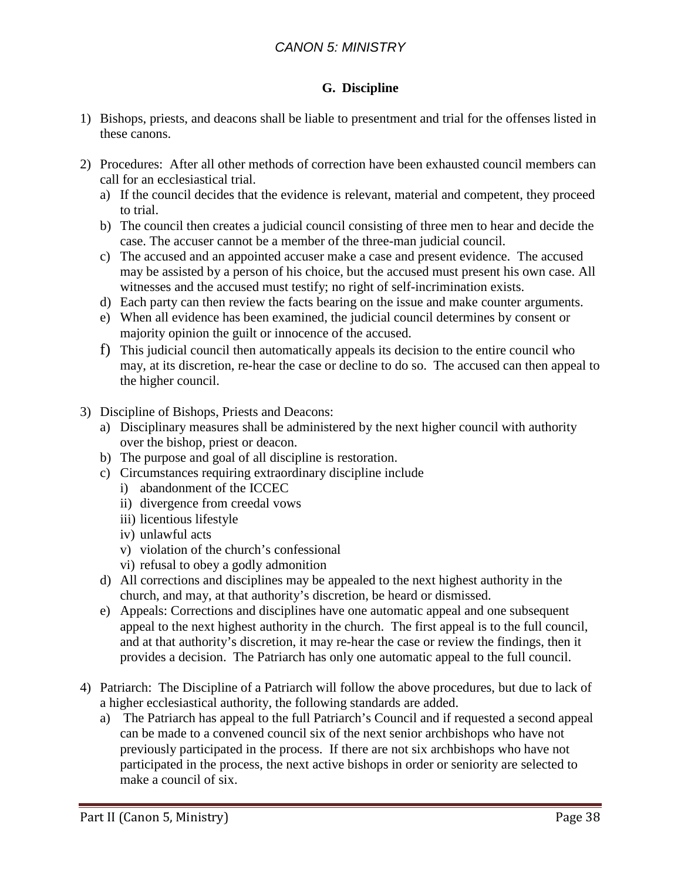## G. Discipline

1) Bishops, priests, and deacons shall be liable to presentment and trial for the offenses listed in these canons.

2) Procedures: After all other methods of correction have been exhausted council members can call for an ecclesiastical trial.
   a) If the council decides that the evidence is relevant, material and competent, they proceed to trial.
   b) The council then creates a judicial council consisting of three men to hear and decide the case. The accuser cannot be a member of the three-man judicial council.
   c) The accused and an appointed accuser make a case and present evidence. The accused may be assisted by a person of his choice, but the accused must present his own case. All witnesses and the accused must testify; no right of self-incrimination exists.
   d) Each party can then review the facts bearing on the issue and make counter arguments.
   e) When all evidence has been examined, the judicial council determines by consent or majority opinion the guilt or innocence of the accused.
   f) This judicial council then automatically appeals its decision to the entire council who may, at its discretion, re-hear the case or decline to do so. The accused can then appeal to the higher council.

3) Discipline of Bishops, Priests and Deacons:
   a) Disciplinary measures shall be administered by the next higher council with authority over the bishop, priest or deacon.
   b) The purpose and goal of all discipline is restoration.
   c) Circumstances requiring extraordinary discipline include
      i) abandonment of the ICCEC
      ii) divergence from creedal vows
      iii) licentious lifestyle
      iv) unlawful acts
      v) violation of the church's confessional
      vi) refusal to obey a godly admonition
   d) All corrections and disciplines may be appealed to the next highest authority in the church, and may, at that authority's discretion, be heard or dismissed.
   e) Appeals: Corrections and disciplines have one automatic appeal and one subsequent appeal to the next highest authority in the church. The first appeal is to the full council, and at that authority's discretion, it may re-hear the case or review the findings, then it provides a decision. The Patriarch has only one automatic appeal to the full council.

4) Patriarch: The Discipline of a Patriarch will follow the above procedures, but due to lack of a higher ecclesiastical authority, the following standards are added.
   a) The Patriarch has appeal to the full Patriarch's Council and if requested a second appeal can be made to a convened council six of the next senior archbishops who have not previously participated in the process. If there are not six archbishops who have not participated in the process, the next active bishops in order or seniority are selected to make a council of six.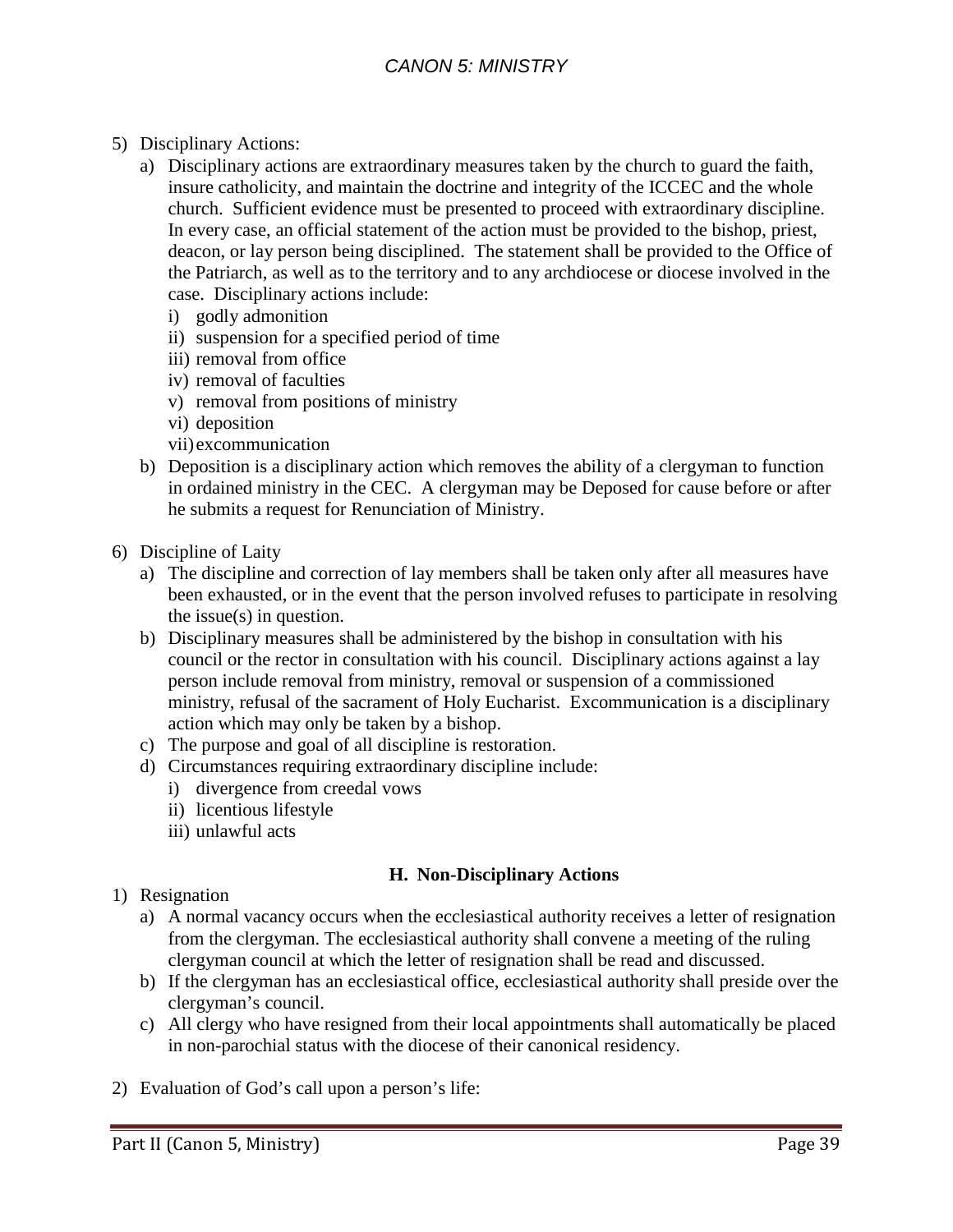5) Disciplinary Actions:
   a) Disciplinary actions are extraordinary measures taken by the church to guard the faith, insure catholicity, and maintain the doctrine and integrity of the ICCEC and the whole church. Sufficient evidence must be presented to proceed with extraordinary discipline. In every case, an official statement of the action must be provided to the bishop, priest, deacon, or lay person being disciplined. The statement shall be provided to the Office of the Patriarch, as well as to the territory and to any archdiocese or diocese involved in the case. Disciplinary actions include:
      i) godly admonition
      ii) suspension for a specified period of time
      iii) removal from office
      iv) removal of faculties
      v) removal from positions of ministry
      vi) deposition
      vii) excommunication
   b) Deposition is a disciplinary action which removes the ability of a clergyman to function in ordained ministry in the CEC. A clergyman may be Deposed for cause before or after he submits a request for Renunciation of Ministry.

6) Discipline of Laity
   a) The discipline and correction of lay members shall be taken only after all measures have been exhausted, or in the event that the person involved refuses to participate in resolving the issue(s) in question.
   b) Disciplinary measures shall be administered by the bishop in consultation with his council or the rector in consultation with his council. Disciplinary actions against a lay person include removal from ministry, removal or suspension of a commissioned ministry, refusal of the sacrament of Holy Eucharist. Excommunication is a disciplinary action which may only be taken by a bishop.
   c) The purpose and goal of all discipline is restoration.
   d) Circumstances requiring extraordinary discipline include:
      i) divergence from creedal vows
      ii) licentious lifestyle
      iii) unlawful acts

### H. Non-Disciplinary Actions

1) Resignation
   a) A normal vacancy occurs when the ecclesiastical authority receives a letter of resignation from the clergyman. The ecclesiastical authority shall convene a meeting of the ruling clergyman council at which the letter of resignation shall be read and discussed.
   b) If the clergyman has an ecclesiastical office, ecclesiastical authority shall preside over the clergyman's council.
   c) All clergy who have resigned from their local appointments shall automatically be placed in non-parochial status with the diocese of their canonical residency.

2) Evaluation of God's call upon a person's life: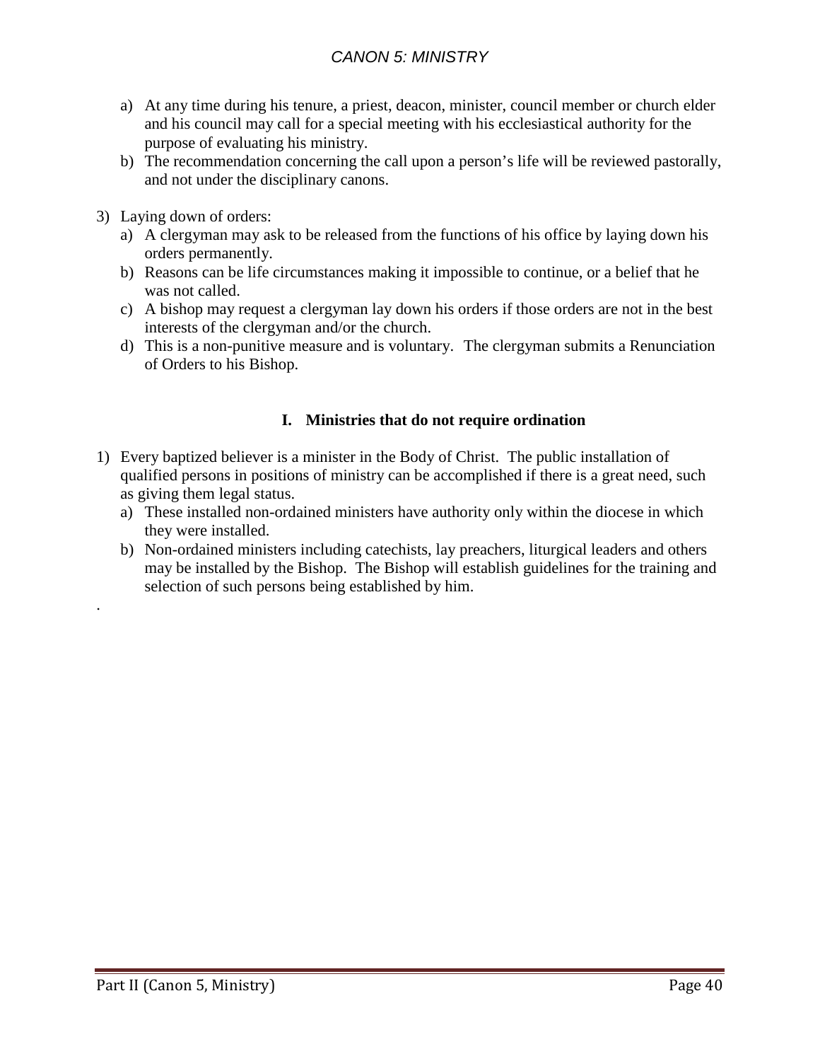a) At any time during his tenure, a priest, deacon, minister, council member or church elder and his council may call for a special meeting with his ecclesiastical authority for the purpose of evaluating his ministry.
b) The recommendation concerning the call upon a person's life will be reviewed pastorally, and not under the disciplinary canons.

3) Laying down of orders:
   a) A clergyman may ask to be released from the functions of his office by laying down his orders permanently.
   b) Reasons can be life circumstances making it impossible to continue, or a belief that he was not called.
   c) A bishop may request a clergyman lay down his orders if those orders are not in the best interests of the clergyman and/or the church.
   d) This is a non-punitive measure and is voluntary. The clergyman submits a Renunciation of Orders to his Bishop.

## I. Ministries that do not require ordination

1) Every baptized believer is a minister in the Body of Christ. The public installation of qualified persons in positions of ministry can be accomplished if there is a great need, such as giving them legal status.
   a) These installed non-ordained ministers have authority only within the diocese in which they were installed.
   b) Non-ordained ministers including catechists, lay preachers, liturgical leaders and others may be installed by the Bishop. The Bishop will establish guidelines for the training and selection of such persons being established by him.

.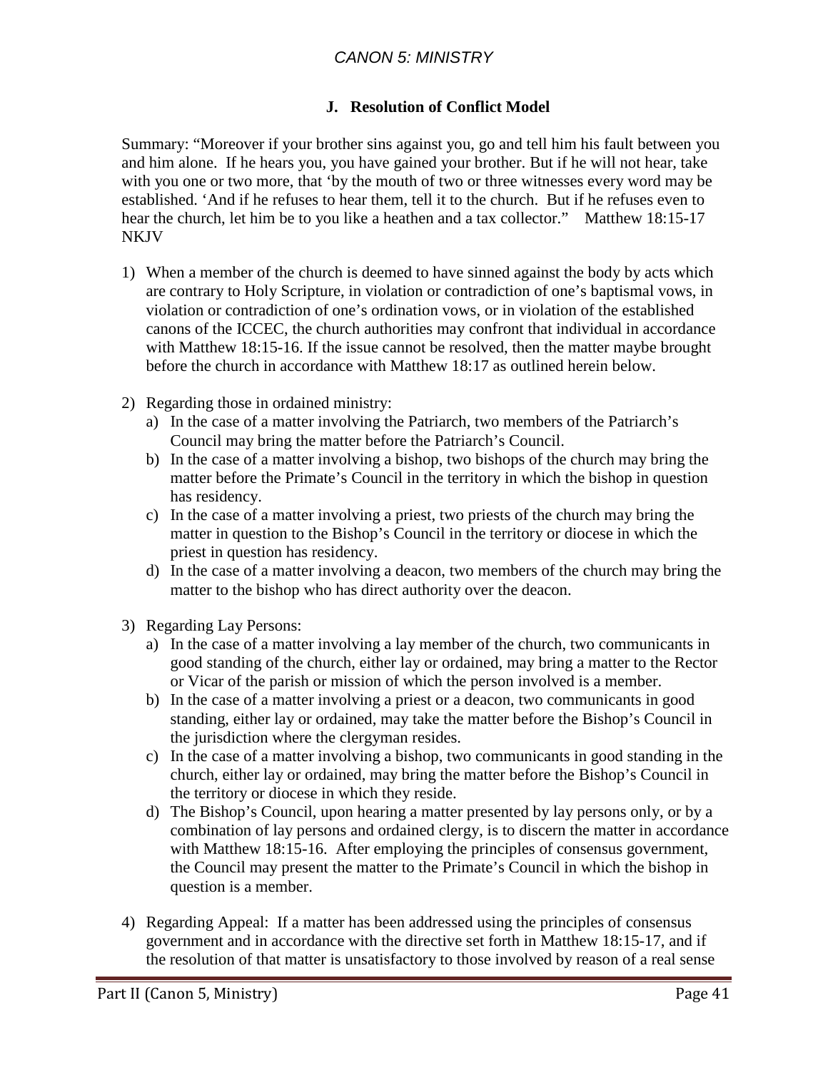### J. Resolution of Conflict Model

Summary: "Moreover if your brother sins against you, go and tell him his fault between you and him alone. If he hears you, you have gained your brother. But if he will not hear, take with you one or two more, that 'by the mouth of two or three witnesses every word may be established. 'And if he refuses to hear them, tell it to the church. But if he refuses even to hear the church, let him be to you like a heathen and a tax collector." Matthew 18:15-17 NKJV

1) When a member of the church is deemed to have sinned against the body by acts which are contrary to Holy Scripture, in violation or contradiction of one's baptismal vows, in violation or contradiction of one's ordination vows, or in violation of the established canons of the ICCEC, the church authorities may confront that individual in accordance with Matthew 18:15-16. If the issue cannot be resolved, then the matter maybe brought before the church in accordance with Matthew 18:17 as outlined herein below.

2) Regarding those in ordained ministry:
   a) In the case of a matter involving the Patriarch, two members of the Patriarch's Council may bring the matter before the Patriarch's Council.
   b) In the case of a matter involving a bishop, two bishops of the church may bring the matter before the Primate's Council in the territory in which the bishop in question has residency.
   c) In the case of a matter involving a priest, two priests of the church may bring the matter in question to the Bishop's Council in the territory or diocese in which the priest in question has residency.
   d) In the case of a matter involving a deacon, two members of the church may bring the matter to the bishop who has direct authority over the deacon.

3) Regarding Lay Persons:
   a) In the case of a matter involving a lay member of the church, two communicants in good standing of the church, either lay or ordained, may bring a matter to the Rector or Vicar of the parish or mission of which the person involved is a member.
   b) In the case of a matter involving a priest or a deacon, two communicants in good standing, either lay or ordained, may take the matter before the Bishop's Council in the jurisdiction where the clergyman resides.
   c) In the case of a matter involving a bishop, two communicants in good standing in the church, either lay or ordained, may bring the matter before the Bishop's Council in the territory or diocese in which they reside.
   d) The Bishop's Council, upon hearing a matter presented by lay persons only, or by a combination of lay persons and ordained clergy, is to discern the matter in accordance with Matthew 18:15-16. After employing the principles of consensus government, the Council may present the matter to the Primate's Council in which the bishop in question is a member.

4) Regarding Appeal: If a matter has been addressed using the principles of consensus government and in accordance with the directive set forth in Matthew 18:15-17, and if the resolution of that matter is unsatisfactory to those involved by reason of a real sense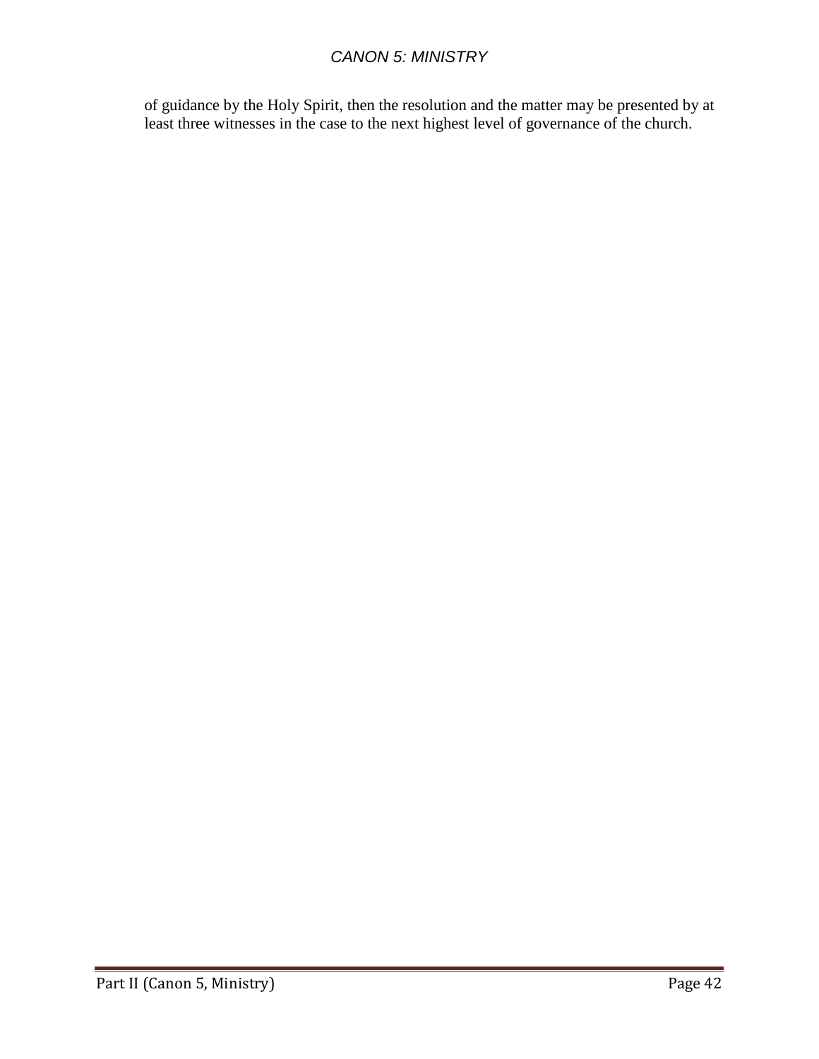of guidance by the Holy Spirit, then the resolution and the matter may be presented by at least three witnesses in the case to the next highest level of governance of the church.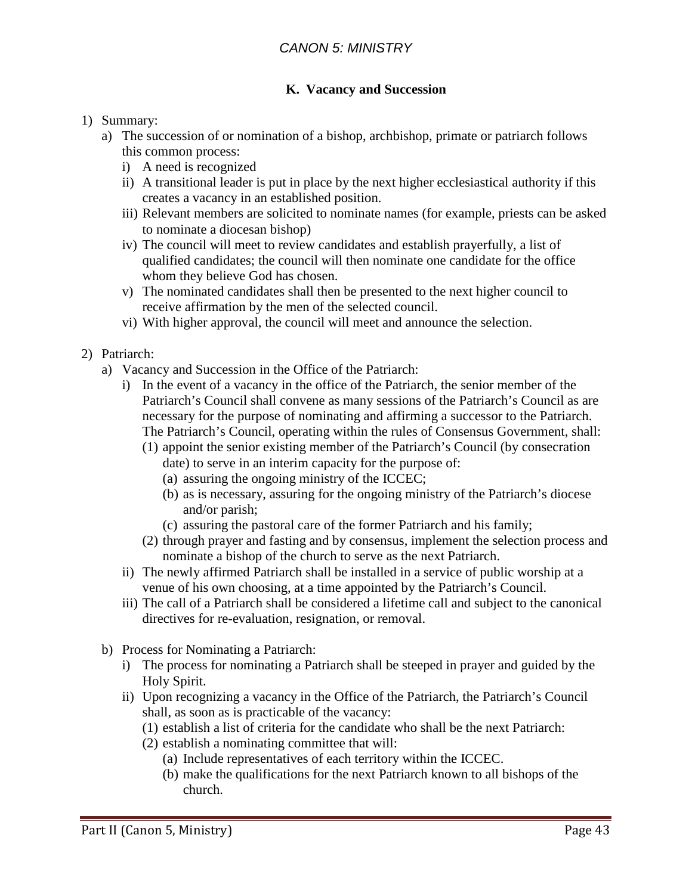*CANON 5: MINISTRY*

### K. Vacancy and Succession

1) Summary:
   a) The succession of or nomination of a bishop, archbishop, primate or patriarch follows this common process:
      i) A need is recognized
      ii) A transitional leader is put in place by the next higher ecclesiastical authority if this creates a vacancy in an established position.
      iii) Relevant members are solicited to nominate names (for example, priests can be asked to nominate a diocesan bishop)
      iv) The council will meet to review candidates and establish prayerfully, a list of qualified candidates; the council will then nominate one candidate for the office whom they believe God has chosen.
      v) The nominated candidates shall then be presented to the next higher council to receive affirmation by the men of the selected council.
      vi) With higher approval, the council will meet and announce the selection.

2) Patriarch:
   a) Vacancy and Succession in the Office of the Patriarch:
      i) In the event of a vacancy in the office of the Patriarch, the senior member of the Patriarch's Council shall convene as many sessions of the Patriarch's Council as are necessary for the purpose of nominating and affirming a successor to the Patriarch. The Patriarch's Council, operating within the rules of Consensus Government, shall:
         (1) appoint the senior existing member of the Patriarch's Council (by consecration date) to serve in an interim capacity for the purpose of:
            (a) assuring the ongoing ministry of the ICCEC;
            (b) as is necessary, assuring for the ongoing ministry of the Patriarch's diocese and/or parish;
            (c) assuring the pastoral care of the former Patriarch and his family;
         (2) through prayer and fasting and by consensus, implement the selection process and nominate a bishop of the church to serve as the next Patriarch.
      ii) The newly affirmed Patriarch shall be installed in a service of public worship at a venue of his own choosing, at a time appointed by the Patriarch's Council.
      iii) The call of a Patriarch shall be considered a lifetime call and subject to the canonical directives for re-evaluation, resignation, or removal.

   b) Process for Nominating a Patriarch:
      i) The process for nominating a Patriarch shall be steeped in prayer and guided by the Holy Spirit.
      ii) Upon recognizing a vacancy in the Office of the Patriarch, the Patriarch's Council shall, as soon as is practicable of the vacancy:
         (1) establish a list of criteria for the candidate who shall be the next Patriarch:
         (2) establish a nominating committee that will:
            (a) Include representatives of each territory within the ICCEC.
            (b) make the qualifications for the next Patriarch known to all bishops of the church.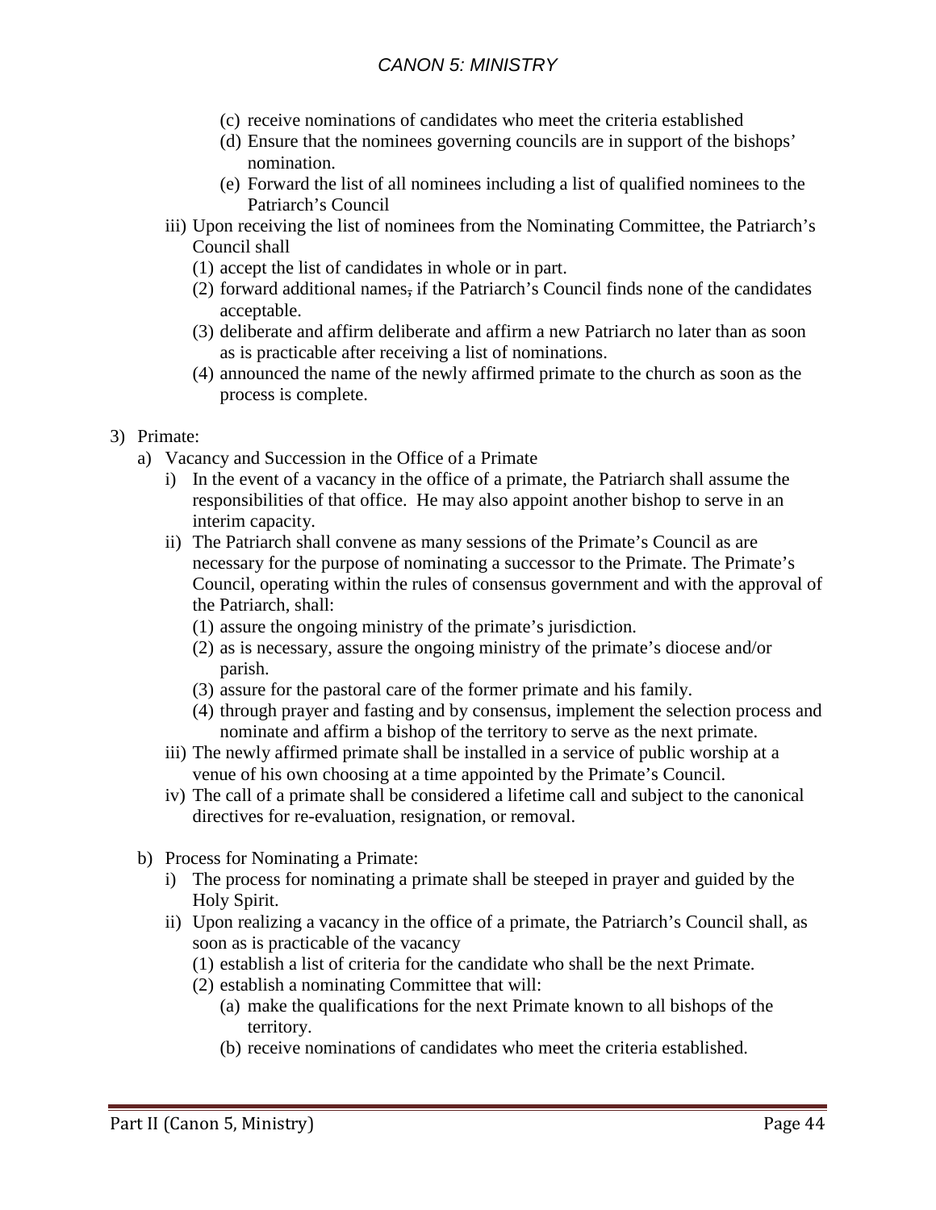(c) receive nominations of candidates who meet the criteria established
(d) Ensure that the nominees governing councils are in support of the bishops' nomination.
(e) Forward the list of all nominees including a list of qualified nominees to the Patriarch's Council

iii) Upon receiving the list of nominees from the Nominating Committee, the Patriarch's Council shall
   (1) accept the list of candidates in whole or in part.
   (2) forward additional names, if the Patriarch's Council finds none of the candidates acceptable.
   (3) deliberate and affirm deliberate and affirm a new Patriarch no later than as soon as is practicable after receiving a list of nominations.
   (4) announced the name of the newly affirmed primate to the church as soon as the process is complete.

3) Primate:
   a) Vacancy and Succession in the Office of a Primate
      i) In the event of a vacancy in the office of a primate, the Patriarch shall assume the responsibilities of that office. He may also appoint another bishop to serve in an interim capacity.
      ii) The Patriarch shall convene as many sessions of the Primate's Council as are necessary for the purpose of nominating a successor to the Primate. The Primate's Council, operating within the rules of consensus government and with the approval of the Patriarch, shall:
         (1) assure the ongoing ministry of the primate's jurisdiction.
         (2) as is necessary, assure the ongoing ministry of the primate's diocese and/or parish.
         (3) assure for the pastoral care of the former primate and his family.
         (4) through prayer and fasting and by consensus, implement the selection process and nominate and affirm a bishop of the territory to serve as the next primate.
      iii) The newly affirmed primate shall be installed in a service of public worship at a venue of his own choosing at a time appointed by the Primate's Council.
      iv) The call of a primate shall be considered a lifetime call and subject to the canonical directives for re-evaluation, resignation, or removal.

   b) Process for Nominating a Primate:
      i) The process for nominating a primate shall be steeped in prayer and guided by the Holy Spirit.
      ii) Upon realizing a vacancy in the office of a primate, the Patriarch's Council shall, as soon as is practicable of the vacancy
         (1) establish a list of criteria for the candidate who shall be the next Primate.
         (2) establish a nominating Committee that will:
            (a) make the qualifications for the next Primate known to all bishops of the territory.
            (b) receive nominations of candidates who meet the criteria established.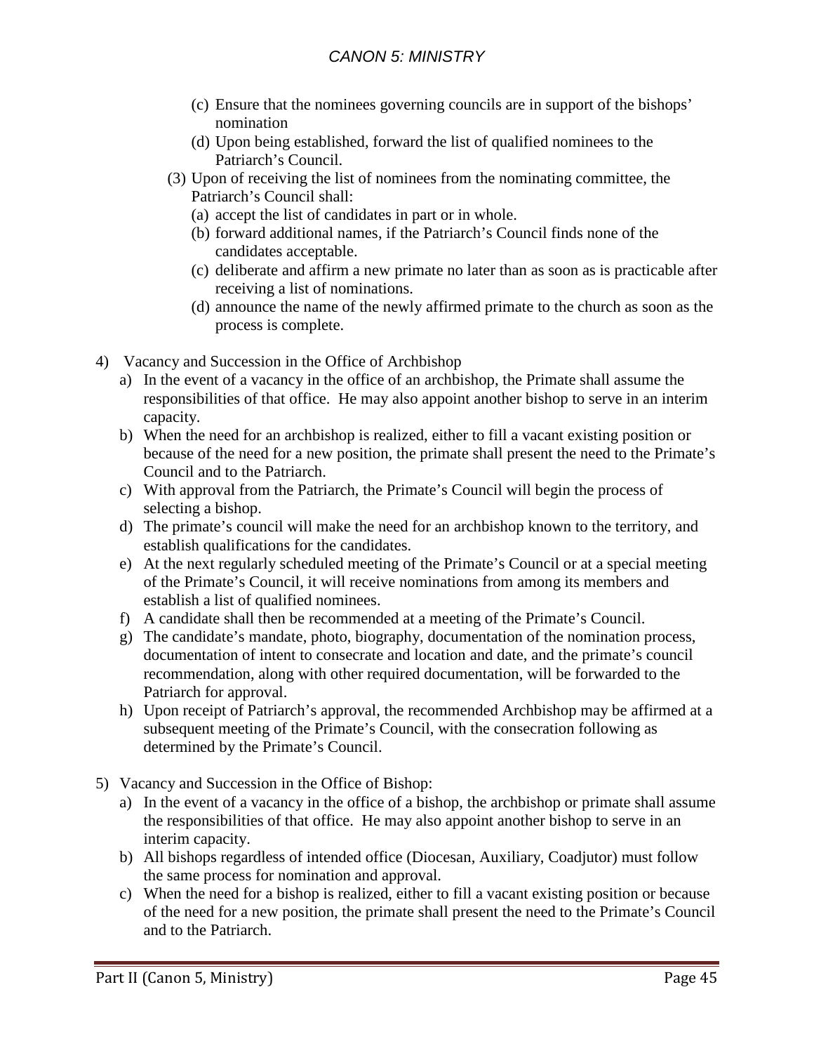(c) Ensure that the nominees governing councils are in support of the bishops' nomination

(d) Upon being established, forward the list of qualified nominees to the Patriarch's Council.

(3) Upon of receiving the list of nominees from the nominating committee, the Patriarch's Council shall:

(a) accept the list of candidates in part or in whole.

(b) forward additional names, if the Patriarch's Council finds none of the candidates acceptable.

(c) deliberate and affirm a new primate no later than as soon as is practicable after receiving a list of nominations.

(d) announce the name of the newly affirmed primate to the church as soon as the process is complete.

4) Vacancy and Succession in the Office of Archbishop

a) In the event of a vacancy in the office of an archbishop, the Primate shall assume the responsibilities of that office. He may also appoint another bishop to serve in an interim capacity.

b) When the need for an archbishop is realized, either to fill a vacant existing position or because of the need for a new position, the primate shall present the need to the Primate's Council and to the Patriarch.

c) With approval from the Patriarch, the Primate's Council will begin the process of selecting a bishop.

d) The primate's council will make the need for an archbishop known to the territory, and establish qualifications for the candidates.

e) At the next regularly scheduled meeting of the Primate's Council or at a special meeting of the Primate's Council, it will receive nominations from among its members and establish a list of qualified nominees.

f) A candidate shall then be recommended at a meeting of the Primate's Council.

g) The candidate's mandate, photo, biography, documentation of the nomination process, documentation of intent to consecrate and location and date, and the primate's council recommendation, along with other required documentation, will be forwarded to the Patriarch for approval.

h) Upon receipt of Patriarch's approval, the recommended Archbishop may be affirmed at a subsequent meeting of the Primate's Council, with the consecration following as determined by the Primate's Council.

5) Vacancy and Succession in the Office of Bishop:

a) In the event of a vacancy in the office of a bishop, the archbishop or primate shall assume the responsibilities of that office. He may also appoint another bishop to serve in an interim capacity.

b) All bishops regardless of intended office (Diocesan, Auxiliary, Coadjutor) must follow the same process for nomination and approval.

c) When the need for a bishop is realized, either to fill a vacant existing position or because of the need for a new position, the primate shall present the need to the Primate's Council and to the Patriarch.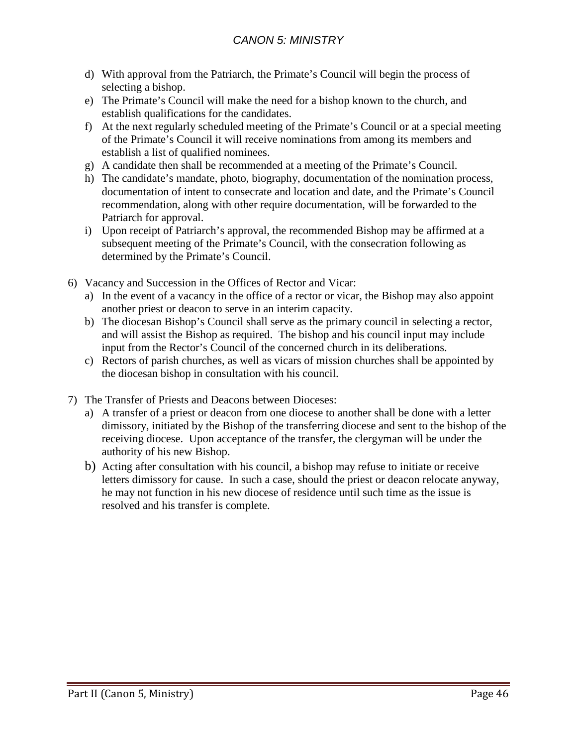d) With approval from the Patriarch, the Primate's Council will begin the process of selecting a bishop.
e) The Primate's Council will make the need for a bishop known to the church, and establish qualifications for the candidates.
f) At the next regularly scheduled meeting of the Primate's Council or at a special meeting of the Primate's Council it will receive nominations from among its members and establish a list of qualified nominees.
g) A candidate then shall be recommended at a meeting of the Primate's Council.
h) The candidate's mandate, photo, biography, documentation of the nomination process, documentation of intent to consecrate and location and date, and the Primate's Council recommendation, along with other require documentation, will be forwarded to the Patriarch for approval.
i) Upon receipt of Patriarch's approval, the recommended Bishop may be affirmed at a subsequent meeting of the Primate's Council, with the consecration following as determined by the Primate's Council.

6) Vacancy and Succession in the Offices of Rector and Vicar:
   a) In the event of a vacancy in the office of a rector or vicar, the Bishop may also appoint another priest or deacon to serve in an interim capacity.
   b) The diocesan Bishop's Council shall serve as the primary council in selecting a rector, and will assist the Bishop as required. The bishop and his council input may include input from the Rector's Council of the concerned church in its deliberations.
   c) Rectors of parish churches, as well as vicars of mission churches shall be appointed by the diocesan bishop in consultation with his council.

7) The Transfer of Priests and Deacons between Dioceses:
   a) A transfer of a priest or deacon from one diocese to another shall be done with a letter dimissory, initiated by the Bishop of the transferring diocese and sent to the bishop of the receiving diocese. Upon acceptance of the transfer, the clergyman will be under the authority of his new Bishop.
   b) Acting after consultation with his council, a bishop may refuse to initiate or receive letters dimissory for cause. In such a case, should the priest or deacon relocate anyway, he may not function in his new diocese of residence until such time as the issue is resolved and his transfer is complete.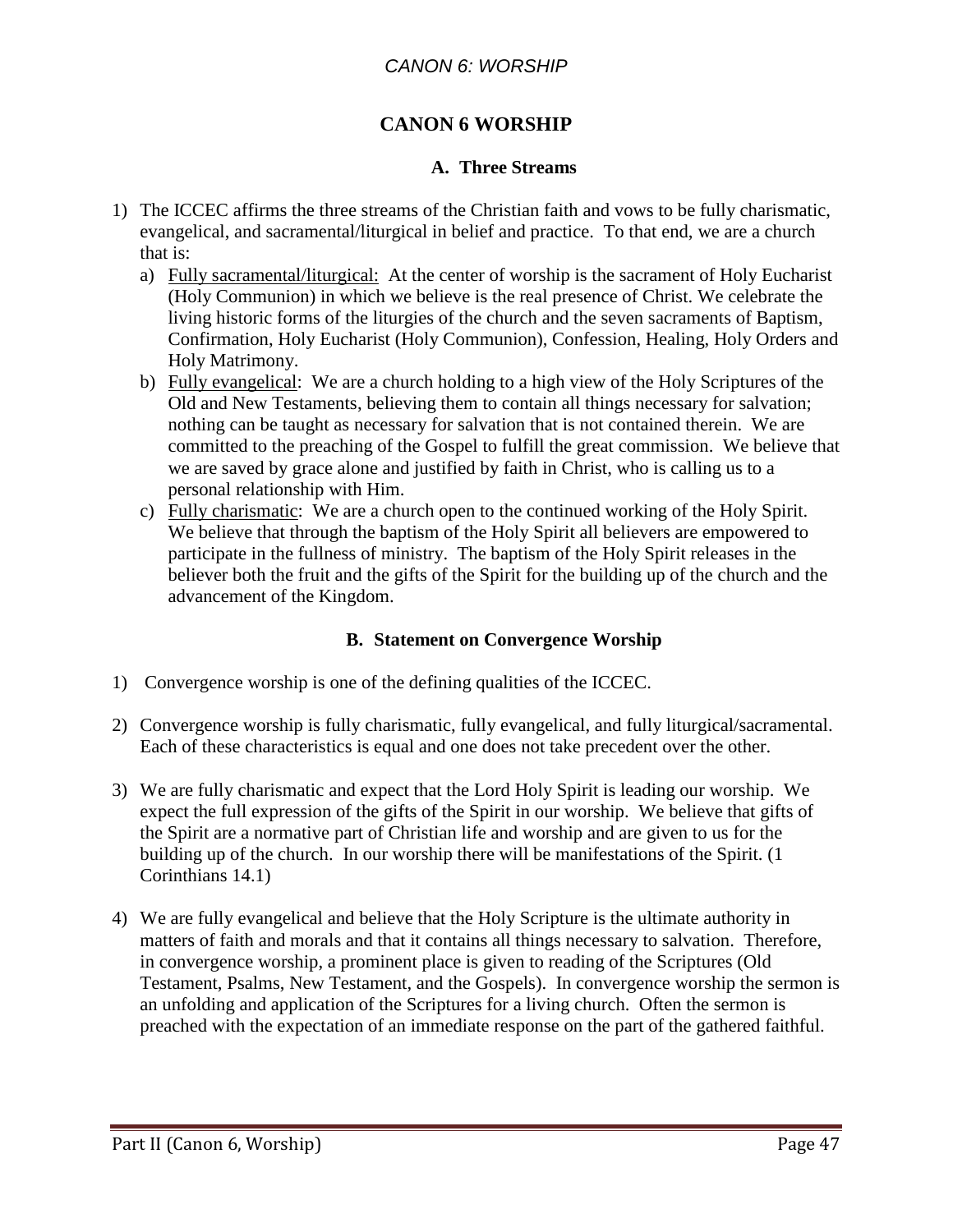# CANON 6 WORSHIP

## A. Three Streams

1) The ICCEC affirms the three streams of the Christian faith and vows to be fully charismatic, evangelical, and sacramental/liturgical in belief and practice. To that end, we are a church that is:
   a) Fully sacramental/liturgical: At the center of worship is the sacrament of Holy Eucharist (Holy Communion) in which we believe is the real presence of Christ. We celebrate the living historic forms of the liturgies of the church and the seven sacraments of Baptism, Confirmation, Holy Eucharist (Holy Communion), Confession, Healing, Holy Orders and Holy Matrimony.
   b) Fully evangelical: We are a church holding to a high view of the Holy Scriptures of the Old and New Testaments, believing them to contain all things necessary for salvation; nothing can be taught as necessary for salvation that is not contained therein. We are committed to the preaching of the Gospel to fulfill the great commission. We believe that we are saved by grace alone and justified by faith in Christ, who is calling us to a personal relationship with Him.
   c) Fully charismatic: We are a church open to the continued working of the Holy Spirit. We believe that through the baptism of the Holy Spirit all believers are empowered to participate in the fullness of ministry. The baptism of the Holy Spirit releases in the believer both the fruit and the gifts of the Spirit for the building up of the church and the advancement of the Kingdom.

## B. Statement on Convergence Worship

1) Convergence worship is one of the defining qualities of the ICCEC.

2) Convergence worship is fully charismatic, fully evangelical, and fully liturgical/sacramental. Each of these characteristics is equal and one does not take precedent over the other.

3) We are fully charismatic and expect that the Lord Holy Spirit is leading our worship. We expect the full expression of the gifts of the Spirit in our worship. We believe that gifts of the Spirit are a normative part of Christian life and worship and are given to us for the building up of the church. In our worship there will be manifestations of the Spirit. (1 Corinthians 14.1)

4) We are fully evangelical and believe that the Holy Scripture is the ultimate authority in matters of faith and morals and that it contains all things necessary to salvation. Therefore, in convergence worship, a prominent place is given to reading of the Scriptures (Old Testament, Psalms, New Testament, and the Gospels). In convergence worship the sermon is an unfolding and application of the Scriptures for a living church. Often the sermon is preached with the expectation of an immediate response on the part of the gathered faithful.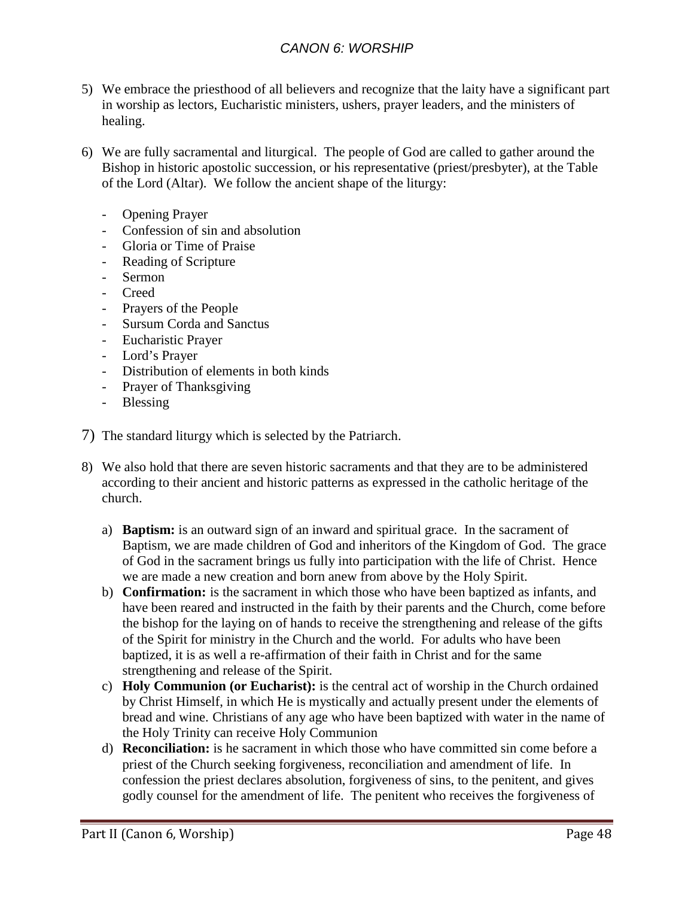5) We embrace the priesthood of all believers and recognize that the laity have a significant part in worship as lectors, Eucharistic ministers, ushers, prayer leaders, and the ministers of healing.

6) We are fully sacramental and liturgical. The people of God are called to gather around the Bishop in historic apostolic succession, or his representative (priest/presbyter), at the Table of the Lord (Altar). We follow the ancient shape of the liturgy:

   - Opening Prayer
   - Confession of sin and absolution
   - Gloria or Time of Praise
   - Reading of Scripture
   - Sermon
   - Creed
   - Prayers of the People
   - Sursum Corda and Sanctus
   - Eucharistic Prayer
   - Lord's Prayer
   - Distribution of elements in both kinds
   - Prayer of Thanksgiving
   - Blessing

7) The standard liturgy which is selected by the Patriarch.

8) We also hold that there are seven historic sacraments and that they are to be administered according to their ancient and historic patterns as expressed in the catholic heritage of the church.

   a) **Baptism:** is an outward sign of an inward and spiritual grace. In the sacrament of Baptism, we are made children of God and inheritors of the Kingdom of God. The grace of God in the sacrament brings us fully into participation with the life of Christ. Hence we are made a new creation and born anew from above by the Holy Spirit.
   b) **Confirmation:** is the sacrament in which those who have been baptized as infants, and have been reared and instructed in the faith by their parents and the Church, come before the bishop for the laying on of hands to receive the strengthening and release of the gifts of the Spirit for ministry in the Church and the world. For adults who have been baptized, it is as well a re-affirmation of their faith in Christ and for the same strengthening and release of the Spirit.
   c) **Holy Communion (or Eucharist):** is the central act of worship in the Church ordained by Christ Himself, in which He is mystically and actually present under the elements of bread and wine. Christians of any age who have been baptized with water in the name of the Holy Trinity can receive Holy Communion
   d) **Reconciliation:** is he sacrament in which those who have committed sin come before a priest of the Church seeking forgiveness, reconciliation and amendment of life. In confession the priest declares absolution, forgiveness of sins, to the penitent, and gives godly counsel for the amendment of life. The penitent who receives the forgiveness of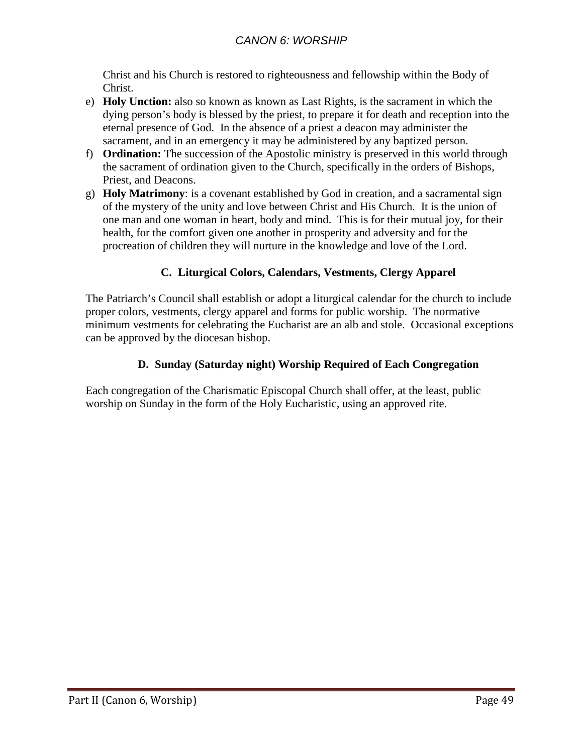Christ and his Church is restored to righteousness and fellowship within the Body of Christ.

e) **Holy Unction:** also so known as known as Last Rights, is the sacrament in which the dying person's body is blessed by the priest, to prepare it for death and reception into the eternal presence of God. In the absence of a priest a deacon may administer the sacrament, and in an emergency it may be administered by any baptized person.

f) **Ordination:** The succession of the Apostolic ministry is preserved in this world through the sacrament of ordination given to the Church, specifically in the orders of Bishops, Priest, and Deacons.

g) **Holy Matrimony**: is a covenant established by God in creation, and a sacramental sign of the mystery of the unity and love between Christ and His Church. It is the union of one man and one woman in heart, body and mind. This is for their mutual joy, for their health, for the comfort given one another in prosperity and adversity and for the procreation of children they will nurture in the knowledge and love of the Lord.

### C. Liturgical Colors, Calendars, Vestments, Clergy Apparel

The Patriarch's Council shall establish or adopt a liturgical calendar for the church to include proper colors, vestments, clergy apparel and forms for public worship. The normative minimum vestments for celebrating the Eucharist are an alb and stole. Occasional exceptions can be approved by the diocesan bishop.

### D. Sunday (Saturday night) Worship Required of Each Congregation

Each congregation of the Charismatic Episcopal Church shall offer, at the least, public worship on Sunday in the form of the Holy Eucharistic, using an approved rite.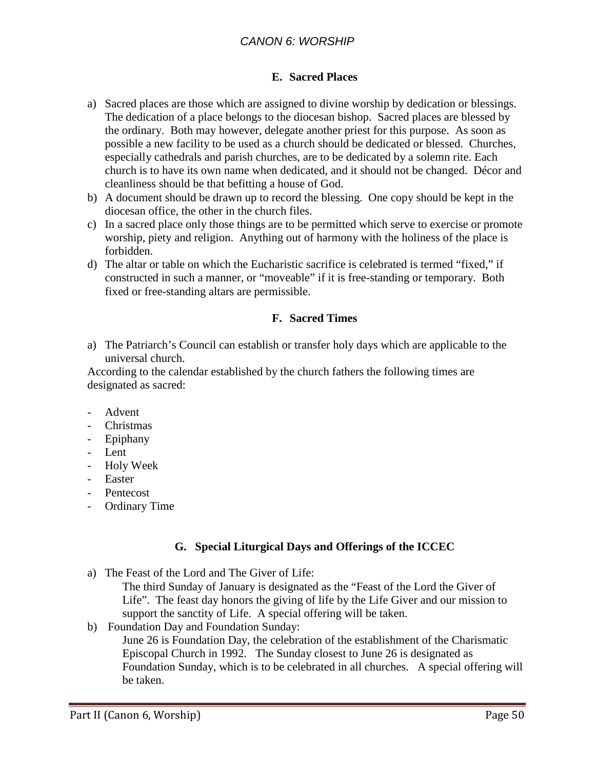### E. Sacred Places

a) Sacred places are those which are assigned to divine worship by dedication or blessings. The dedication of a place belongs to the diocesan bishop. Sacred places are blessed by the ordinary. Both may however, delegate another priest for this purpose. As soon as possible a new facility to be used as a church should be dedicated or blessed. Churches, especially cathedrals and parish churches, are to be dedicated by a solemn rite. Each church is to have its own name when dedicated, and it should not be changed. Décor and cleanliness should be that befitting a house of God.
b) A document should be drawn up to record the blessing. One copy should be kept in the diocesan office, the other in the church files.
c) In a sacred place only those things are to be permitted which serve to exercise or promote worship, piety and religion. Anything out of harmony with the holiness of the place is forbidden.
d) The altar or table on which the Eucharistic sacrifice is celebrated is termed "fixed," if constructed in such a manner, or "moveable" if it is free-standing or temporary. Both fixed or free-standing altars are permissible.

### F. Sacred Times

a) The Patriarch's Council can establish or transfer holy days which are applicable to the universal church.

According to the calendar established by the church fathers the following times are designated as sacred:

- Advent
- Christmas
- Epiphany
- Lent
- Holy Week
- Easter
- Pentecost
- Ordinary Time

### G. Special Liturgical Days and Offerings of the ICCEC

a) The Feast of the Lord and The Giver of Life:

   The third Sunday of January is designated as the "Feast of the Lord the Giver of Life". The feast day honors the giving of life by the Life Giver and our mission to support the sanctity of Life. A special offering will be taken.

b) Foundation Day and Foundation Sunday:

   June 26 is Foundation Day, the celebration of the establishment of the Charismatic Episcopal Church in 1992. The Sunday closest to June 26 is designated as Foundation Sunday, which is to be celebrated in all churches. A special offering will be taken.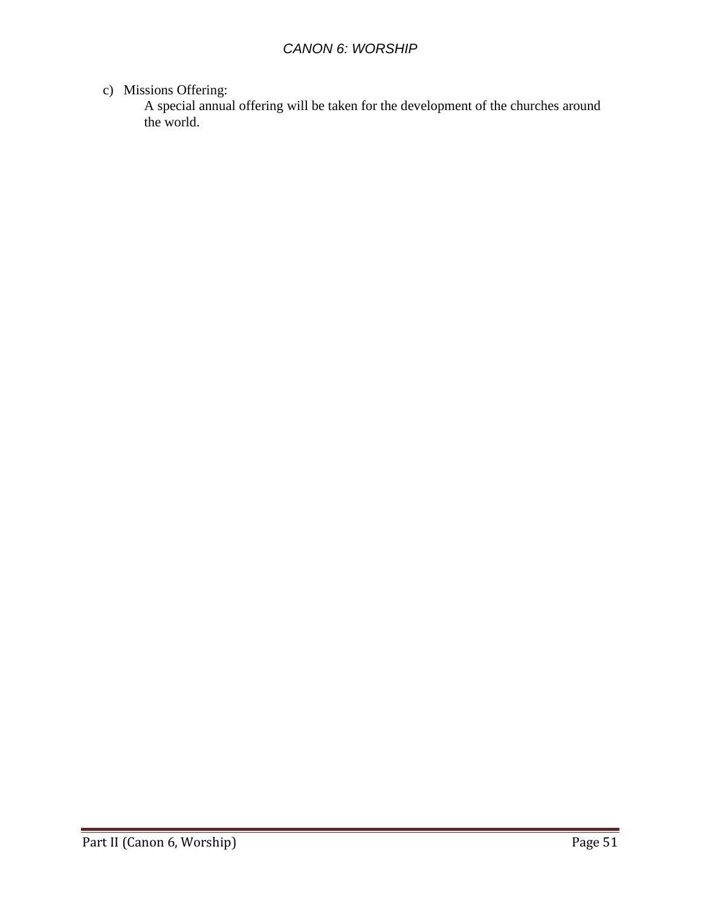c) Missions Offering:

A special annual offering will be taken for the development of the churches around the world.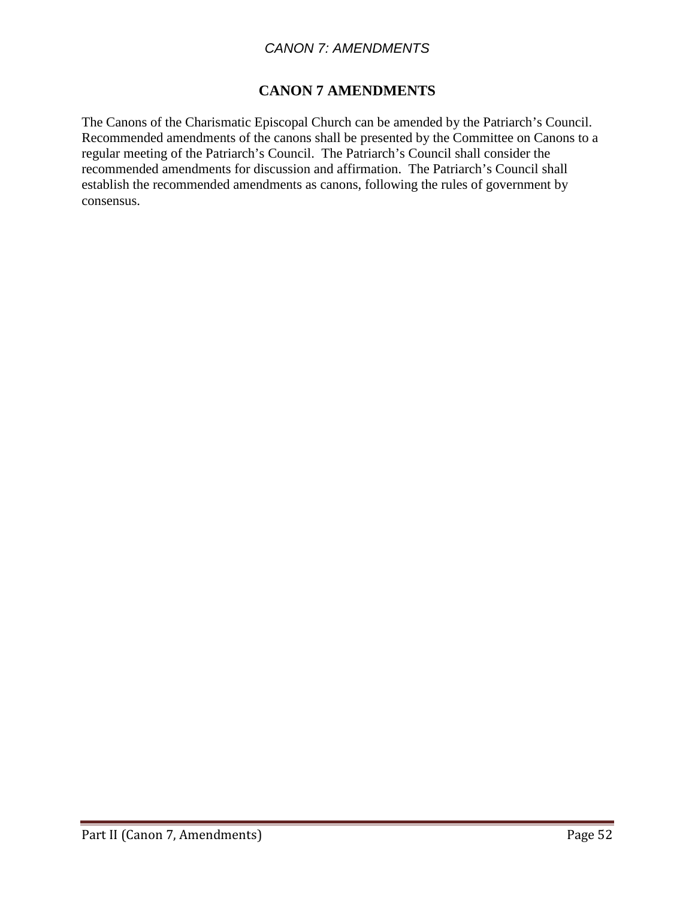# CANON 7 AMENDMENTS

The Canons of the Charismatic Episcopal Church can be amended by the Patriarch's Council. Recommended amendments of the canons shall be presented by the Committee on Canons to a regular meeting of the Patriarch's Council. The Patriarch's Council shall consider the recommended amendments for discussion and affirmation. The Patriarch's Council shall establish the recommended amendments as canons, following the rules of government by consensus.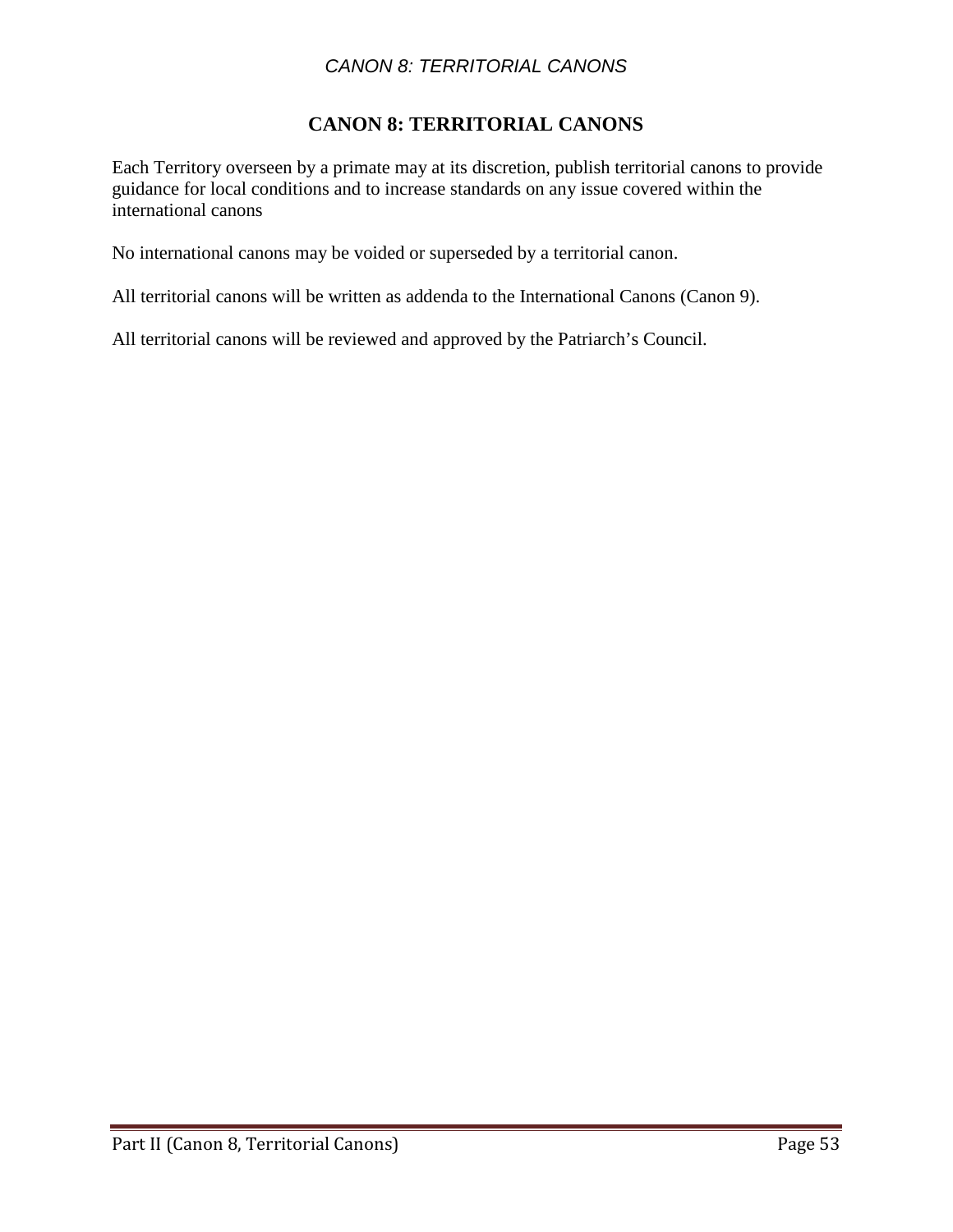# CANON 8: TERRITORIAL CANONS

Each Territory overseen by a primate may at its discretion, publish territorial canons to provide guidance for local conditions and to increase standards on any issue covered within the international canons

No international canons may be voided or superseded by a territorial canon.

All territorial canons will be written as addenda to the International Canons (Canon 9).

All territorial canons will be reviewed and approved by the Patriarch's Council.